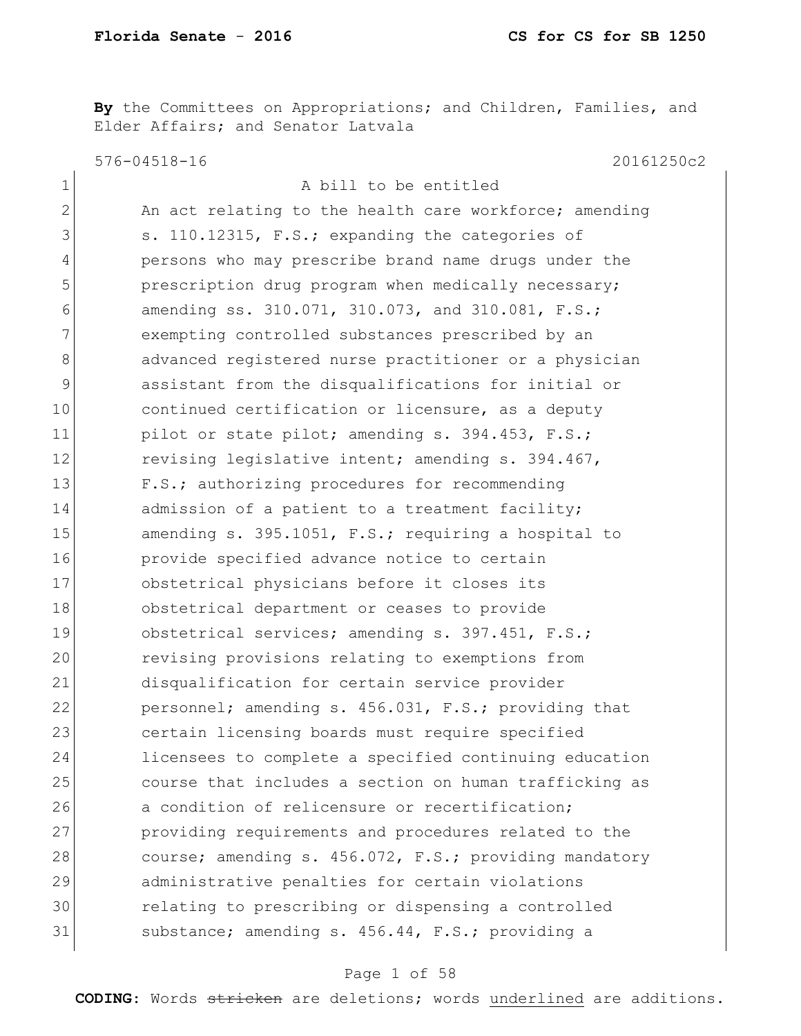**By** the Committees on Appropriations; and Children, Families, and Elder Affairs; and Senator Latvala

576-04518-16 20161250c2

1 A bill to be entitled

2 An act relating to the health care workforce; amending
3 s. 110.12315, F.S.; expanding the categories of
4 persons who may prescribe brand name drugs under the
5 prescription drug program when medically necessary;
6 amending ss. 310.071, 310.073, and 310.081, F.S.;
7 exempting controlled substances prescribed by an
8 advanced registered nurse practitioner or a physician
9 assistant from the disqualifications for initial or
10 continued certification or licensure, as a deputy
11 pilot or state pilot; amending s. 394.453, F.S.;
12 revising legislative intent; amending s. 394.467,
13 F.S.; authorizing procedures for recommending
14 admission of a patient to a treatment facility;
15 amending s. 395.1051, F.S.; requiring a hospital to
16 provide specified advance notice to certain
17 obstetrical physicians before it closes its
18 obstetrical department or ceases to provide
19 obstetrical services; amending s. 397.451, F.S.;
20 revising provisions relating to exemptions from
21 disqualification for certain service provider
22 personnel; amending s. 456.031, F.S.; providing that
23 certain licensing boards must require specified
24 licensees to complete a specified continuing education
25 course that includes a section on human trafficking as
26 a condition of relicensure or recertification;
27 providing requirements and procedures related to the
28 course; amending s. 456.072, F.S.; providing mandatory
29 administrative penalties for certain violations
30 relating to prescribing or dispensing a controlled
31 substance; amending s. 456.44, F.S.; providing a

**CODING:** Words ~~stricken~~ are deletions; words underlined are additions.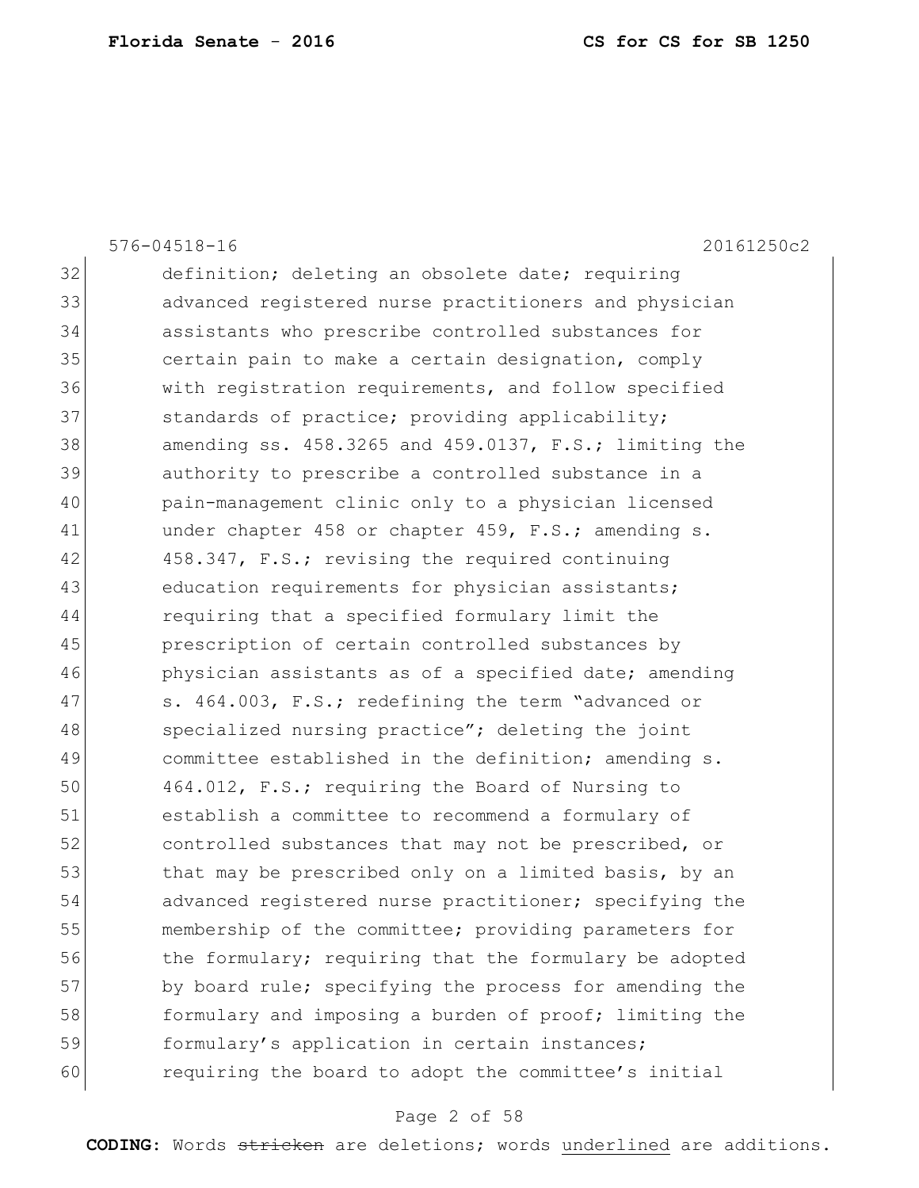576-04518-16 20161250c2

32 definition; deleting an obsolete date; requiring
33 advanced registered nurse practitioners and physician
34 assistants who prescribe controlled substances for
35 certain pain to make a certain designation, comply
36 with registration requirements, and follow specified
37 standards of practice; providing applicability;
38 amending ss. 458.3265 and 459.0137, F.S.; limiting the
39 authority to prescribe a controlled substance in a
40 pain-management clinic only to a physician licensed
41 under chapter 458 or chapter 459, F.S.; amending s.
42 458.347, F.S.; revising the required continuing
43 education requirements for physician assistants;
44 requiring that a specified formulary limit the
45 prescription of certain controlled substances by
46 physician assistants as of a specified date; amending
47 s. 464.003, F.S.; redefining the term "advanced or
48 specialized nursing practice"; deleting the joint
49 committee established in the definition; amending s.
50 464.012, F.S.; requiring the Board of Nursing to
51 establish a committee to recommend a formulary of
52 controlled substances that may not be prescribed, or
53 that may be prescribed only on a limited basis, by an
54 advanced registered nurse practitioner; specifying the
55 membership of the committee; providing parameters for
56 the formulary; requiring that the formulary be adopted
57 by board rule; specifying the process for amending the
58 formulary and imposing a burden of proof; limiting the
59 formulary's application in certain instances;
60 requiring the board to adopt the committee's initial

**CODING:** Words ~~stricken~~ are deletions; words underlined are additions.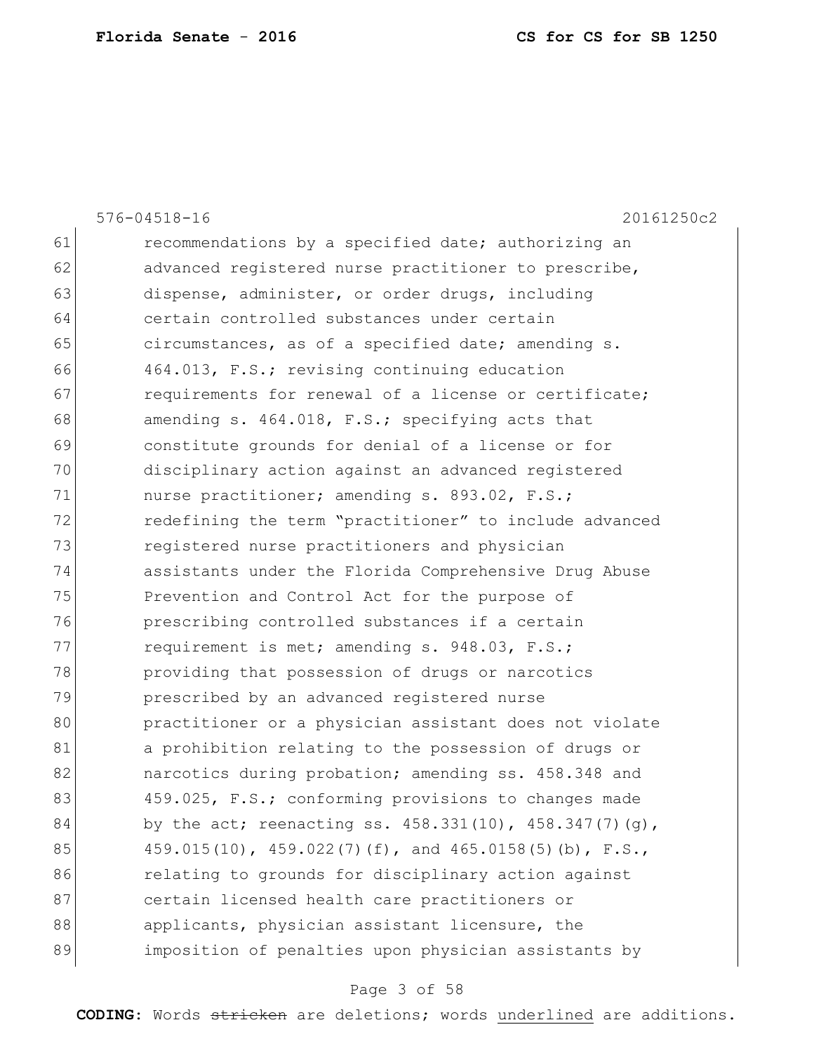576-04518-16 20161250c2

61 recommendations by a specified date; authorizing an
62 advanced registered nurse practitioner to prescribe,
63 dispense, administer, or order drugs, including
64 certain controlled substances under certain
65 circumstances, as of a specified date; amending s.
66 464.013, F.S.; revising continuing education
67 requirements for renewal of a license or certificate;
68 amending s. 464.018, F.S.; specifying acts that
69 constitute grounds for denial of a license or for
70 disciplinary action against an advanced registered
71 nurse practitioner; amending s. 893.02, F.S.;
72 redefining the term "practitioner" to include advanced
73 registered nurse practitioners and physician
74 assistants under the Florida Comprehensive Drug Abuse
75 Prevention and Control Act for the purpose of
76 prescribing controlled substances if a certain
77 requirement is met; amending s. 948.03, F.S.;
78 providing that possession of drugs or narcotics
79 prescribed by an advanced registered nurse
80 practitioner or a physician assistant does not violate
81 a prohibition relating to the possession of drugs or
82 narcotics during probation; amending ss. 458.348 and
83 459.025, F.S.; conforming provisions to changes made
84 by the act; reenacting ss. 458.331(10), 458.347(7)(g),
85 459.015(10), 459.022(7)(f), and 465.0158(5)(b), F.S.,
86 relating to grounds for disciplinary action against
87 certain licensed health care practitioners or
88 applicants, physician assistant licensure, the
89 imposition of penalties upon physician assistants by

**CODING:** Words ~~stricken~~ are deletions; words <u>underlined</u> are additions.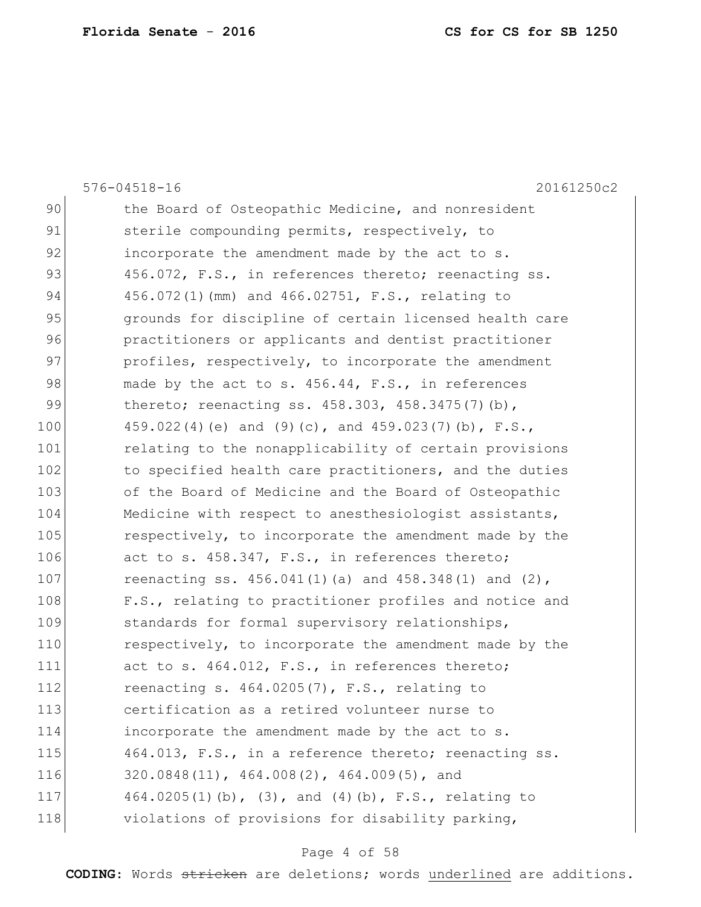576-04518-16 20161250c2

90 the Board of Osteopathic Medicine, and nonresident
91 sterile compounding permits, respectively, to
92 incorporate the amendment made by the act to s.
93 456.072, F.S., in references thereto; reenacting ss.
94 456.072(1)(mm) and 466.02751, F.S., relating to
95 grounds for discipline of certain licensed health care
96 practitioners or applicants and dentist practitioner
97 profiles, respectively, to incorporate the amendment
98 made by the act to s. 456.44, F.S., in references
99 thereto; reenacting ss. 458.303, 458.3475(7)(b),
100 459.022(4)(e) and (9)(c), and 459.023(7)(b), F.S.,
101 relating to the nonapplicability of certain provisions
102 to specified health care practitioners, and the duties
103 of the Board of Medicine and the Board of Osteopathic
104 Medicine with respect to anesthesiologist assistants,
105 respectively, to incorporate the amendment made by the
106 act to s. 458.347, F.S., in references thereto;
107 reenacting ss. 456.041(1)(a) and 458.348(1) and (2),
108 F.S., relating to practitioner profiles and notice and
109 standards for formal supervisory relationships,
110 respectively, to incorporate the amendment made by the
111 act to s. 464.012, F.S., in references thereto;
112 reenacting s. 464.0205(7), F.S., relating to
113 certification as a retired volunteer nurse to
114 incorporate the amendment made by the act to s.
115 464.013, F.S., in a reference thereto; reenacting ss.
116 320.0848(11), 464.008(2), 464.009(5), and
117 464.0205(1)(b), (3), and (4)(b), F.S., relating to
118 violations of provisions for disability parking,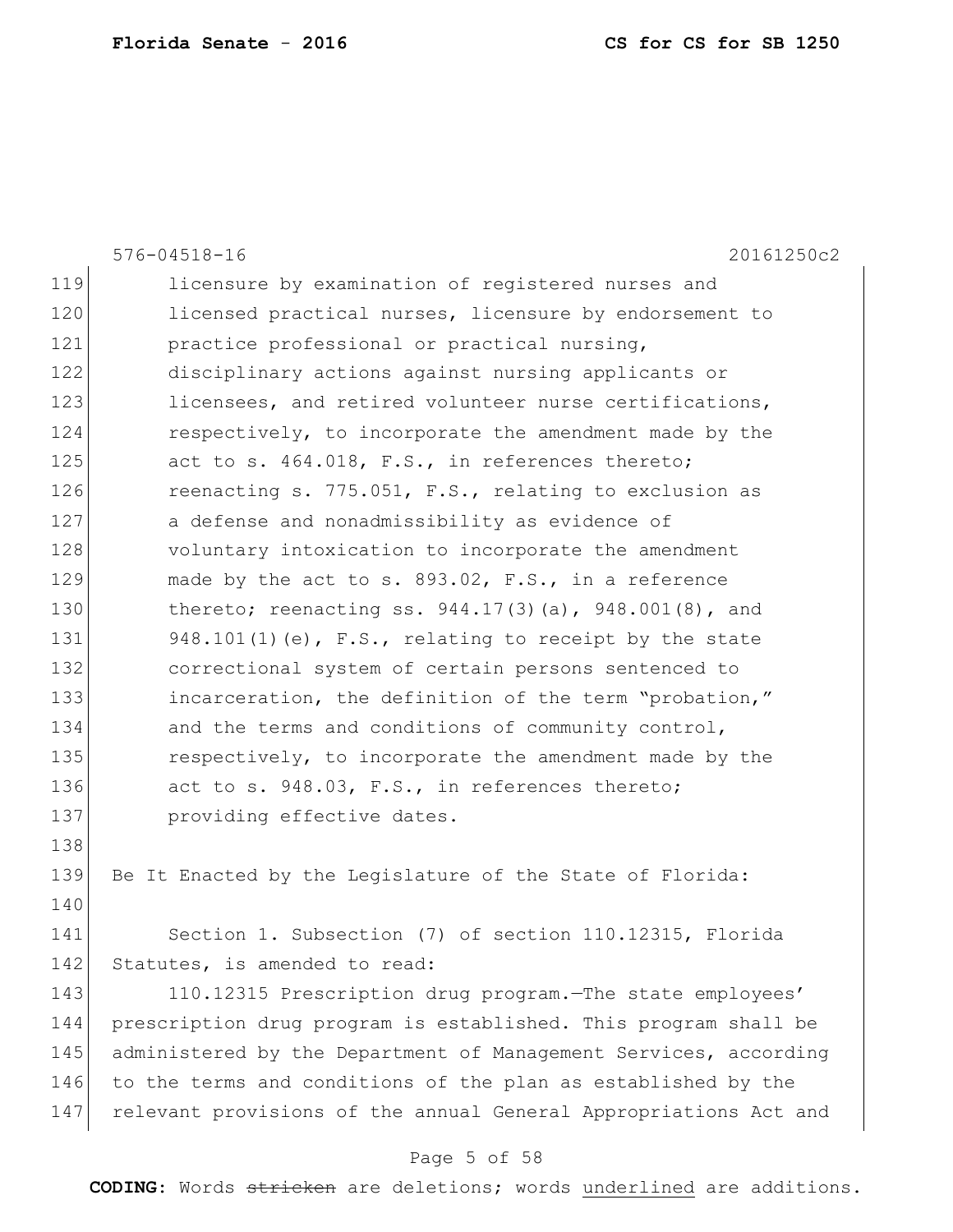licensure by examination of registered nurses and licensed practical nurses, licensure by endorsement to practice professional or practical nursing, disciplinary actions against nursing applicants or licensees, and retired volunteer nurse certifications, respectively, to incorporate the amendment made by the act to s. 464.018, F.S., in references thereto; reenacting s. 775.051, F.S., relating to exclusion as a defense and nonadmissibility as evidence of voluntary intoxication to incorporate the amendment made by the act to s. 893.02, F.S., in a reference thereto; reenacting ss. 944.17(3)(a), 948.001(8), and 948.101(1)(e), F.S., relating to receipt by the state correctional system of certain persons sentenced to incarceration, the definition of the term "probation," and the terms and conditions of community control, respectively, to incorporate the amendment made by the act to s. 948.03, F.S., in references thereto; providing effective dates.

Be It Enacted by the Legislature of the State of Florida:

Section 1. Subsection (7) of section 110.12315, Florida Statutes, is amended to read:

110.12315 Prescription drug program.—The state employees' prescription drug program is established. This program shall be administered by the Department of Management Services, according to the terms and conditions of the plan as established by the relevant provisions of the annual General Appropriations Act and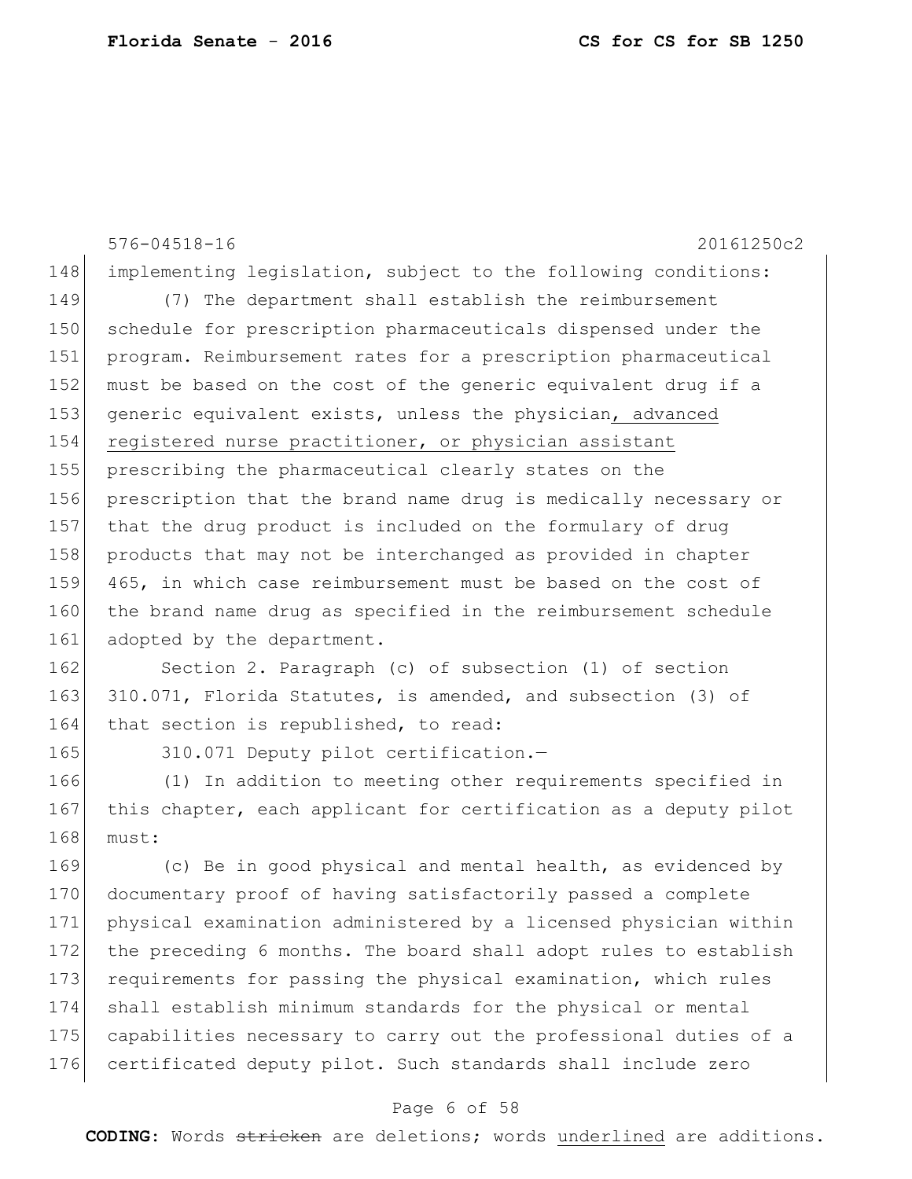implementing legislation, subject to the following conditions:

(7) The department shall establish the reimbursement schedule for prescription pharmaceuticals dispensed under the program. Reimbursement rates for a prescription pharmaceutical must be based on the cost of the generic equivalent drug if a generic equivalent exists, unless the physician<u>, advanced registered nurse practitioner, or physician assistant</u> prescribing the pharmaceutical clearly states on the prescription that the brand name drug is medically necessary or that the drug product is included on the formulary of drug products that may not be interchanged as provided in chapter 465, in which case reimbursement must be based on the cost of the brand name drug as specified in the reimbursement schedule adopted by the department.

Section 2. Paragraph (c) of subsection (1) of section 310.071, Florida Statutes, is amended, and subsection (3) of that section is republished, to read:

310.071 Deputy pilot certification.—

(1) In addition to meeting other requirements specified in this chapter, each applicant for certification as a deputy pilot must:

(c) Be in good physical and mental health, as evidenced by documentary proof of having satisfactorily passed a complete physical examination administered by a licensed physician within the preceding 6 months. The board shall adopt rules to establish requirements for passing the physical examination, which rules shall establish minimum standards for the physical or mental capabilities necessary to carry out the professional duties of a certificated deputy pilot. Such standards shall include zero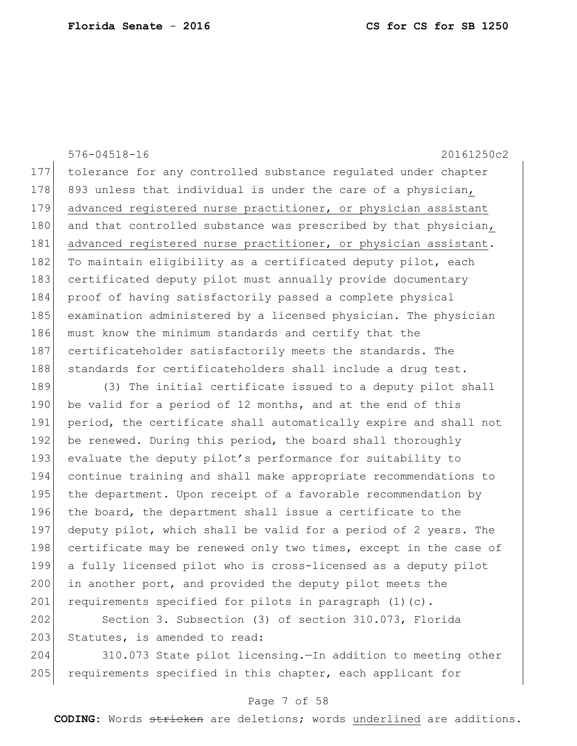576-04518-16 20161250c2

tolerance for any controlled substance regulated under chapter 893 unless that individual is under the care of a physician, <u>advanced registered nurse practitioner, or physician assistant</u> and that controlled substance was prescribed by that physician, <u>advanced registered nurse practitioner, or physician assistant</u>. To maintain eligibility as a certificated deputy pilot, each certificated deputy pilot must annually provide documentary proof of having satisfactorily passed a complete physical examination administered by a licensed physician. The physician must know the minimum standards and certify that the certificateholder satisfactorily meets the standards. The standards for certificateholders shall include a drug test.

(3) The initial certificate issued to a deputy pilot shall be valid for a period of 12 months, and at the end of this period, the certificate shall automatically expire and shall not be renewed. During this period, the board shall thoroughly evaluate the deputy pilot's performance for suitability to continue training and shall make appropriate recommendations to the department. Upon receipt of a favorable recommendation by the board, the department shall issue a certificate to the deputy pilot, which shall be valid for a period of 2 years. The certificate may be renewed only two times, except in the case of a fully licensed pilot who is cross-licensed as a deputy pilot in another port, and provided the deputy pilot meets the requirements specified for pilots in paragraph (1)(c).

Section 3. Subsection (3) of section 310.073, Florida Statutes, is amended to read:

310.073 State pilot licensing.—In addition to meeting other requirements specified in this chapter, each applicant for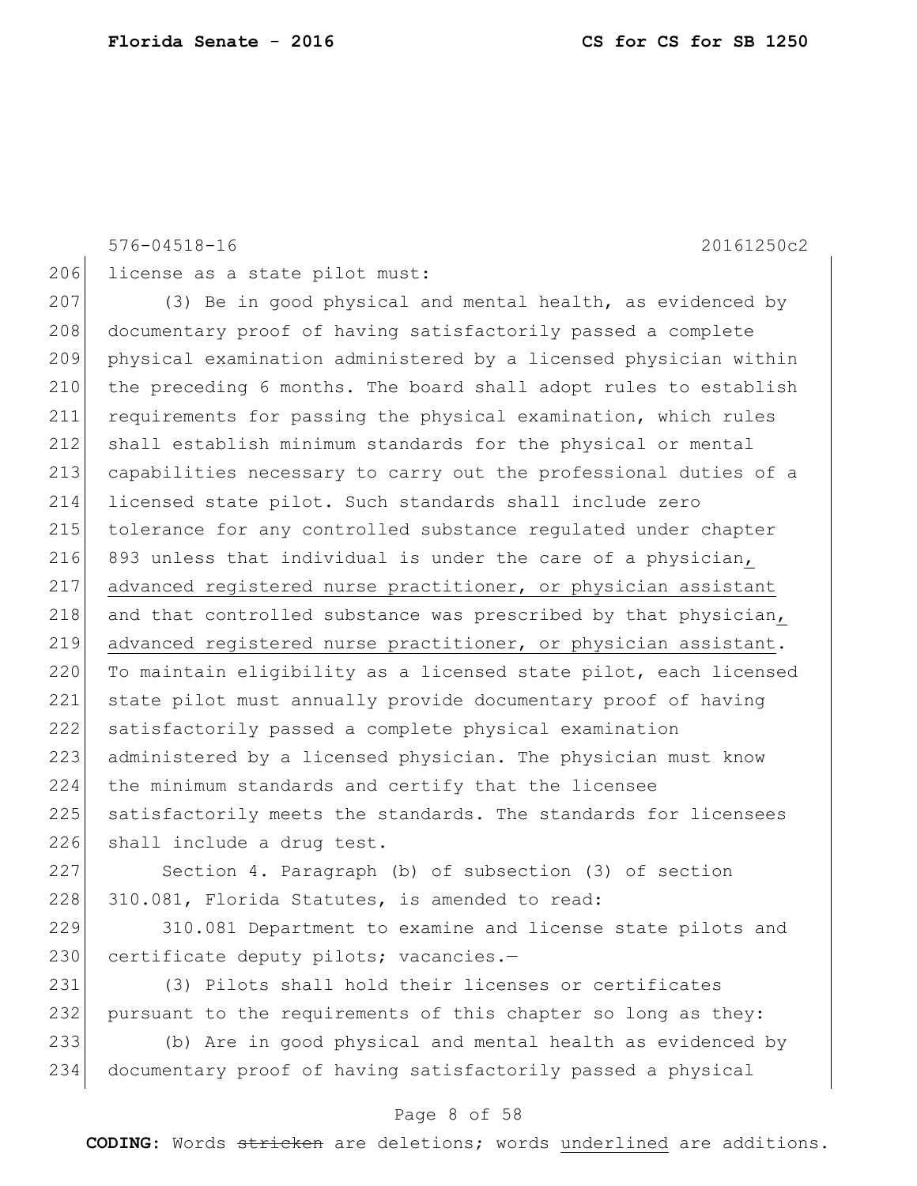576-04518-16 20161250c2

license as a state pilot must:

(3) Be in good physical and mental health, as evidenced by documentary proof of having satisfactorily passed a complete physical examination administered by a licensed physician within the preceding 6 months. The board shall adopt rules to establish requirements for passing the physical examination, which rules shall establish minimum standards for the physical or mental capabilities necessary to carry out the professional duties of a licensed state pilot. Such standards shall include zero tolerance for any controlled substance regulated under chapter 893 unless that individual is under the care of a physician, advanced registered nurse practitioner, or physician assistant and that controlled substance was prescribed by that physician, advanced registered nurse practitioner, or physician assistant. To maintain eligibility as a licensed state pilot, each licensed state pilot must annually provide documentary proof of having satisfactorily passed a complete physical examination administered by a licensed physician. The physician must know the minimum standards and certify that the licensee satisfactorily meets the standards. The standards for licensees shall include a drug test.

Section 4. Paragraph (b) of subsection (3) of section 310.081, Florida Statutes, is amended to read:

310.081 Department to examine and license state pilots and certificate deputy pilots; vacancies.—

(3) Pilots shall hold their licenses or certificates pursuant to the requirements of this chapter so long as they:

(b) Are in good physical and mental health as evidenced by documentary proof of having satisfactorily passed a physical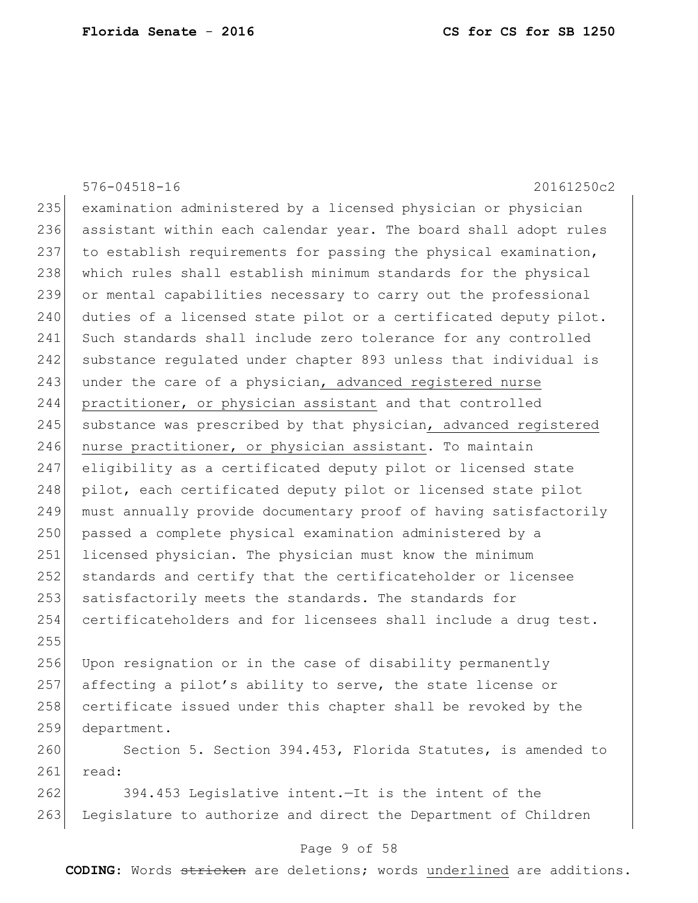576-04518-16 20161250c2

examination administered by a licensed physician or physician assistant within each calendar year. The board shall adopt rules to establish requirements for passing the physical examination, which rules shall establish minimum standards for the physical or mental capabilities necessary to carry out the professional duties of a licensed state pilot or a certificated deputy pilot. Such standards shall include zero tolerance for any controlled substance regulated under chapter 893 unless that individual is under the care of a physician<u>, advanced registered nurse practitioner, or physician assistant</u> and that controlled substance was prescribed by that physician<u>, advanced registered nurse practitioner, or physician assistant</u>. To maintain eligibility as a certificated deputy pilot or licensed state pilot, each certificated deputy pilot or licensed state pilot must annually provide documentary proof of having satisfactorily passed a complete physical examination administered by a licensed physician. The physician must know the minimum standards and certify that the certificateholder or licensee satisfactorily meets the standards. The standards for certificateholders and for licensees shall include a drug test.

Upon resignation or in the case of disability permanently affecting a pilot's ability to serve, the state license or certificate issued under this chapter shall be revoked by the department.

Section 5. Section 394.453, Florida Statutes, is amended to read:

394.453 Legislative intent.—It is the intent of the Legislature to authorize and direct the Department of Children

**CODING:** Words ~~stricken~~ are deletions; words <u>underlined</u> are additions.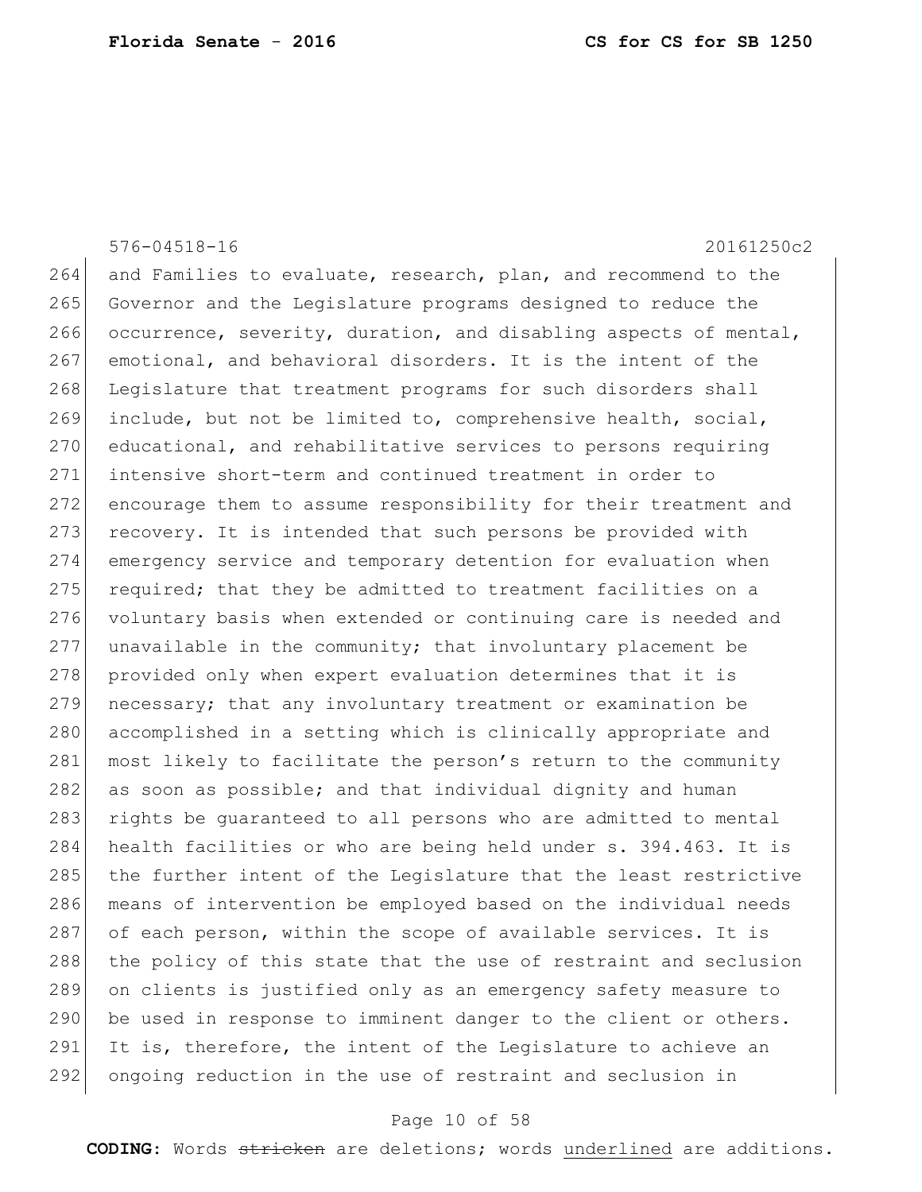576-04518-16 20161250c2

264 and Families to evaluate, research, plan, and recommend to the
265 Governor and the Legislature programs designed to reduce the
266 occurrence, severity, duration, and disabling aspects of mental,
267 emotional, and behavioral disorders. It is the intent of the
268 Legislature that treatment programs for such disorders shall
269 include, but not be limited to, comprehensive health, social,
270 educational, and rehabilitative services to persons requiring
271 intensive short-term and continued treatment in order to
272 encourage them to assume responsibility for their treatment and
273 recovery. It is intended that such persons be provided with
274 emergency service and temporary detention for evaluation when
275 required; that they be admitted to treatment facilities on a
276 voluntary basis when extended or continuing care is needed and
277 unavailable in the community; that involuntary placement be
278 provided only when expert evaluation determines that it is
279 necessary; that any involuntary treatment or examination be
280 accomplished in a setting which is clinically appropriate and
281 most likely to facilitate the person's return to the community
282 as soon as possible; and that individual dignity and human
283 rights be guaranteed to all persons who are admitted to mental
284 health facilities or who are being held under s. 394.463. It is
285 the further intent of the Legislature that the least restrictive
286 means of intervention be employed based on the individual needs
287 of each person, within the scope of available services. It is
288 the policy of this state that the use of restraint and seclusion
289 on clients is justified only as an emergency safety measure to
290 be used in response to imminent danger to the client or others.
291 It is, therefore, the intent of the Legislature to achieve an
292 ongoing reduction in the use of restraint and seclusion in

**CODING:** Words ~~stricken~~ are deletions; words <u>underlined</u> are additions.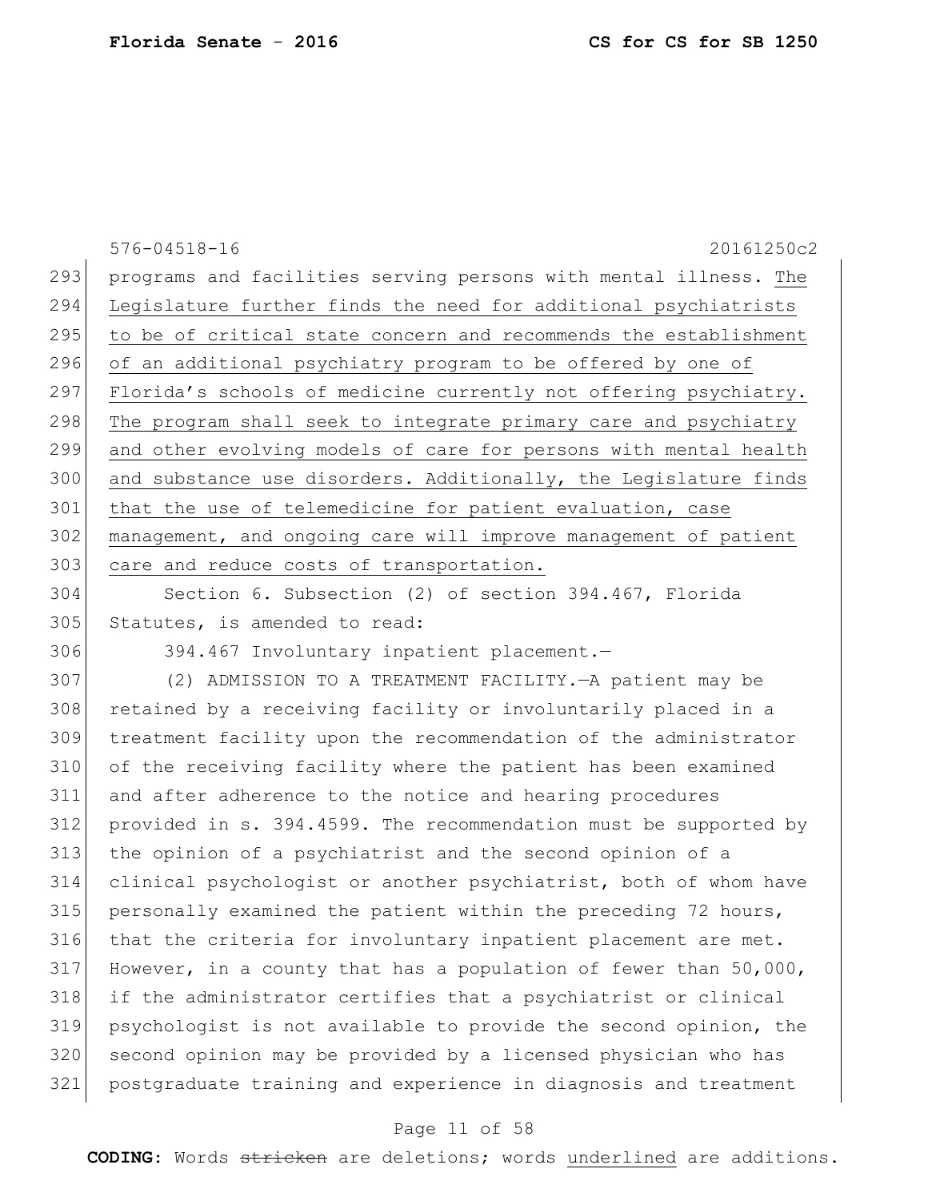programs and facilities serving persons with mental illness. <u>The Legislature further finds the need for additional psychiatrists to be of critical state concern and recommends the establishment of an additional psychiatry program to be offered by one of Florida's schools of medicine currently not offering psychiatry. The program shall seek to integrate primary care and psychiatry and other evolving models of care for persons with mental health and substance use disorders. Additionally, the Legislature finds that the use of telemedicine for patient evaluation, case management, and ongoing care will improve management of patient care and reduce costs of transportation.</u>

Section 6. Subsection (2) of section 394.467, Florida Statutes, is amended to read:

394.467 Involuntary inpatient placement.—

(2) ADMISSION TO A TREATMENT FACILITY.—A patient may be retained by a receiving facility or involuntarily placed in a treatment facility upon the recommendation of the administrator of the receiving facility where the patient has been examined and after adherence to the notice and hearing procedures provided in s. 394.4599. The recommendation must be supported by the opinion of a psychiatrist and the second opinion of a clinical psychologist or another psychiatrist, both of whom have personally examined the patient within the preceding 72 hours, that the criteria for involuntary inpatient placement are met. However, in a county that has a population of fewer than 50,000, if the administrator certifies that a psychiatrist or clinical psychologist is not available to provide the second opinion, the second opinion may be provided by a licensed physician who has postgraduate training and experience in diagnosis and treatment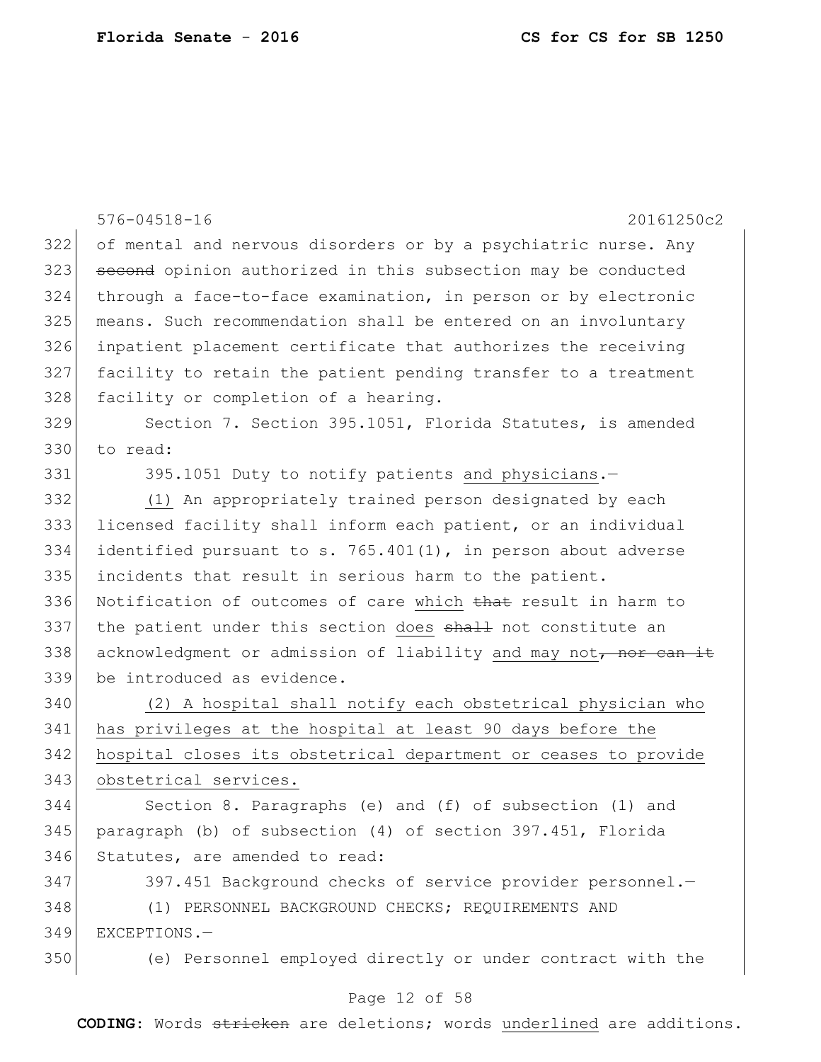of mental and nervous disorders or by a psychiatric nurse. Any ~~second~~ opinion authorized in this subsection may be conducted through a face-to-face examination, in person or by electronic means. Such recommendation shall be entered on an involuntary inpatient placement certificate that authorizes the receiving facility to retain the patient pending transfer to a treatment facility or completion of a hearing.

Section 7. Section 395.1051, Florida Statutes, is amended to read:

395.1051 Duty to notify patients <u>and physicians</u>.—

<u>(1)</u> An appropriately trained person designated by each licensed facility shall inform each patient, or an individual identified pursuant to s. 765.401(1), in person about adverse incidents that result in serious harm to the patient. Notification of outcomes of care <u>which</u> ~~that~~ result in harm to the patient under this section <u>does</u> ~~shall~~ not constitute an acknowledgment or admission of liability <u>and may not</u>~~, nor can it~~ be introduced as evidence.

<u>(2) A hospital shall notify each obstetrical physician who has privileges at the hospital at least 90 days before the hospital closes its obstetrical department or ceases to provide obstetrical services.</u>

Section 8. Paragraphs (e) and (f) of subsection (1) and paragraph (b) of subsection (4) of section 397.451, Florida Statutes, are amended to read:

397.451 Background checks of service provider personnel.—

(1) PERSONNEL BACKGROUND CHECKS; REQUIREMENTS AND EXCEPTIONS.—

(e) Personnel employed directly or under contract with the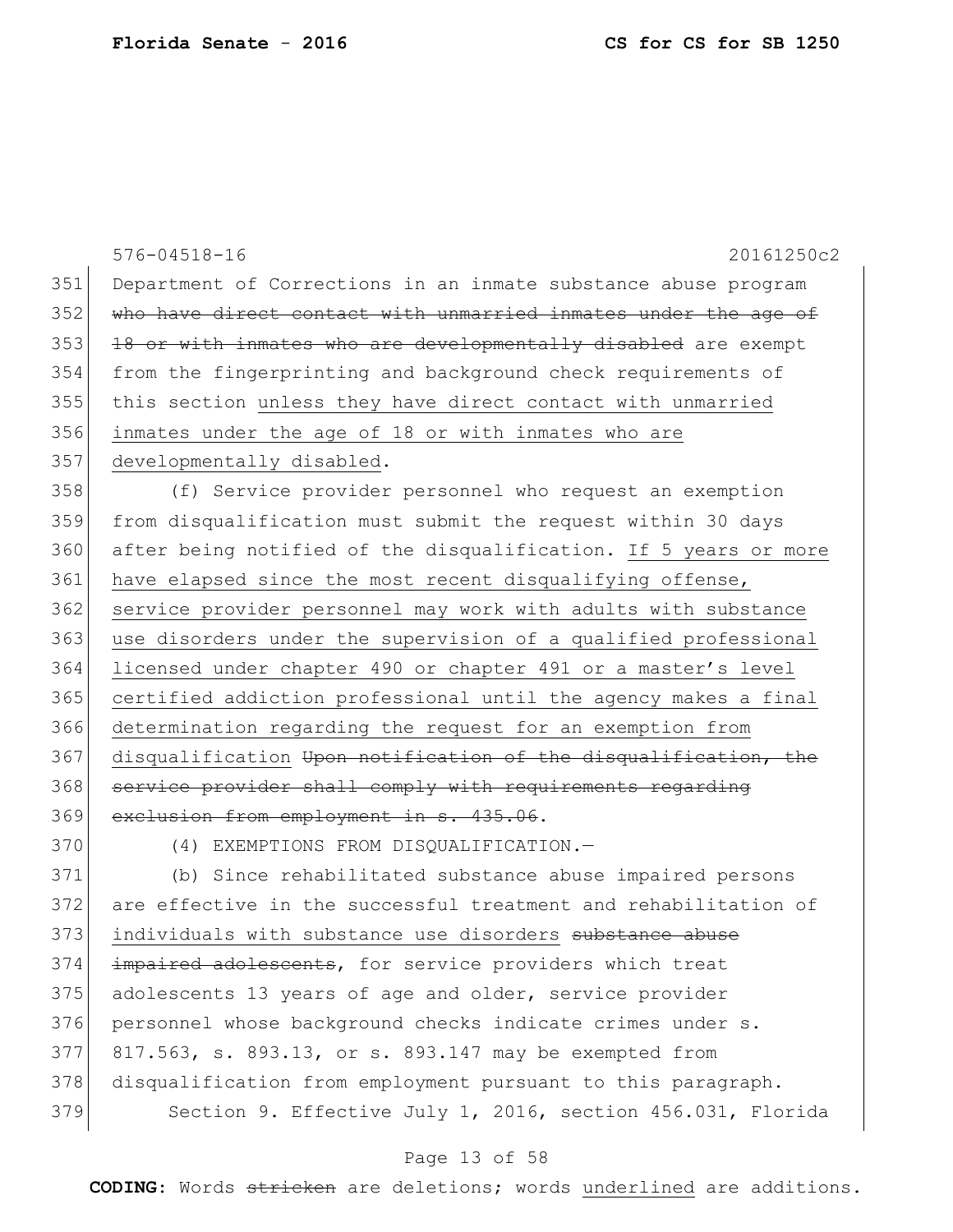576-04518-16 20161250c2

351 Department of Corrections in an inmate substance abuse program
352 ~~who have direct contact with unmarried inmates under the age of~~
353 ~~18 or with inmates who are developmentally disabled~~ are exempt
354 from the fingerprinting and background check requirements of
355 this section <u>unless they have direct contact with unmarried</u>
356 <u>inmates under the age of 18 or with inmates who are</u>
357 <u>developmentally disabled</u>.

358 (f) Service provider personnel who request an exemption
359 from disqualification must submit the request within 30 days
360 after being notified of the disqualification. <u>If 5 years or more</u>
361 <u>have elapsed since the most recent disqualifying offense,</u>
362 <u>service provider personnel may work with adults with substance</u>
363 <u>use disorders under the supervision of a qualified professional</u>
364 <u>licensed under chapter 490 or chapter 491 or a master's level</u>
365 <u>certified addiction professional until the agency makes a final</u>
366 <u>determination regarding the request for an exemption from</u>
367 <u>disqualification</u> ~~Upon notification of the disqualification, the~~
368 ~~service provider shall comply with requirements regarding~~
369 ~~exclusion from employment in s. 435.06~~.

370 (4) EXEMPTIONS FROM DISQUALIFICATION.—

371 (b) Since rehabilitated substance abuse impaired persons
372 are effective in the successful treatment and rehabilitation of
373 <u>individuals with substance use disorders</u> ~~substance abuse~~
374 ~~impaired adolescents~~, for service providers which treat
375 adolescents 13 years of age and older, service provider
376 personnel whose background checks indicate crimes under s.
377 817.563, s. 893.13, or s. 893.147 may be exempted from
378 disqualification from employment pursuant to this paragraph.

379 Section 9. Effective July 1, 2016, section 456.031, Florida

**CODING:** Words ~~stricken~~ are deletions; words <u>underlined</u> are additions.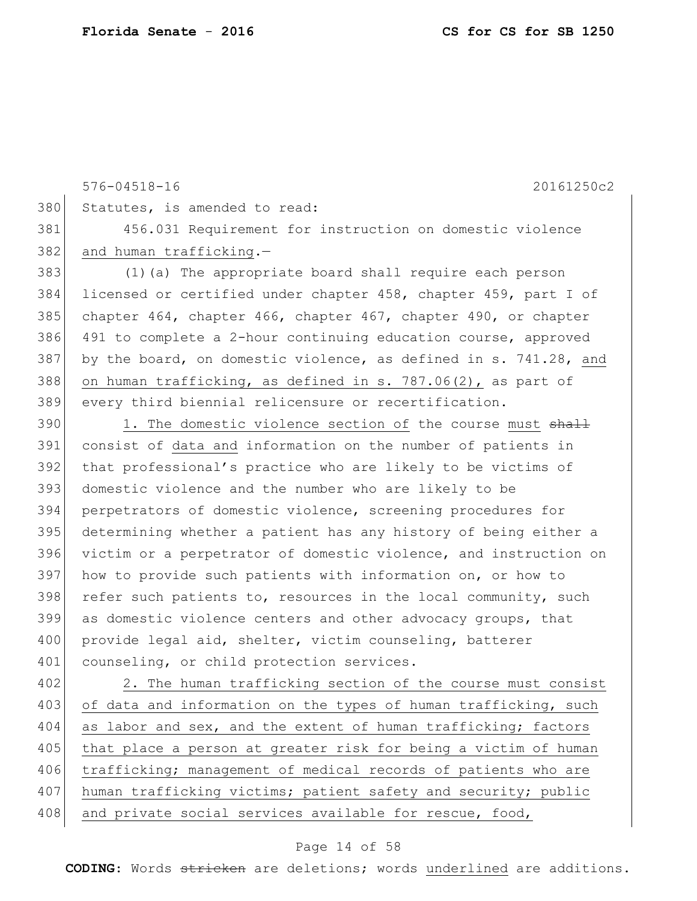576-04518-16 20161250c2

Statutes, is amended to read:

456.031 Requirement for instruction on domestic violence and human trafficking.—

(1)(a) The appropriate board shall require each person licensed or certified under chapter 458, chapter 459, part I of chapter 464, chapter 466, chapter 467, chapter 490, or chapter 491 to complete a 2-hour continuing education course, approved by the board, on domestic violence, as defined in s. 741.28, and on human trafficking, as defined in s. 787.06(2), as part of every third biennial relicensure or recertification.

1. The domestic violence section of the course must ~~shall~~ consist of data and information on the number of patients in that professional's practice who are likely to be victims of domestic violence and the number who are likely to be perpetrators of domestic violence, screening procedures for determining whether a patient has any history of being either a victim or a perpetrator of domestic violence, and instruction on how to provide such patients with information on, or how to refer such patients to, resources in the local community, such as domestic violence centers and other advocacy groups, that provide legal aid, shelter, victim counseling, batterer counseling, or child protection services.

2. The human trafficking section of the course must consist of data and information on the types of human trafficking, such as labor and sex, and the extent of human trafficking; factors that place a person at greater risk for being a victim of human trafficking; management of medical records of patients who are human trafficking victims; patient safety and security; public and private social services available for rescue, food,

**CODING:** Words ~~stricken~~ are deletions; words underlined are additions.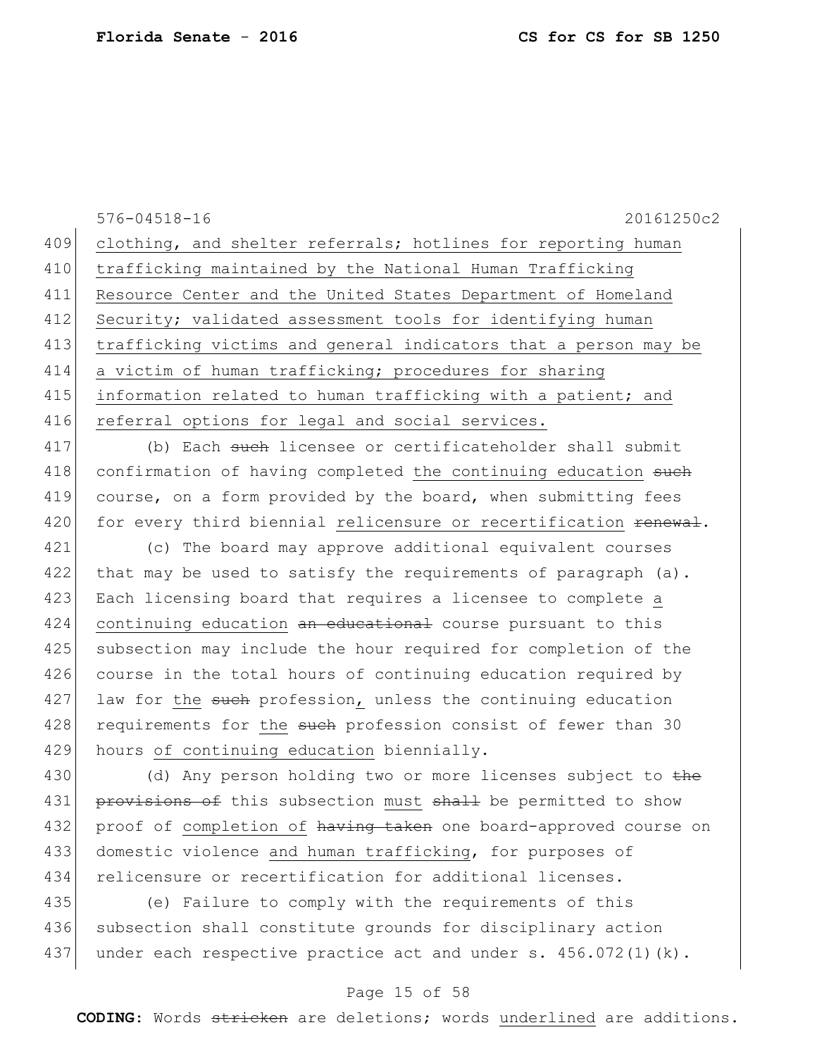clothing, and shelter referrals; hotlines for reporting human trafficking maintained by the National Human Trafficking Resource Center and the United States Department of Homeland Security; validated assessment tools for identifying human trafficking victims and general indicators that a person may be a victim of human trafficking; procedures for sharing information related to human trafficking with a patient; and referral options for legal and social services.

(b) Each ~~such~~ licensee or certificateholder shall submit confirmation of having completed the continuing education ~~such~~ course, on a form provided by the board, when submitting fees for every third biennial relicensure or recertification ~~renewal~~.

(c) The board may approve additional equivalent courses that may be used to satisfy the requirements of paragraph (a). Each licensing board that requires a licensee to complete a continuing education ~~an educational~~ course pursuant to this subsection may include the hour required for completion of the course in the total hours of continuing education required by law for the ~~such~~ profession, unless the continuing education requirements for the ~~such~~ profession consist of fewer than 30 hours of continuing education biennially.

(d) Any person holding two or more licenses subject to ~~the provisions of~~ this subsection must ~~shall~~ be permitted to show proof of completion of ~~having taken~~ one board-approved course on domestic violence and human trafficking, for purposes of relicensure or recertification for additional licenses.

(e) Failure to comply with the requirements of this subsection shall constitute grounds for disciplinary action under each respective practice act and under s. 456.072(1)(k).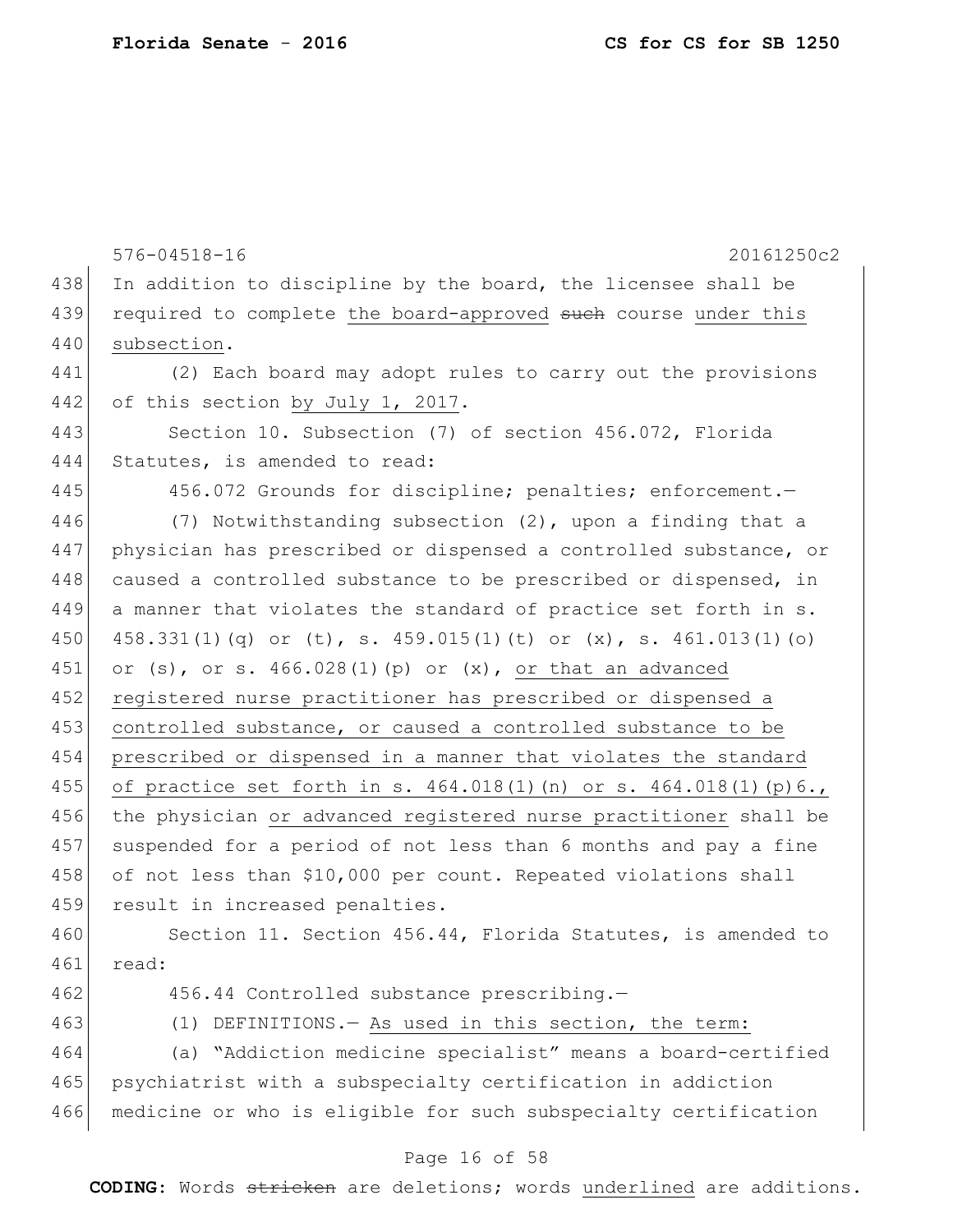In addition to discipline by the board, the licensee shall be required to complete <u>the board-approved</u> ~~such~~ course <u>under this subsection</u>.

(2) Each board may adopt rules to carry out the provisions of this section <u>by July 1, 2017</u>.

Section 10. Subsection (7) of section 456.072, Florida Statutes, is amended to read:

456.072 Grounds for discipline; penalties; enforcement.—

(7) Notwithstanding subsection (2), upon a finding that a physician has prescribed or dispensed a controlled substance, or caused a controlled substance to be prescribed or dispensed, in a manner that violates the standard of practice set forth in s. 458.331(1)(q) or (t), s. 459.015(1)(t) or (x), s. 461.013(1)(o) or (s), or s. 466.028(1)(p) or (x), <u>or that an advanced registered nurse practitioner has prescribed or dispensed a controlled substance, or caused a controlled substance to be prescribed or dispensed in a manner that violates the standard of practice set forth in s. 464.018(1)(n) or s. 464.018(1)(p)6.,</u> the physician <u>or advanced registered nurse practitioner</u> shall be suspended for a period of not less than 6 months and pay a fine of not less than $10,000 per count. Repeated violations shall result in increased penalties.

Section 11. Section 456.44, Florida Statutes, is amended to read:

456.44 Controlled substance prescribing.—

(1) DEFINITIONS.— <u>As used in this section, the term:</u>

(a) "Addiction medicine specialist" means a board-certified psychiatrist with a subspecialty certification in addiction medicine or who is eligible for such subspecialty certification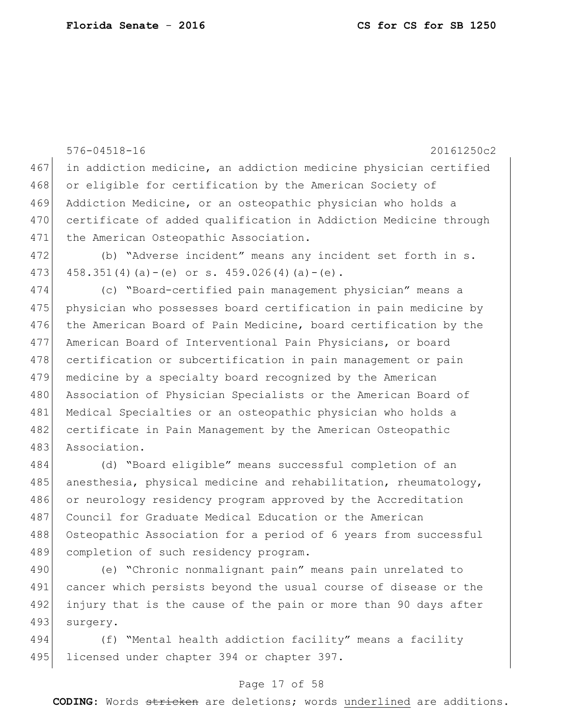in addiction medicine, an addiction medicine physician certified or eligible for certification by the American Society of Addiction Medicine, or an osteopathic physician who holds a certificate of added qualification in Addiction Medicine through the American Osteopathic Association.

(b) "Adverse incident" means any incident set forth in s. 458.351(4)(a)-(e) or s. 459.026(4)(a)-(e).

(c) "Board-certified pain management physician" means a physician who possesses board certification in pain medicine by the American Board of Pain Medicine, board certification by the American Board of Interventional Pain Physicians, or board certification or subcertification in pain management or pain medicine by a specialty board recognized by the American Association of Physician Specialists or the American Board of Medical Specialties or an osteopathic physician who holds a certificate in Pain Management by the American Osteopathic Association.

(d) "Board eligible" means successful completion of an anesthesia, physical medicine and rehabilitation, rheumatology, or neurology residency program approved by the Accreditation Council for Graduate Medical Education or the American Osteopathic Association for a period of 6 years from successful completion of such residency program.

(e) "Chronic nonmalignant pain" means pain unrelated to cancer which persists beyond the usual course of disease or the injury that is the cause of the pain or more than 90 days after surgery.

(f) "Mental health addiction facility" means a facility licensed under chapter 394 or chapter 397.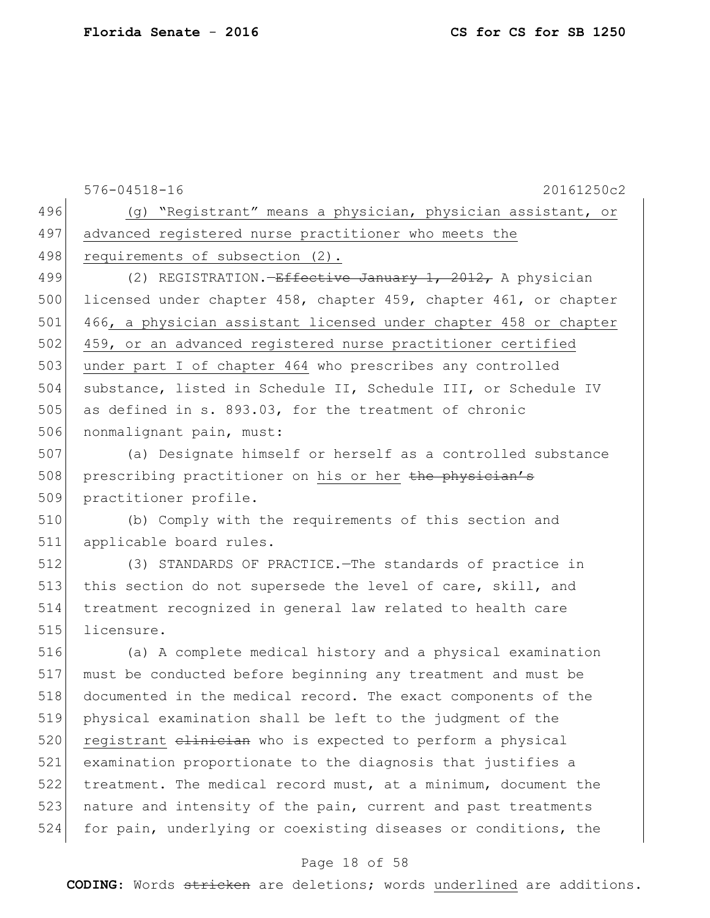(g) "Registrant" means a physician, physician assistant, or advanced registered nurse practitioner who meets the requirements of subsection (2).

(2) REGISTRATION.—~~Effective January 1, 2012,~~ A physician licensed under chapter 458, chapter 459, chapter 461, or chapter 466, a physician assistant licensed under chapter 458 or chapter 459, or an advanced registered nurse practitioner certified under part I of chapter 464 who prescribes any controlled substance, listed in Schedule II, Schedule III, or Schedule IV as defined in s. 893.03, for the treatment of chronic nonmalignant pain, must:

(a) Designate himself or herself as a controlled substance prescribing practitioner on his or her ~~the physician's~~ practitioner profile.

(b) Comply with the requirements of this section and applicable board rules.

(3) STANDARDS OF PRACTICE.—The standards of practice in this section do not supersede the level of care, skill, and treatment recognized in general law related to health care licensure.

(a) A complete medical history and a physical examination must be conducted before beginning any treatment and must be documented in the medical record. The exact components of the physical examination shall be left to the judgment of the registrant ~~clinician~~ who is expected to perform a physical examination proportionate to the diagnosis that justifies a treatment. The medical record must, at a minimum, document the nature and intensity of the pain, current and past treatments for pain, underlying or coexisting diseases or conditions, the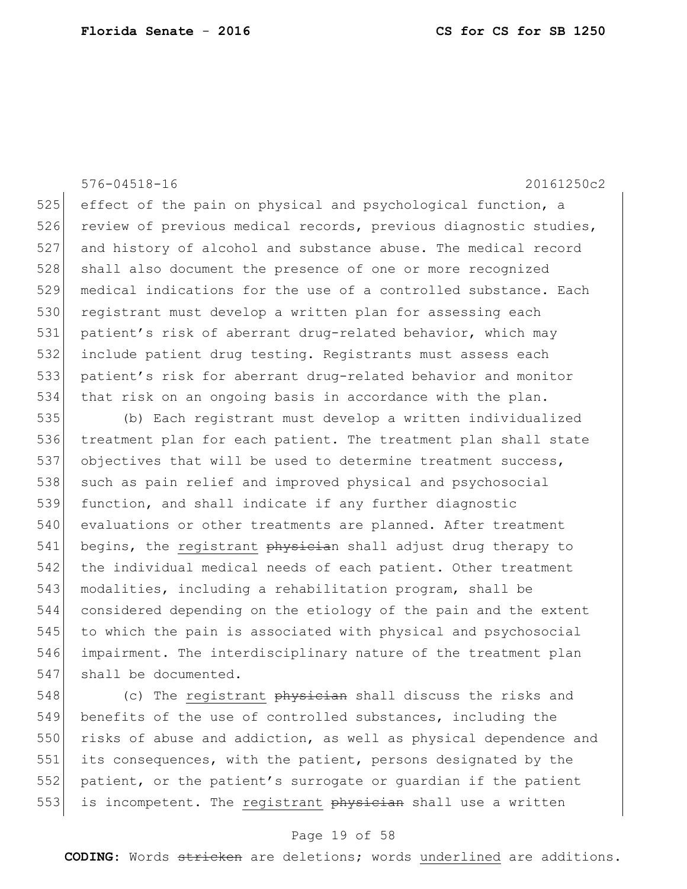effect of the pain on physical and psychological function, a review of previous medical records, previous diagnostic studies, and history of alcohol and substance abuse. The medical record shall also document the presence of one or more recognized medical indications for the use of a controlled substance. Each registrant must develop a written plan for assessing each patient's risk of aberrant drug-related behavior, which may include patient drug testing. Registrants must assess each patient's risk for aberrant drug-related behavior and monitor that risk on an ongoing basis in accordance with the plan.

(b) Each registrant must develop a written individualized treatment plan for each patient. The treatment plan shall state objectives that will be used to determine treatment success, such as pain relief and improved physical and psychosocial function, and shall indicate if any further diagnostic evaluations or other treatments are planned. After treatment begins, the <u>registrant</u> ~~physician~~ shall adjust drug therapy to the individual medical needs of each patient. Other treatment modalities, including a rehabilitation program, shall be considered depending on the etiology of the pain and the extent to which the pain is associated with physical and psychosocial impairment. The interdisciplinary nature of the treatment plan shall be documented.

(c) The <u>registrant</u> ~~physician~~ shall discuss the risks and benefits of the use of controlled substances, including the risks of abuse and addiction, as well as physical dependence and its consequences, with the patient, persons designated by the patient, or the patient's surrogate or guardian if the patient is incompetent. The <u>registrant</u> ~~physician~~ shall use a written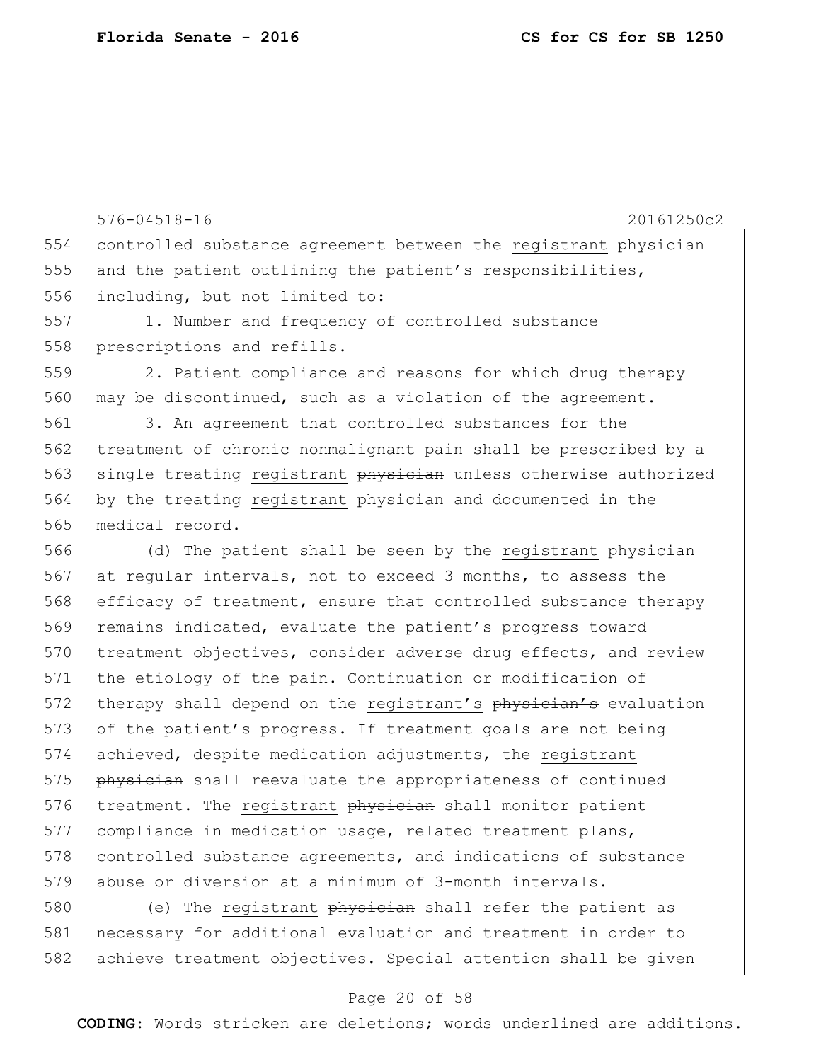controlled substance agreement between the registrant ~~physician~~ and the patient outlining the patient's responsibilities, including, but not limited to:

1. Number and frequency of controlled substance prescriptions and refills.

2. Patient compliance and reasons for which drug therapy may be discontinued, such as a violation of the agreement.

3. An agreement that controlled substances for the treatment of chronic nonmalignant pain shall be prescribed by a single treating registrant ~~physician~~ unless otherwise authorized by the treating registrant ~~physician~~ and documented in the medical record.

(d) The patient shall be seen by the registrant ~~physician~~ at regular intervals, not to exceed 3 months, to assess the efficacy of treatment, ensure that controlled substance therapy remains indicated, evaluate the patient's progress toward treatment objectives, consider adverse drug effects, and review the etiology of the pain. Continuation or modification of therapy shall depend on the registrant's ~~physician's~~ evaluation of the patient's progress. If treatment goals are not being achieved, despite medication adjustments, the registrant ~~physician~~ shall reevaluate the appropriateness of continued treatment. The registrant ~~physician~~ shall monitor patient compliance in medication usage, related treatment plans, controlled substance agreements, and indications of substance abuse or diversion at a minimum of 3-month intervals.

(e) The registrant ~~physician~~ shall refer the patient as necessary for additional evaluation and treatment in order to achieve treatment objectives. Special attention shall be given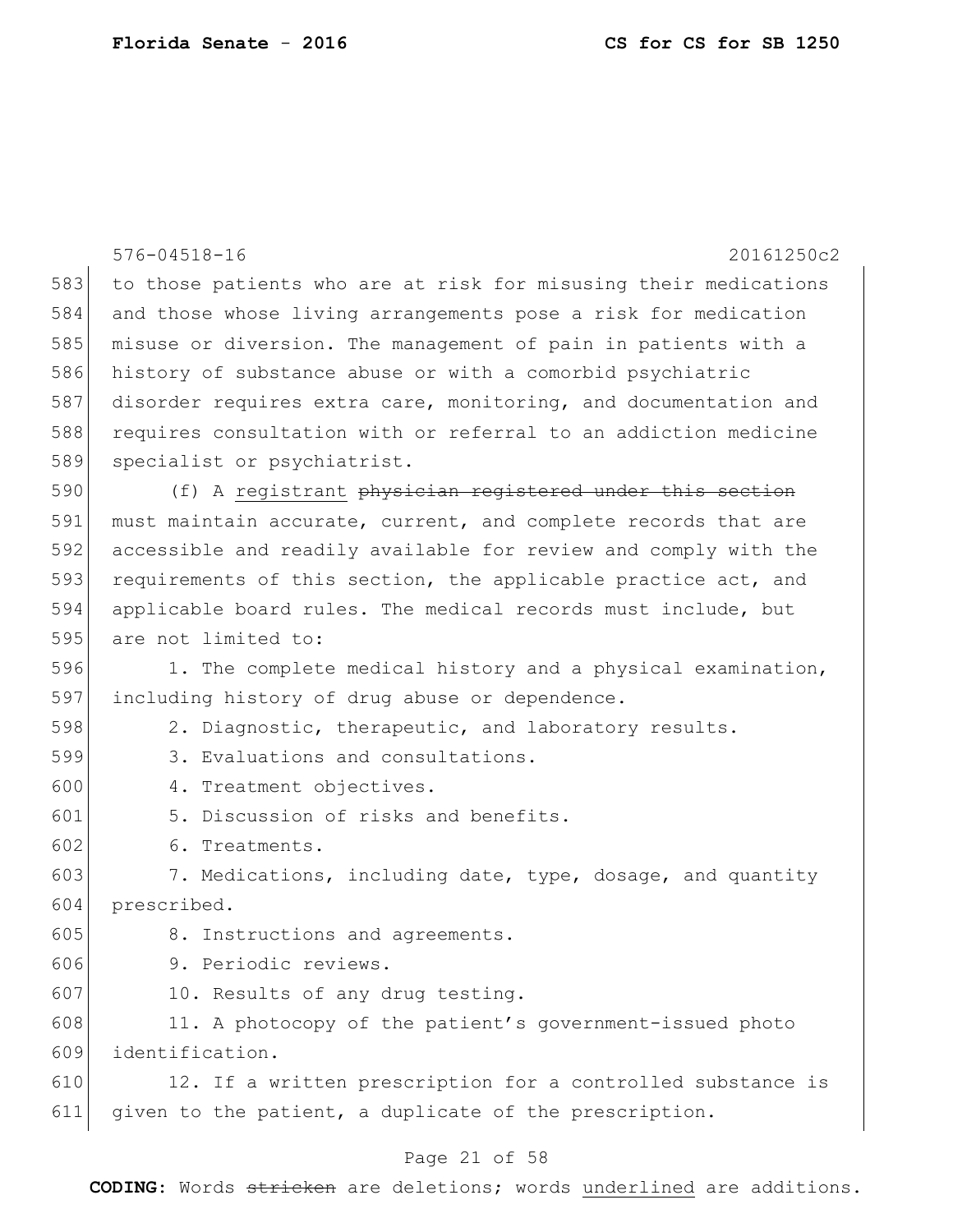to those patients who are at risk for misusing their medications and those whose living arrangements pose a risk for medication misuse or diversion. The management of pain in patients with a history of substance abuse or with a comorbid psychiatric disorder requires extra care, monitoring, and documentation and requires consultation with or referral to an addiction medicine specialist or psychiatrist.

(f) A <u>registrant</u> ~~physician registered under this section~~ must maintain accurate, current, and complete records that are accessible and readily available for review and comply with the requirements of this section, the applicable practice act, and applicable board rules. The medical records must include, but are not limited to:

1. The complete medical history and a physical examination, including history of drug abuse or dependence.
2. Diagnostic, therapeutic, and laboratory results.
3. Evaluations and consultations.
4. Treatment objectives.
5. Discussion of risks and benefits.
6. Treatments.
7. Medications, including date, type, dosage, and quantity prescribed.
8. Instructions and agreements.
9. Periodic reviews.
10. Results of any drug testing.
11. A photocopy of the patient's government-issued photo identification.
12. If a written prescription for a controlled substance is given to the patient, a duplicate of the prescription.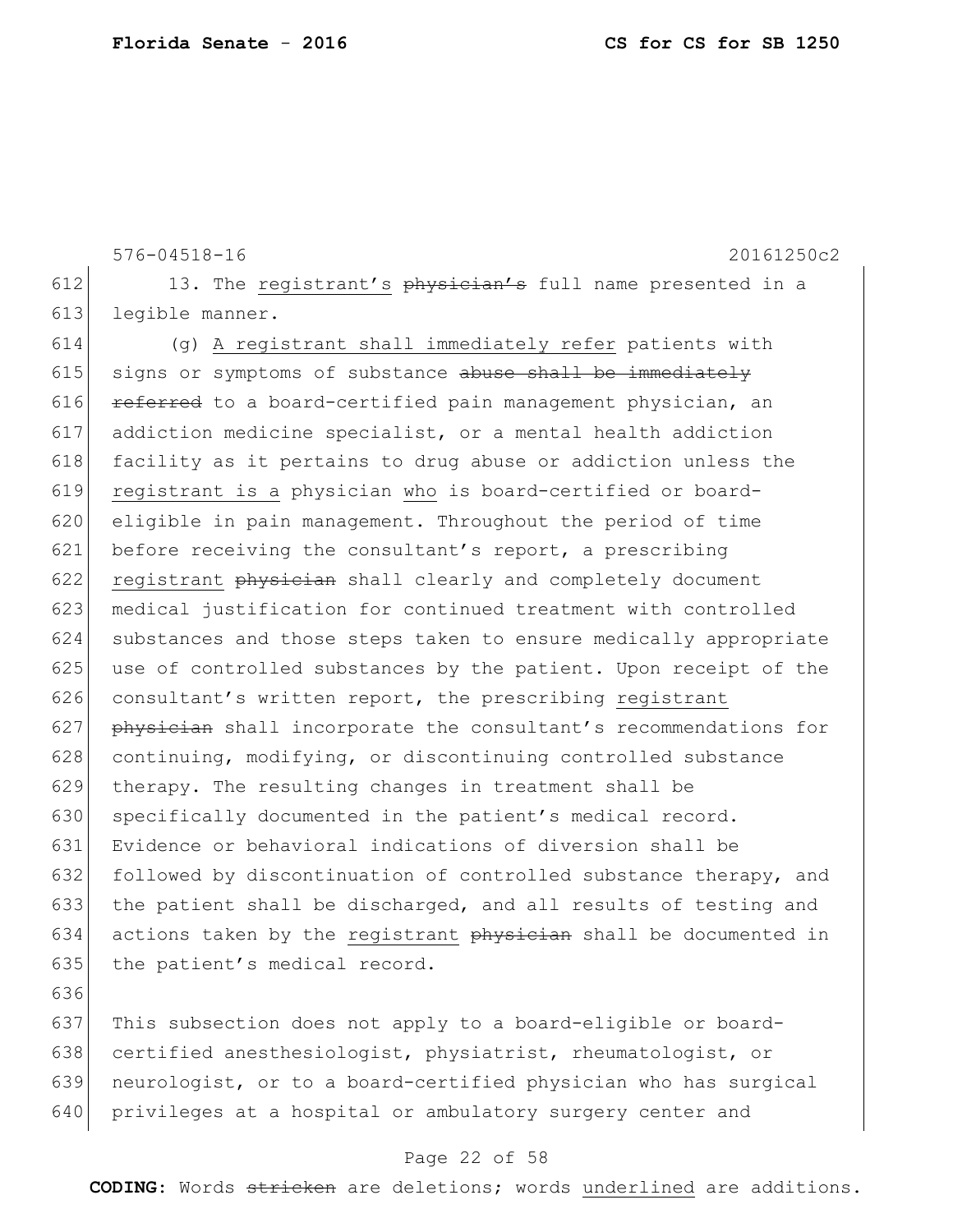576-04518-16 20161250c2

612 13. The <u>registrant's</u> ~~physician's~~ full name presented in a
613 legible manner.

614 (g) <u>A registrant shall immediately refer</u> patients with
615 signs or symptoms of substance ~~abuse shall be immediately~~
616 ~~referred~~ to a board-certified pain management physician, an
617 addiction medicine specialist, or a mental health addiction
618 facility as it pertains to drug abuse or addiction unless the
619 <u>registrant is a</u> physician <u>who</u> is board-certified or board-
620 eligible in pain management. Throughout the period of time
621 before receiving the consultant's report, a prescribing
622 <u>registrant</u> ~~physician~~ shall clearly and completely document
623 medical justification for continued treatment with controlled
624 substances and those steps taken to ensure medically appropriate
625 use of controlled substances by the patient. Upon receipt of the
626 consultant's written report, the prescribing <u>registrant</u>
627 ~~physician~~ shall incorporate the consultant's recommendations for
628 continuing, modifying, or discontinuing controlled substance
629 therapy. The resulting changes in treatment shall be
630 specifically documented in the patient's medical record.
631 Evidence or behavioral indications of diversion shall be
632 followed by discontinuation of controlled substance therapy, and
633 the patient shall be discharged, and all results of testing and
634 actions taken by the <u>registrant</u> ~~physician~~ shall be documented in
635 the patient's medical record.

636

637 This subsection does not apply to a board-eligible or board-
638 certified anesthesiologist, physiatrist, rheumatologist, or
639 neurologist, or to a board-certified physician who has surgical
640 privileges at a hospital or ambulatory surgery center and

**CODING:** Words ~~stricken~~ are deletions; words <u>underlined</u> are additions.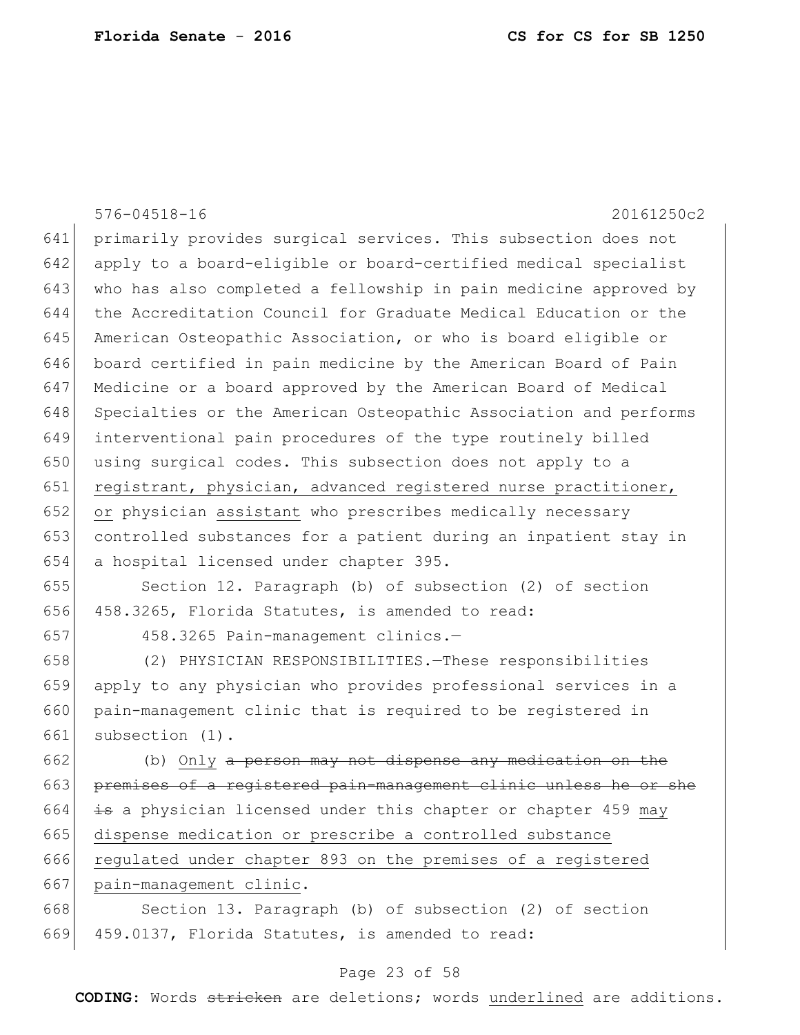primarily provides surgical services. This subsection does not apply to a board-eligible or board-certified medical specialist who has also completed a fellowship in pain medicine approved by the Accreditation Council for Graduate Medical Education or the American Osteopathic Association, or who is board eligible or board certified in pain medicine by the American Board of Pain Medicine or a board approved by the American Board of Medical Specialties or the American Osteopathic Association and performs interventional pain procedures of the type routinely billed using surgical codes. This subsection does not apply to a <u>registrant, physician, advanced registered nurse practitioner, or</u> physician <u>assistant</u> who prescribes medically necessary controlled substances for a patient during an inpatient stay in a hospital licensed under chapter 395.

Section 12. Paragraph (b) of subsection (2) of section 458.3265, Florida Statutes, is amended to read:

458.3265 Pain-management clinics.—

(2) PHYSICIAN RESPONSIBILITIES.—These responsibilities apply to any physician who provides professional services in a pain-management clinic that is required to be registered in subsection (1).

(b) <u>Only</u> ~~a person may not dispense any medication on the premises of a registered pain-management clinic unless he or she is~~ a physician licensed under this chapter or chapter 459 <u>may dispense medication or prescribe a controlled substance regulated under chapter 893 on the premises of a registered pain-management clinic</u>.

Section 13. Paragraph (b) of subsection (2) of section 459.0137, Florida Statutes, is amended to read: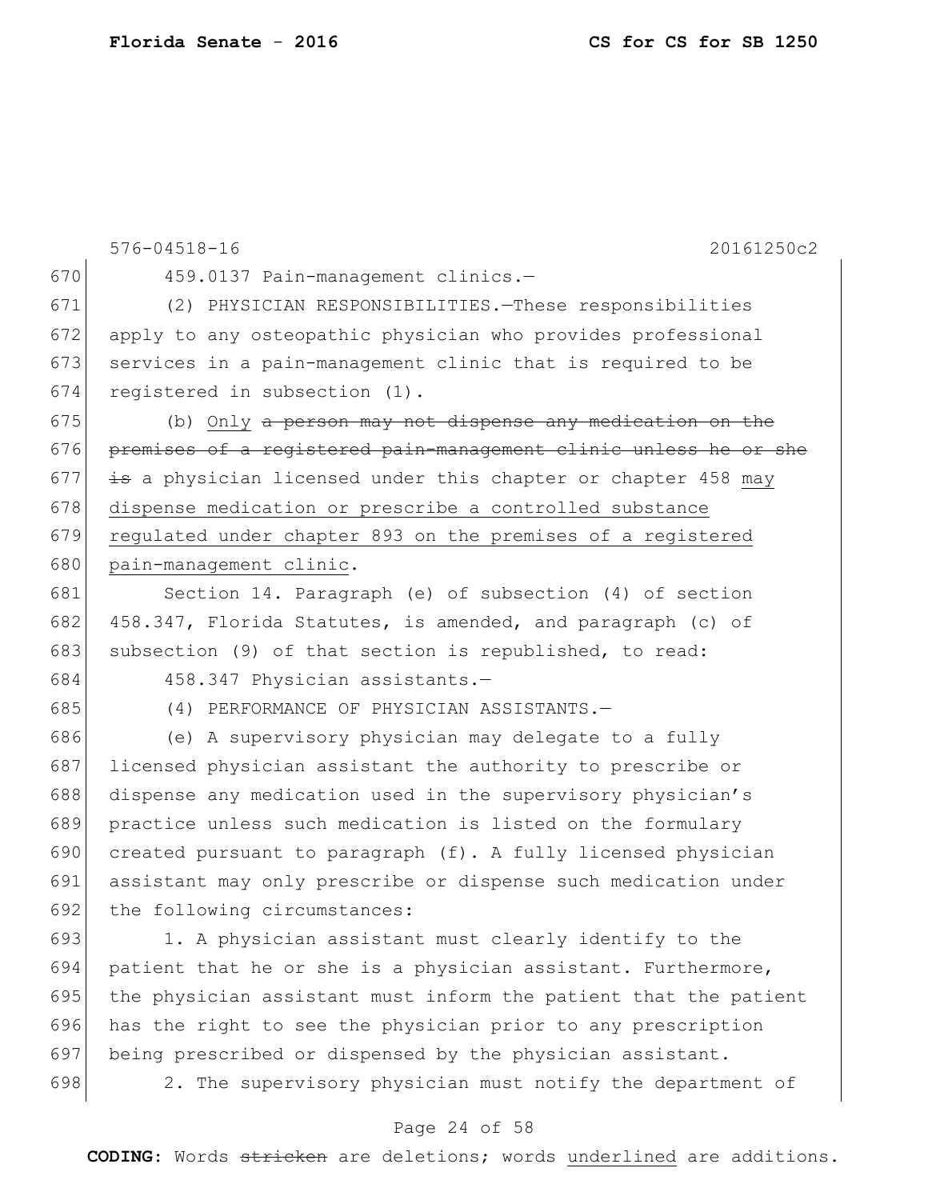459.0137 Pain-management clinics.—

(2) PHYSICIAN RESPONSIBILITIES.—These responsibilities apply to any osteopathic physician who provides professional services in a pain-management clinic that is required to be registered in subsection (1).

(b) <u>Only</u> ~~a person may not dispense any medication on the premises of a registered pain-management clinic unless he or she is~~ a physician licensed under this chapter or chapter 458 <u>may dispense medication or prescribe a controlled substance regulated under chapter 893 on the premises of a registered pain-management clinic</u>.

Section 14. Paragraph (e) of subsection (4) of section 458.347, Florida Statutes, is amended, and paragraph (c) of subsection (9) of that section is republished, to read:

458.347 Physician assistants.—

(4) PERFORMANCE OF PHYSICIAN ASSISTANTS.—

(e) A supervisory physician may delegate to a fully licensed physician assistant the authority to prescribe or dispense any medication used in the supervisory physician's practice unless such medication is listed on the formulary created pursuant to paragraph (f). A fully licensed physician assistant may only prescribe or dispense such medication under the following circumstances:

1. A physician assistant must clearly identify to the patient that he or she is a physician assistant. Furthermore, the physician assistant must inform the patient that the patient has the right to see the physician prior to any prescription being prescribed or dispensed by the physician assistant.

2. The supervisory physician must notify the department of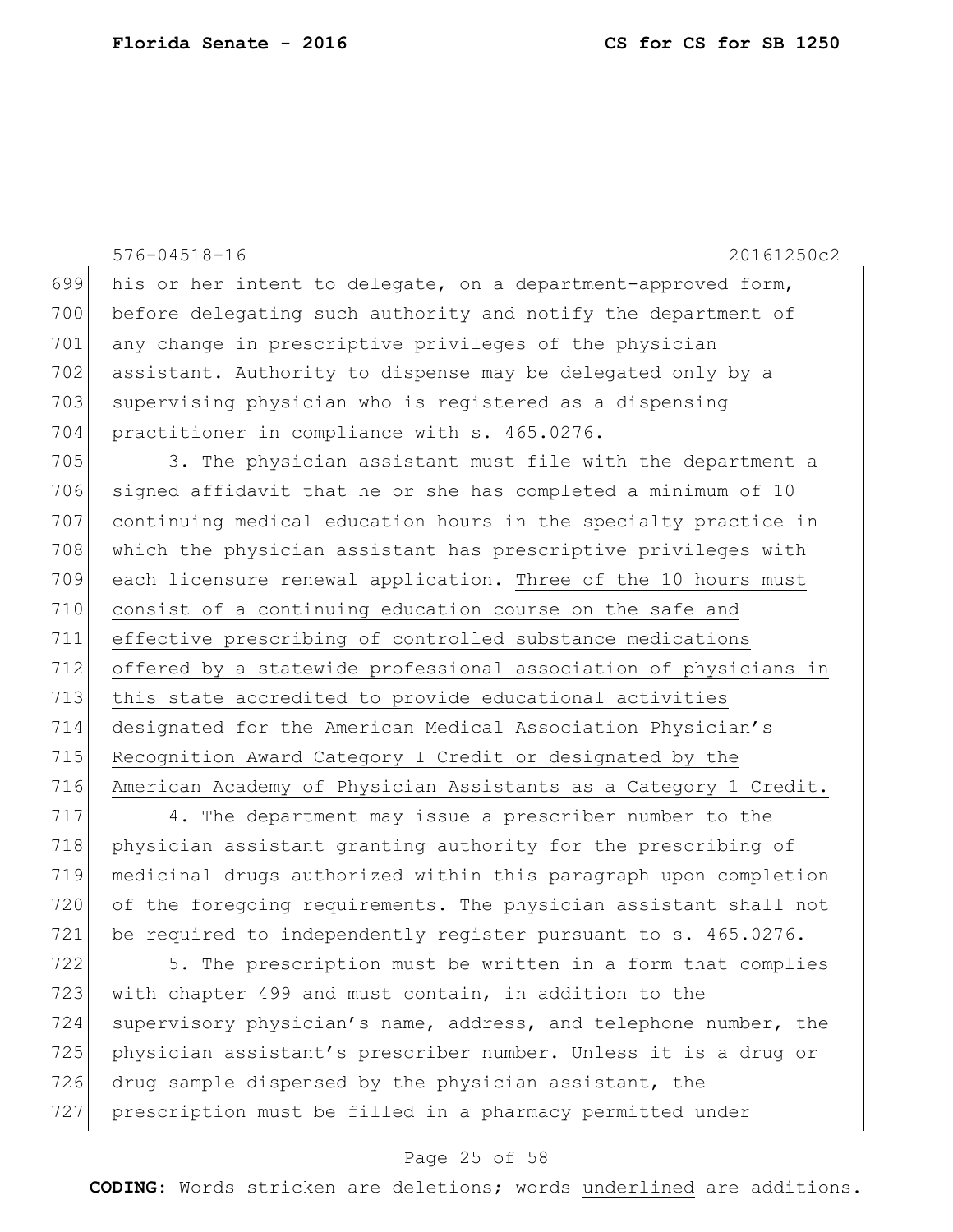his or her intent to delegate, on a department-approved form, before delegating such authority and notify the department of any change in prescriptive privileges of the physician assistant. Authority to dispense may be delegated only by a supervising physician who is registered as a dispensing practitioner in compliance with s. 465.0276.

3. The physician assistant must file with the department a signed affidavit that he or she has completed a minimum of 10 continuing medical education hours in the specialty practice in which the physician assistant has prescriptive privileges with each licensure renewal application. Three of the 10 hours must consist of a continuing education course on the safe and effective prescribing of controlled substance medications offered by a statewide professional association of physicians in this state accredited to provide educational activities designated for the American Medical Association Physician's Recognition Award Category I Credit or designated by the American Academy of Physician Assistants as a Category 1 Credit.

4. The department may issue a prescriber number to the physician assistant granting authority for the prescribing of medicinal drugs authorized within this paragraph upon completion of the foregoing requirements. The physician assistant shall not be required to independently register pursuant to s. 465.0276.

5. The prescription must be written in a form that complies with chapter 499 and must contain, in addition to the supervisory physician's name, address, and telephone number, the physician assistant's prescriber number. Unless it is a drug or drug sample dispensed by the physician assistant, the prescription must be filled in a pharmacy permitted under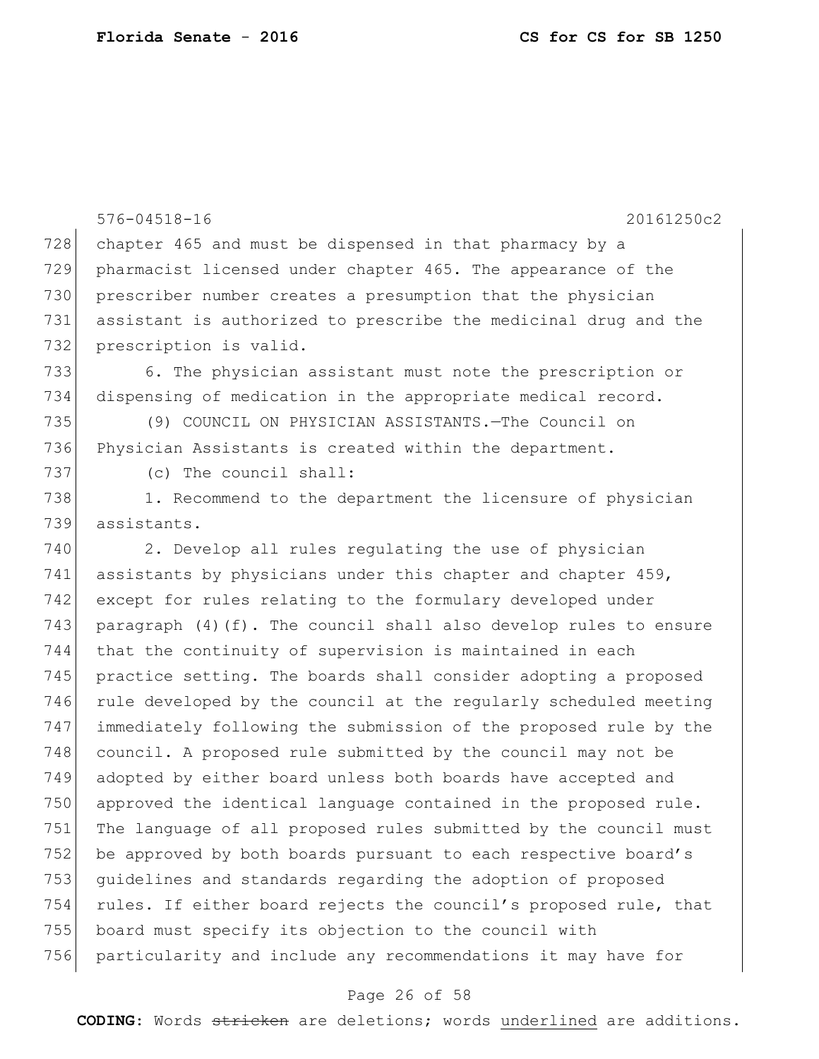chapter 465 and must be dispensed in that pharmacy by a pharmacist licensed under chapter 465. The appearance of the prescriber number creates a presumption that the physician assistant is authorized to prescribe the medicinal drug and the prescription is valid.

6. The physician assistant must note the prescription or dispensing of medication in the appropriate medical record.

(9) COUNCIL ON PHYSICIAN ASSISTANTS.—The Council on Physician Assistants is created within the department.

(c) The council shall:

1. Recommend to the department the licensure of physician assistants.

2. Develop all rules regulating the use of physician assistants by physicians under this chapter and chapter 459, except for rules relating to the formulary developed under paragraph (4)(f). The council shall also develop rules to ensure that the continuity of supervision is maintained in each practice setting. The boards shall consider adopting a proposed rule developed by the council at the regularly scheduled meeting immediately following the submission of the proposed rule by the council. A proposed rule submitted by the council may not be adopted by either board unless both boards have accepted and approved the identical language contained in the proposed rule. The language of all proposed rules submitted by the council must be approved by both boards pursuant to each respective board's guidelines and standards regarding the adoption of proposed rules. If either board rejects the council's proposed rule, that board must specify its objection to the council with particularity and include any recommendations it may have for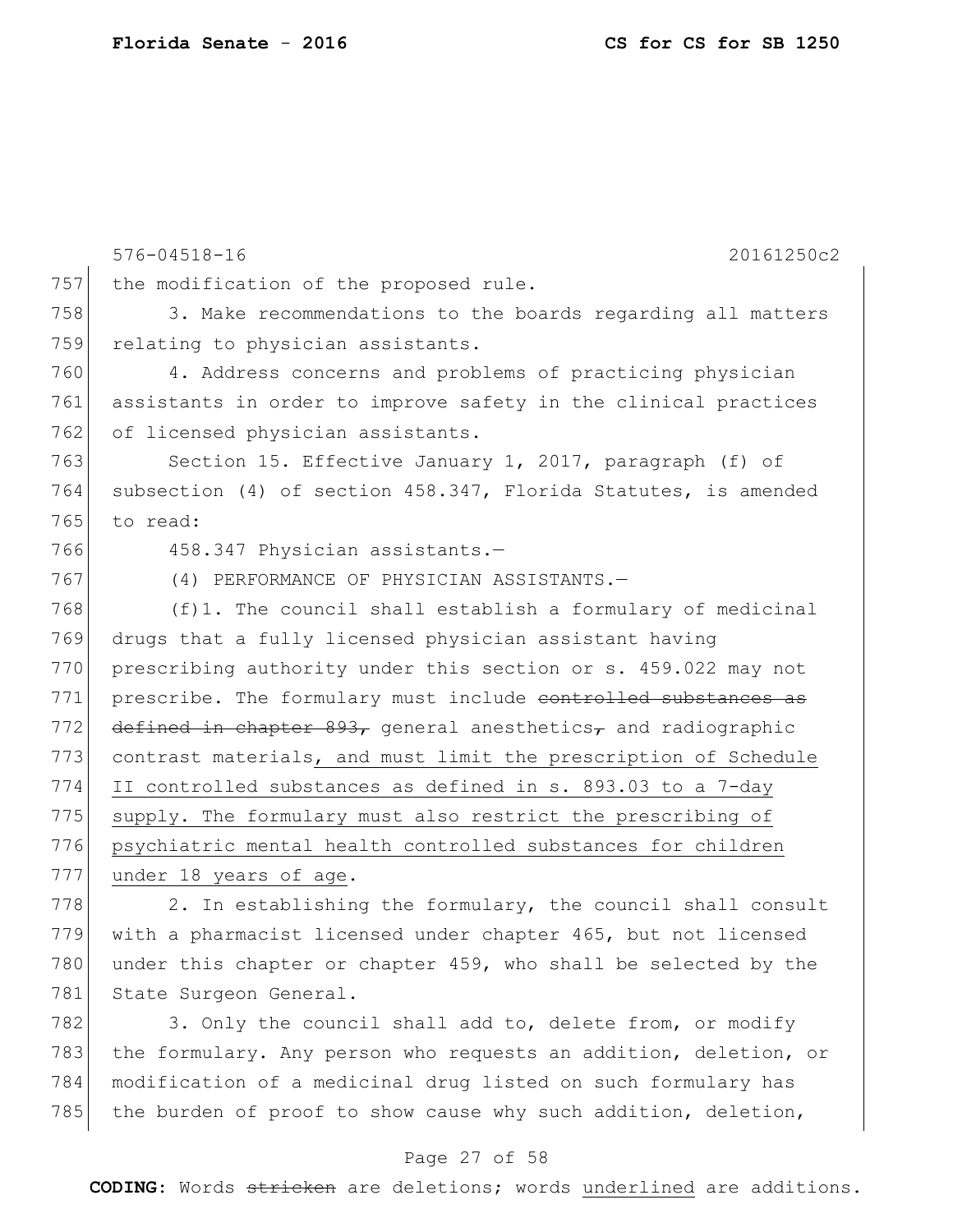the modification of the proposed rule.

3. Make recommendations to the boards regarding all matters relating to physician assistants.

4. Address concerns and problems of practicing physician assistants in order to improve safety in the clinical practices of licensed physician assistants.

Section 15. Effective January 1, 2017, paragraph (f) of subsection (4) of section 458.347, Florida Statutes, is amended to read:

458.347 Physician assistants.—

(4) PERFORMANCE OF PHYSICIAN ASSISTANTS.—

(f)1. The council shall establish a formulary of medicinal drugs that a fully licensed physician assistant having prescribing authority under this section or s. 459.022 may not prescribe. The formulary must include ~~controlled substances as defined in chapter 893,~~ general anesthetics~~,~~ and radiographic contrast materials, and must limit the prescription of Schedule II controlled substances as defined in s. 893.03 to a 7-day supply. The formulary must also restrict the prescribing of psychiatric mental health controlled substances for children under 18 years of age.

2. In establishing the formulary, the council shall consult with a pharmacist licensed under chapter 465, but not licensed under this chapter or chapter 459, who shall be selected by the State Surgeon General.

3. Only the council shall add to, delete from, or modify the formulary. Any person who requests an addition, deletion, or modification of a medicinal drug listed on such formulary has the burden of proof to show cause why such addition, deletion,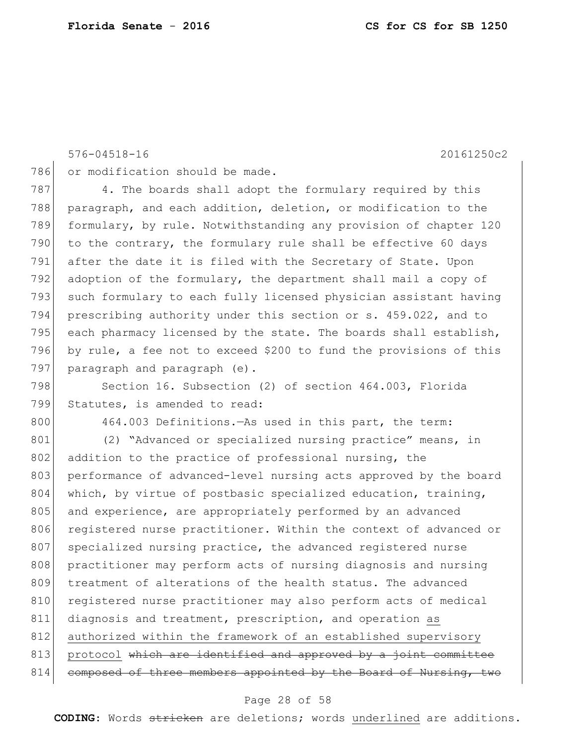or modification should be made.

4. The boards shall adopt the formulary required by this paragraph, and each addition, deletion, or modification to the formulary, by rule. Notwithstanding any provision of chapter 120 to the contrary, the formulary rule shall be effective 60 days after the date it is filed with the Secretary of State. Upon adoption of the formulary, the department shall mail a copy of such formulary to each fully licensed physician assistant having prescribing authority under this section or s. 459.022, and to each pharmacy licensed by the state. The boards shall establish, by rule, a fee not to exceed $200 to fund the provisions of this paragraph and paragraph (e).

Section 16. Subsection (2) of section 464.003, Florida Statutes, is amended to read:

464.003 Definitions.—As used in this part, the term:

(2) "Advanced or specialized nursing practice" means, in addition to the practice of professional nursing, the performance of advanced-level nursing acts approved by the board which, by virtue of postbasic specialized education, training, and experience, are appropriately performed by an advanced registered nurse practitioner. Within the context of advanced or specialized nursing practice, the advanced registered nurse practitioner may perform acts of nursing diagnosis and nursing treatment of alterations of the health status. The advanced registered nurse practitioner may also perform acts of medical diagnosis and treatment, prescription, and operation <u>as authorized within the framework of an established supervisory protocol</u> ~~which are identified and approved by a joint committee composed of three members appointed by the Board of Nursing, two~~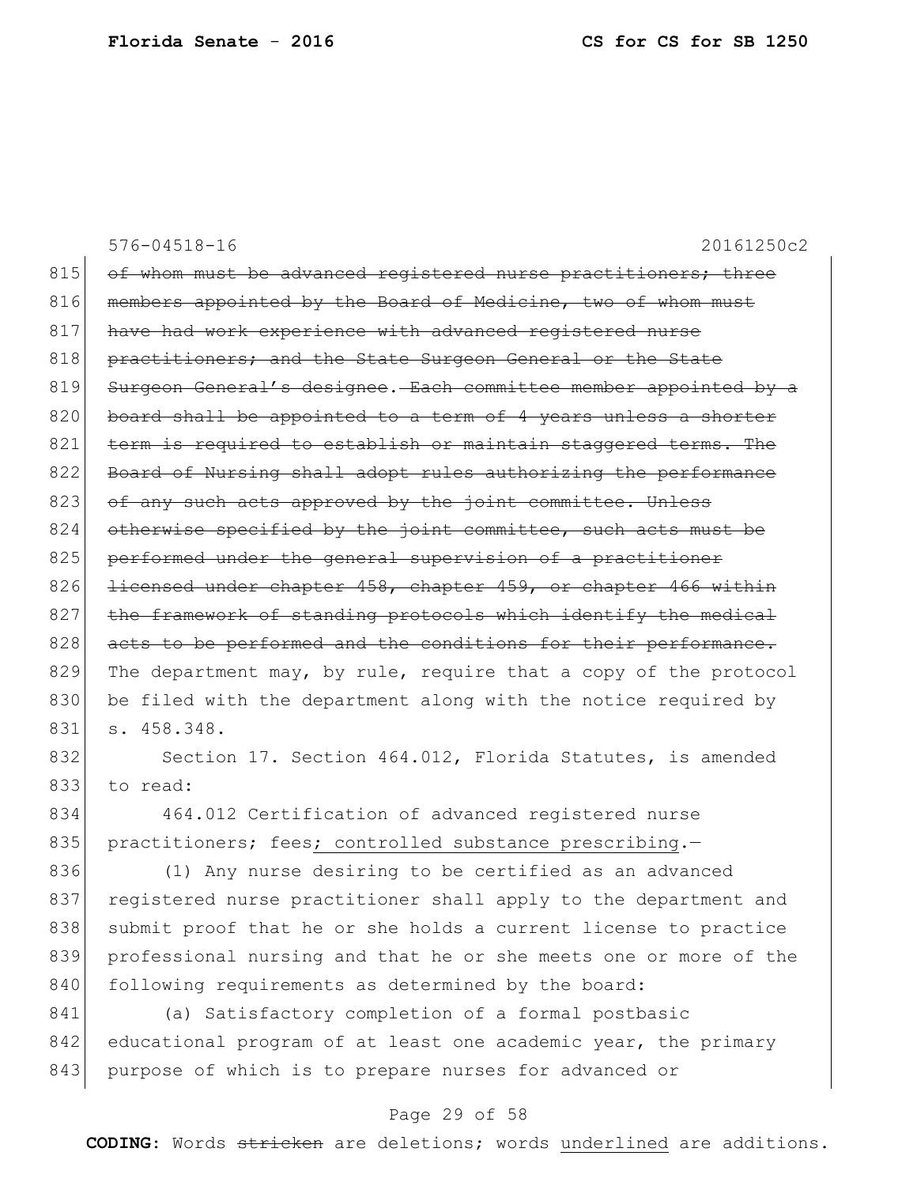~~of whom must be advanced registered nurse practitioners; three members appointed by the Board of Medicine, two of whom must have had work experience with advanced registered nurse practitioners; and the State Surgeon General or the State Surgeon General's designee. Each committee member appointed by a board shall be appointed to a term of 4 years unless a shorter term is required to establish or maintain staggered terms. The Board of Nursing shall adopt rules authorizing the performance of any such acts approved by the joint committee. Unless otherwise specified by the joint committee, such acts must be performed under the general supervision of a practitioner licensed under chapter 458, chapter 459, or chapter 466 within the framework of standing protocols which identify the medical acts to be performed and the conditions for their performance.~~ The department may, by rule, require that a copy of the protocol be filed with the department along with the notice required by s. 458.348.

Section 17. Section 464.012, Florida Statutes, is amended to read:

464.012 Certification of advanced registered nurse practitioners; fees; controlled substance prescribing.—

(1) Any nurse desiring to be certified as an advanced registered nurse practitioner shall apply to the department and submit proof that he or she holds a current license to practice professional nursing and that he or she meets one or more of the following requirements as determined by the board:

(a) Satisfactory completion of a formal postbasic educational program of at least one academic year, the primary purpose of which is to prepare nurses for advanced or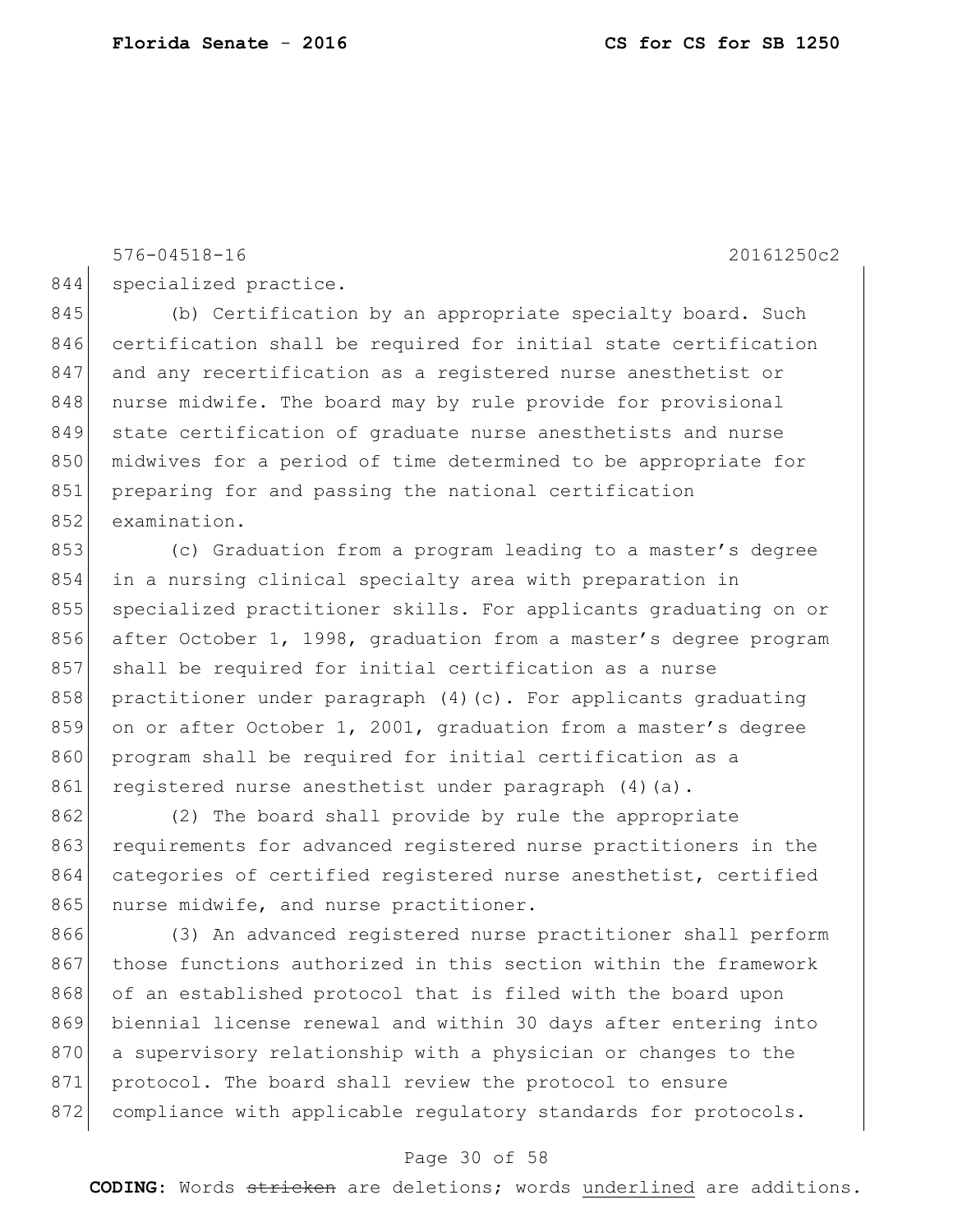specialized practice.

(b) Certification by an appropriate specialty board. Such certification shall be required for initial state certification and any recertification as a registered nurse anesthetist or nurse midwife. The board may by rule provide for provisional state certification of graduate nurse anesthetists and nurse midwives for a period of time determined to be appropriate for preparing for and passing the national certification examination.

(c) Graduation from a program leading to a master's degree in a nursing clinical specialty area with preparation in specialized practitioner skills. For applicants graduating on or after October 1, 1998, graduation from a master's degree program shall be required for initial certification as a nurse practitioner under paragraph (4)(c). For applicants graduating on or after October 1, 2001, graduation from a master's degree program shall be required for initial certification as a registered nurse anesthetist under paragraph (4)(a).

(2) The board shall provide by rule the appropriate requirements for advanced registered nurse practitioners in the categories of certified registered nurse anesthetist, certified nurse midwife, and nurse practitioner.

(3) An advanced registered nurse practitioner shall perform those functions authorized in this section within the framework of an established protocol that is filed with the board upon biennial license renewal and within 30 days after entering into a supervisory relationship with a physician or changes to the protocol. The board shall review the protocol to ensure compliance with applicable regulatory standards for protocols.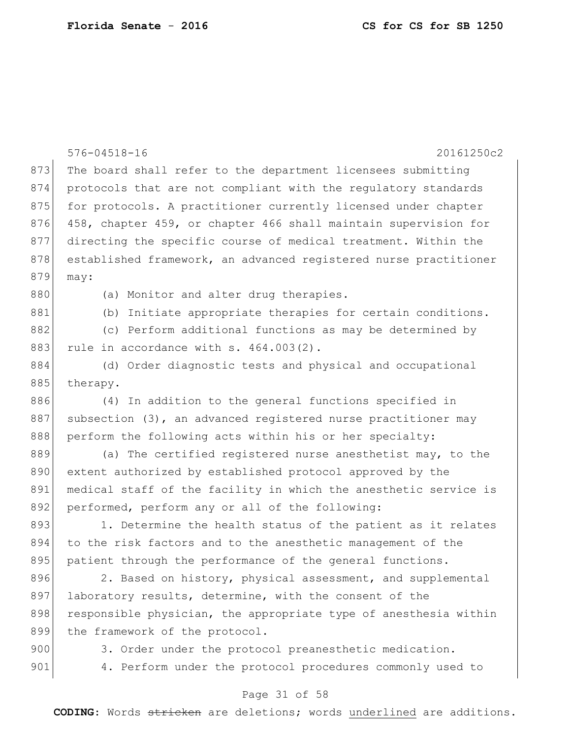The board shall refer to the department licensees submitting protocols that are not compliant with the regulatory standards for protocols. A practitioner currently licensed under chapter 458, chapter 459, or chapter 466 shall maintain supervision for directing the specific course of medical treatment. Within the established framework, an advanced registered nurse practitioner may:

(a) Monitor and alter drug therapies.

(b) Initiate appropriate therapies for certain conditions.

(c) Perform additional functions as may be determined by rule in accordance with s. 464.003(2).

(d) Order diagnostic tests and physical and occupational therapy.

(4) In addition to the general functions specified in subsection (3), an advanced registered nurse practitioner may perform the following acts within his or her specialty:

(a) The certified registered nurse anesthetist may, to the extent authorized by established protocol approved by the medical staff of the facility in which the anesthetic service is performed, perform any or all of the following:

1. Determine the health status of the patient as it relates to the risk factors and to the anesthetic management of the patient through the performance of the general functions.

2. Based on history, physical assessment, and supplemental laboratory results, determine, with the consent of the responsible physician, the appropriate type of anesthesia within the framework of the protocol.

3. Order under the protocol preanesthetic medication.

4. Perform under the protocol procedures commonly used to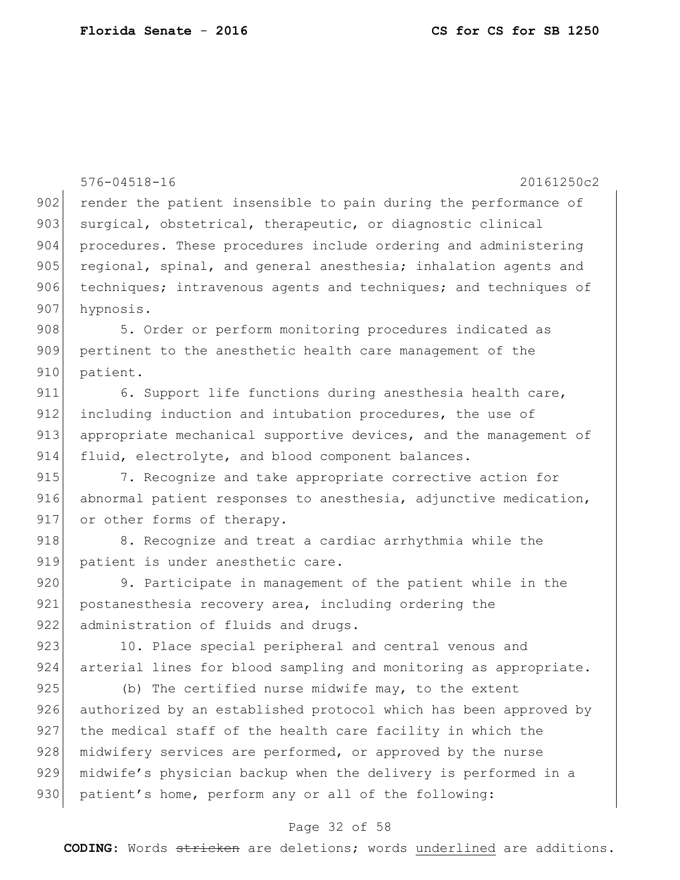render the patient insensible to pain during the performance of surgical, obstetrical, therapeutic, or diagnostic clinical procedures. These procedures include ordering and administering regional, spinal, and general anesthesia; inhalation agents and techniques; intravenous agents and techniques; and techniques of hypnosis.

5. Order or perform monitoring procedures indicated as pertinent to the anesthetic health care management of the patient.

6. Support life functions during anesthesia health care, including induction and intubation procedures, the use of appropriate mechanical supportive devices, and the management of fluid, electrolyte, and blood component balances.

7. Recognize and take appropriate corrective action for abnormal patient responses to anesthesia, adjunctive medication, or other forms of therapy.

8. Recognize and treat a cardiac arrhythmia while the patient is under anesthetic care.

9. Participate in management of the patient while in the postanesthesia recovery area, including ordering the administration of fluids and drugs.

10. Place special peripheral and central venous and arterial lines for blood sampling and monitoring as appropriate.

(b) The certified nurse midwife may, to the extent authorized by an established protocol which has been approved by the medical staff of the health care facility in which the midwifery services are performed, or approved by the nurse midwife's physician backup when the delivery is performed in a patient's home, perform any or all of the following: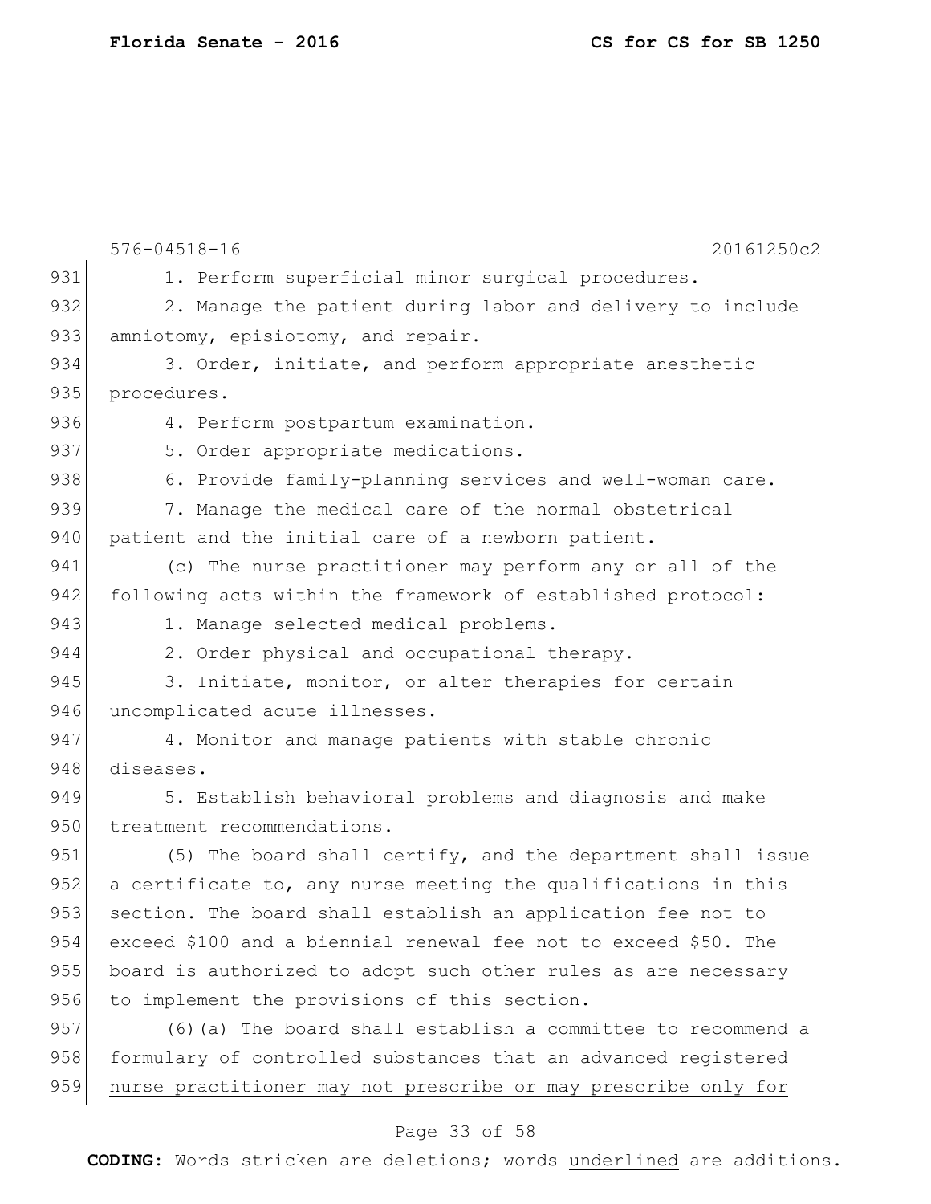1. Perform superficial minor surgical procedures.

2. Manage the patient during labor and delivery to include amniotomy, episiotomy, and repair.

3. Order, initiate, and perform appropriate anesthetic procedures.

4. Perform postpartum examination.

5. Order appropriate medications.

6. Provide family-planning services and well-woman care.

7. Manage the medical care of the normal obstetrical patient and the initial care of a newborn patient.

(c) The nurse practitioner may perform any or all of the following acts within the framework of established protocol:

1. Manage selected medical problems.

2. Order physical and occupational therapy.

3. Initiate, monitor, or alter therapies for certain uncomplicated acute illnesses.

4. Monitor and manage patients with stable chronic diseases.

5. Establish behavioral problems and diagnosis and make treatment recommendations.

(5) The board shall certify, and the department shall issue a certificate to, any nurse meeting the qualifications in this section. The board shall establish an application fee not to exceed $100 and a biennial renewal fee not to exceed $50. The board is authorized to adopt such other rules as are necessary to implement the provisions of this section.

(6)(a) <u>The board shall establish a committee to recommend a formulary of controlled substances that an advanced registered nurse practitioner may not prescribe or may prescribe only for</u>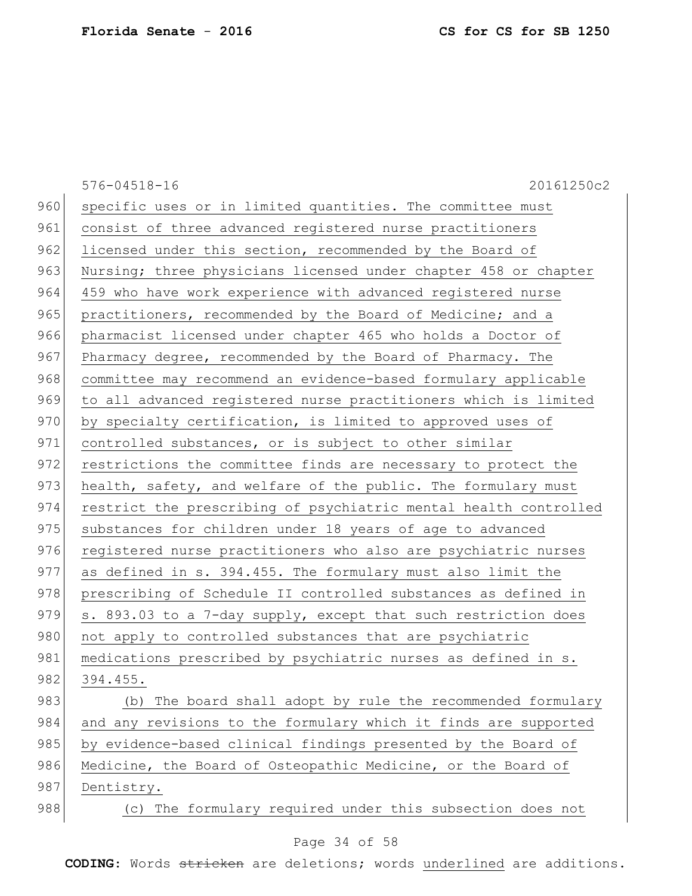specific uses or in limited quantities. The committee must consist of three advanced registered nurse practitioners licensed under this section, recommended by the Board of Nursing; three physicians licensed under chapter 458 or chapter 459 who have work experience with advanced registered nurse practitioners, recommended by the Board of Medicine; and a pharmacist licensed under chapter 465 who holds a Doctor of Pharmacy degree, recommended by the Board of Pharmacy. The committee may recommend an evidence-based formulary applicable to all advanced registered nurse practitioners which is limited by specialty certification, is limited to approved uses of controlled substances, or is subject to other similar restrictions the committee finds are necessary to protect the health, safety, and welfare of the public. The formulary must restrict the prescribing of psychiatric mental health controlled substances for children under 18 years of age to advanced registered nurse practitioners who also are psychiatric nurses as defined in s. 394.455. The formulary must also limit the prescribing of Schedule II controlled substances as defined in s. 893.03 to a 7-day supply, except that such restriction does not apply to controlled substances that are psychiatric medications prescribed by psychiatric nurses as defined in s. 394.455.

(b) The board shall adopt by rule the recommended formulary and any revisions to the formulary which it finds are supported by evidence-based clinical findings presented by the Board of Medicine, the Board of Osteopathic Medicine, or the Board of Dentistry.

(c) The formulary required under this subsection does not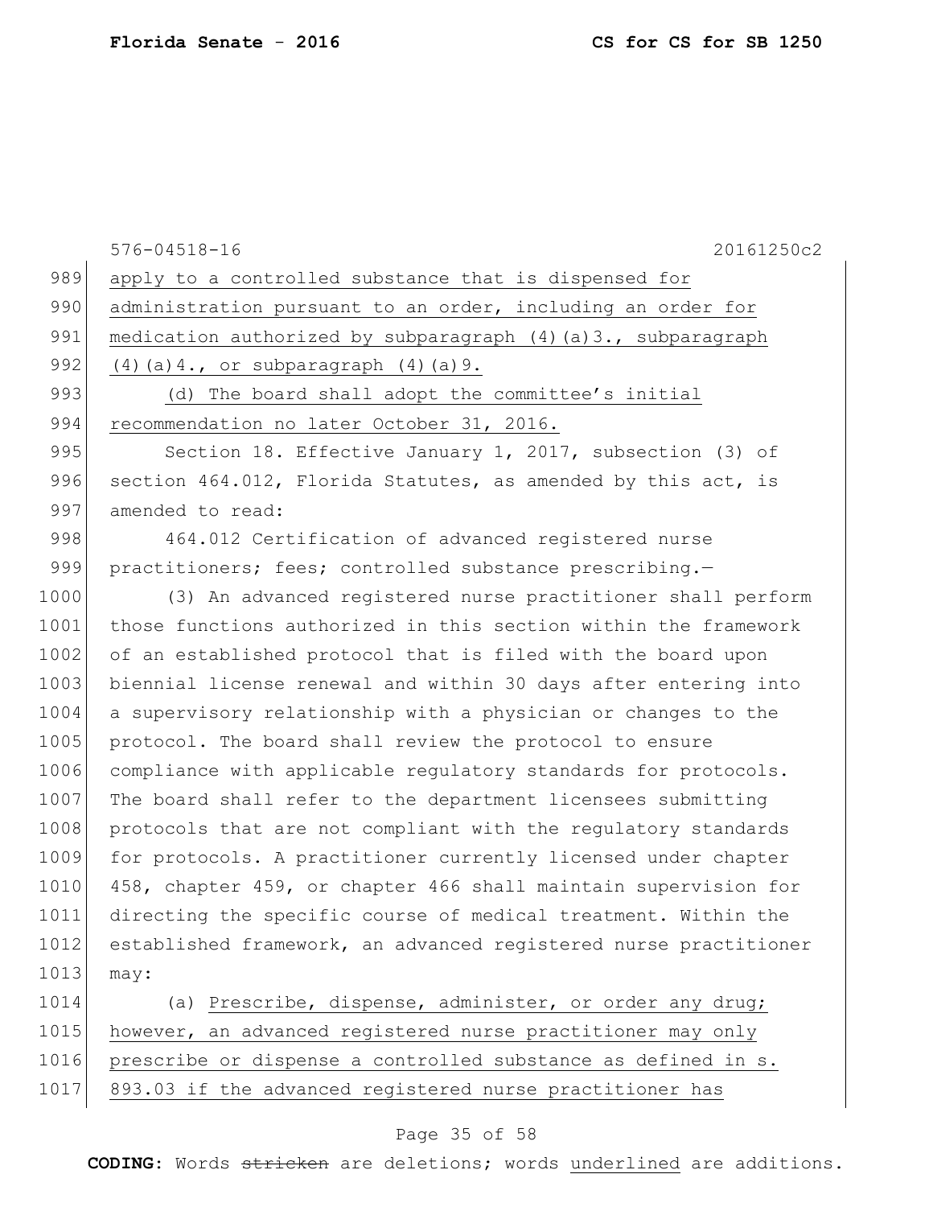apply to a controlled substance that is dispensed for administration pursuant to an order, including an order for medication authorized by subparagraph (4)(a)3., subparagraph (4)(a)4., or subparagraph (4)(a)9.

(d) The board shall adopt the committee's initial recommendation no later October 31, 2016.

Section 18. Effective January 1, 2017, subsection (3) of section 464.012, Florida Statutes, as amended by this act, is amended to read:

464.012 Certification of advanced registered nurse practitioners; fees; controlled substance prescribing.—

(3) An advanced registered nurse practitioner shall perform those functions authorized in this section within the framework of an established protocol that is filed with the board upon biennial license renewal and within 30 days after entering into a supervisory relationship with a physician or changes to the protocol. The board shall review the protocol to ensure compliance with applicable regulatory standards for protocols. The board shall refer to the department licensees submitting protocols that are not compliant with the regulatory standards for protocols. A practitioner currently licensed under chapter 458, chapter 459, or chapter 466 shall maintain supervision for directing the specific course of medical treatment. Within the established framework, an advanced registered nurse practitioner may:

(a) Prescribe, dispense, administer, or order any drug; however, an advanced registered nurse practitioner may only prescribe or dispense a controlled substance as defined in s. 893.03 if the advanced registered nurse practitioner has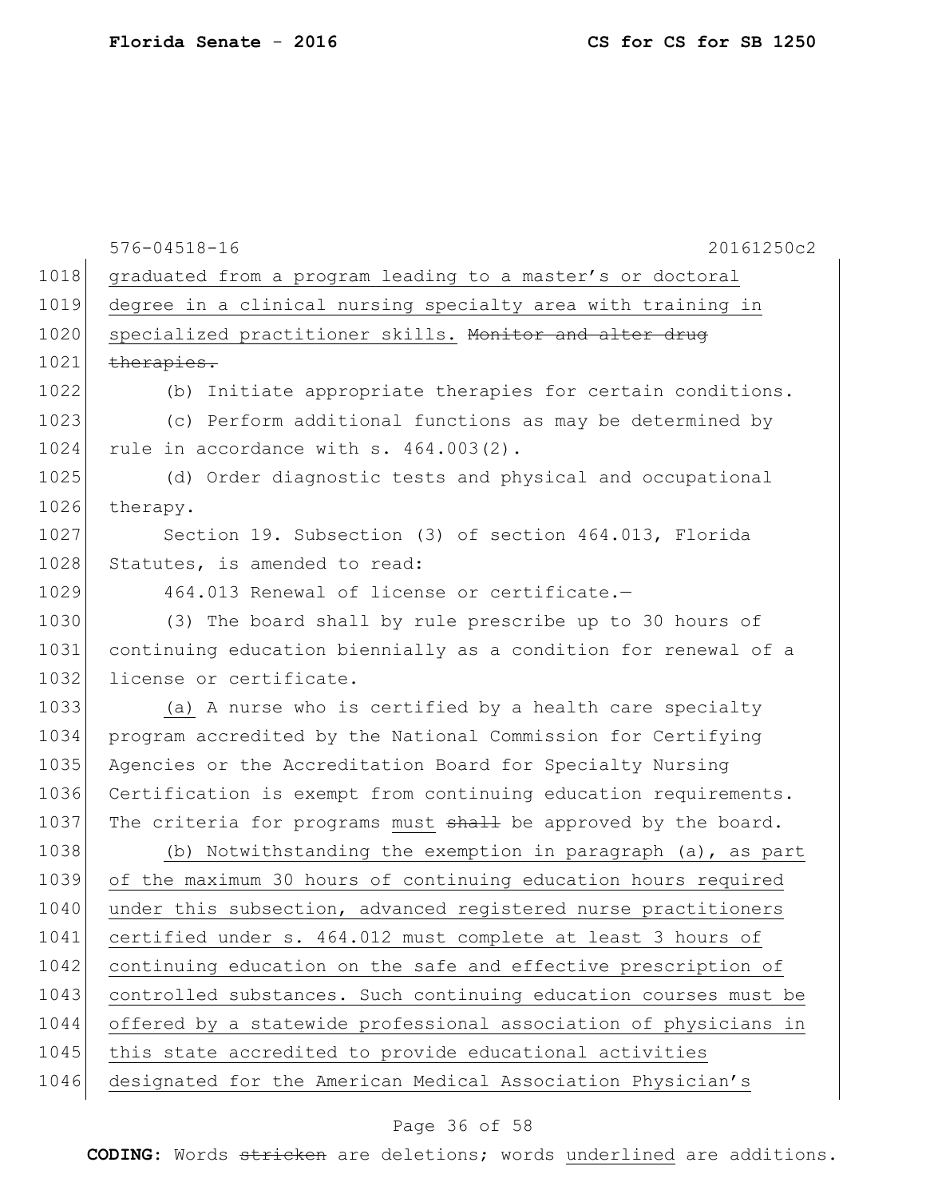graduated from a program leading to a master's or doctoral degree in a clinical nursing specialty area with training in specialized practitioner skills. ~~Monitor and alter drug therapies.~~

(b) Initiate appropriate therapies for certain conditions.

(c) Perform additional functions as may be determined by rule in accordance with s. 464.003(2).

(d) Order diagnostic tests and physical and occupational therapy.

Section 19. Subsection (3) of section 464.013, Florida Statutes, is amended to read:

464.013 Renewal of license or certificate.—

(3) The board shall by rule prescribe up to 30 hours of continuing education biennially as a condition for renewal of a license or certificate.

<u>(a)</u> A nurse who is certified by a health care specialty program accredited by the National Commission for Certifying Agencies or the Accreditation Board for Specialty Nursing Certification is exempt from continuing education requirements. The criteria for programs <u>must</u> ~~shall~~ be approved by the board.

<u>(b) Notwithstanding the exemption in paragraph (a), as part of the maximum 30 hours of continuing education hours required under this subsection, advanced registered nurse practitioners certified under s. 464.012 must complete at least 3 hours of continuing education on the safe and effective prescription of controlled substances. Such continuing education courses must be offered by a statewide professional association of physicians in this state accredited to provide educational activities designated for the American Medical Association Physician's</u>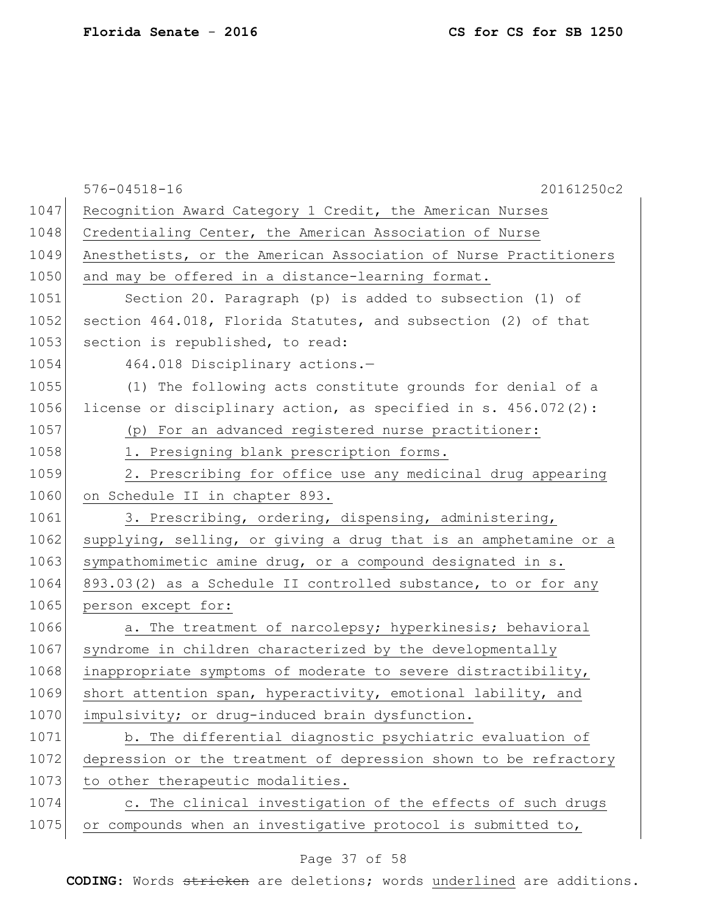576-04518-16 20161250c2

Recognition Award Category 1 Credit, the American Nurses Credentialing Center, the American Association of Nurse Anesthetists, or the American Association of Nurse Practitioners and may be offered in a distance-learning format.

Section 20. Paragraph (p) is added to subsection (1) of section 464.018, Florida Statutes, and subsection (2) of that section is republished, to read:

464.018 Disciplinary actions.—

(1) The following acts constitute grounds for denial of a license or disciplinary action, as specified in s. 456.072(2):

(p) For an advanced registered nurse practitioner:

1. Presigning blank prescription forms.

2. Prescribing for office use any medicinal drug appearing on Schedule II in chapter 893.

3. Prescribing, ordering, dispensing, administering, supplying, selling, or giving a drug that is an amphetamine or a sympathomimetic amine drug, or a compound designated in s. 893.03(2) as a Schedule II controlled substance, to or for any person except for:

a. The treatment of narcolepsy; hyperkinesis; behavioral syndrome in children characterized by the developmentally inappropriate symptoms of moderate to severe distractibility, short attention span, hyperactivity, emotional lability, and impulsivity; or drug-induced brain dysfunction.

b. The differential diagnostic psychiatric evaluation of depression or the treatment of depression shown to be refractory to other therapeutic modalities.

c. The clinical investigation of the effects of such drugs or compounds when an investigative protocol is submitted to,

**CODING:** Words stricken are deletions; words underlined are additions.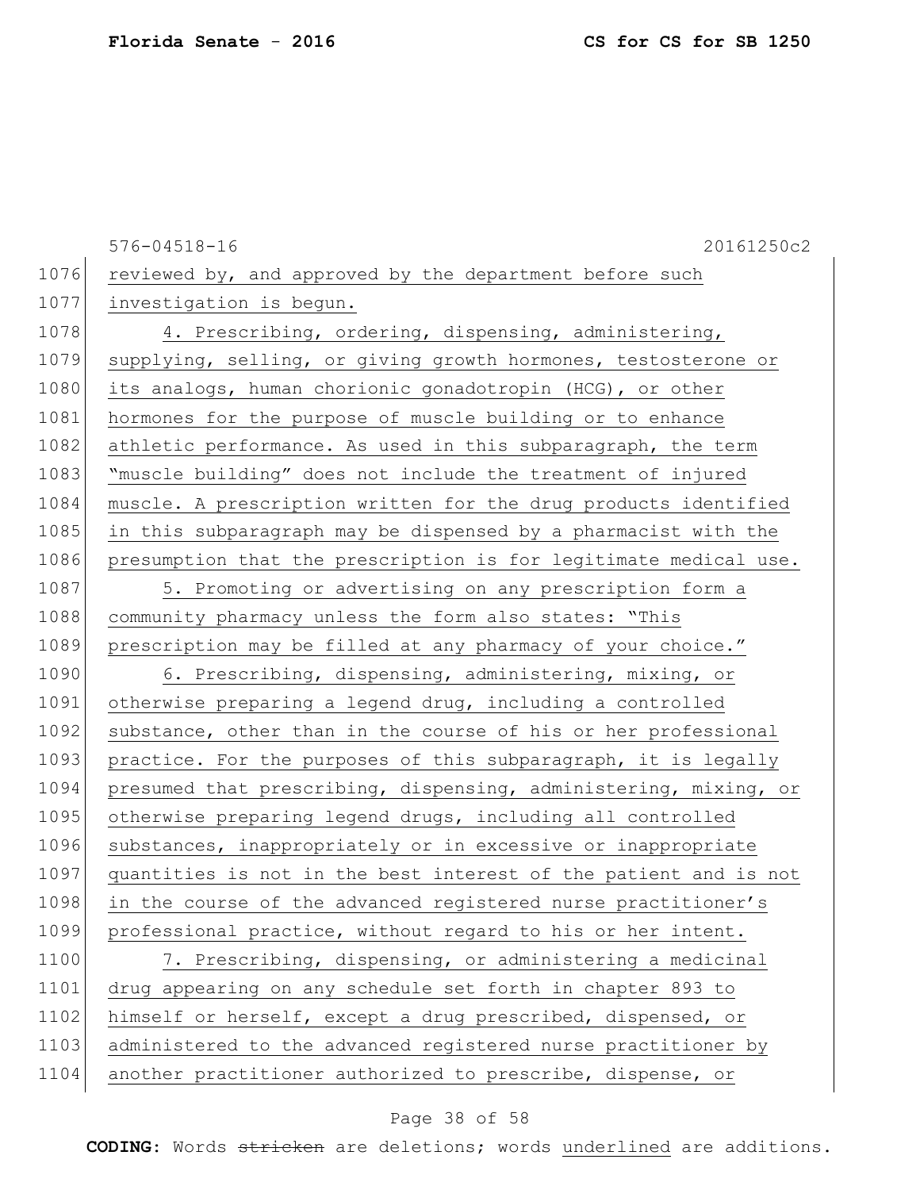reviewed by, and approved by the department before such investigation is begun.

4. Prescribing, ordering, dispensing, administering, supplying, selling, or giving growth hormones, testosterone or its analogs, human chorionic gonadotropin (HCG), or other hormones for the purpose of muscle building or to enhance athletic performance. As used in this subparagraph, the term "muscle building" does not include the treatment of injured muscle. A prescription written for the drug products identified in this subparagraph may be dispensed by a pharmacist with the presumption that the prescription is for legitimate medical use.

5. Promoting or advertising on any prescription form a community pharmacy unless the form also states: "This prescription may be filled at any pharmacy of your choice."

6. Prescribing, dispensing, administering, mixing, or otherwise preparing a legend drug, including a controlled substance, other than in the course of his or her professional practice. For the purposes of this subparagraph, it is legally presumed that prescribing, dispensing, administering, mixing, or otherwise preparing legend drugs, including all controlled substances, inappropriately or in excessive or inappropriate quantities is not in the best interest of the patient and is not in the course of the advanced registered nurse practitioner's professional practice, without regard to his or her intent.

7. Prescribing, dispensing, or administering a medicinal drug appearing on any schedule set forth in chapter 893 to himself or herself, except a drug prescribed, dispensed, or administered to the advanced registered nurse practitioner by another practitioner authorized to prescribe, dispense, or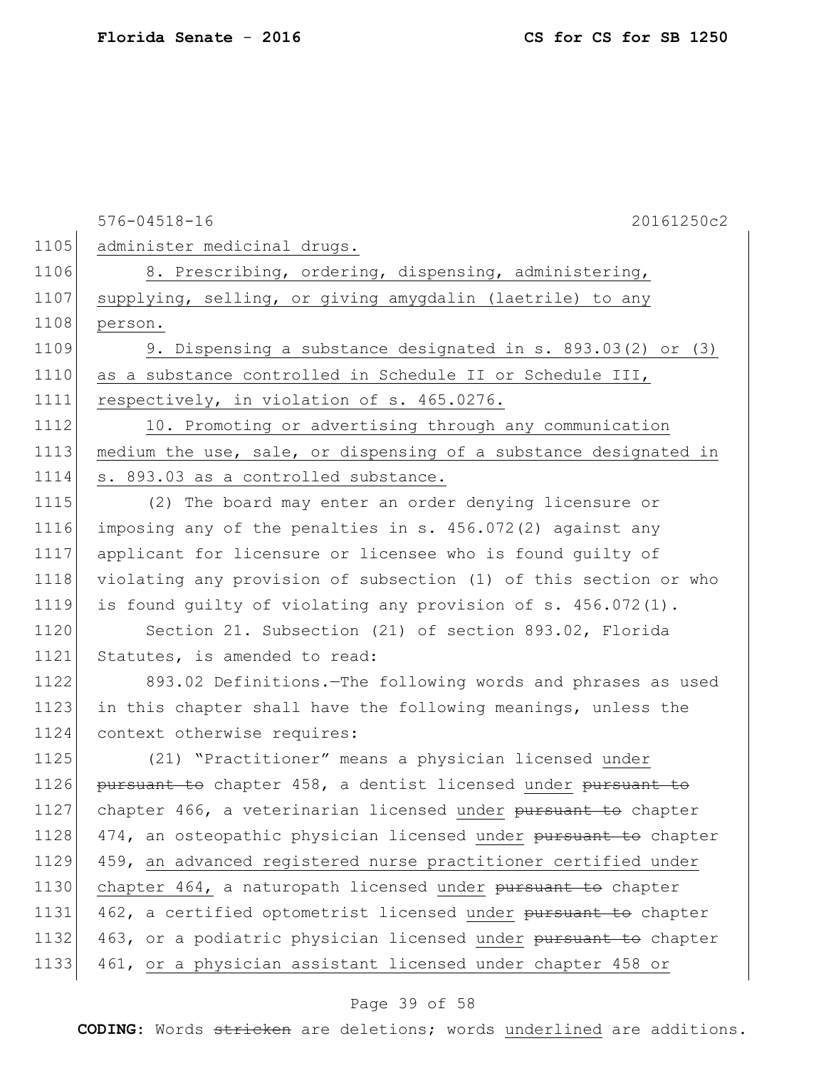576-04518-16 20161250c2

1105 administer medicinal drugs.

1106 8. Prescribing, ordering, dispensing, administering,
1107 supplying, selling, or giving amygdalin (laetrile) to any
1108 person.

1109 9. Dispensing a substance designated in s. 893.03(2) or (3)
1110 as a substance controlled in Schedule II or Schedule III,
1111 respectively, in violation of s. 465.0276.

1112 10. Promoting or advertising through any communication
1113 medium the use, sale, or dispensing of a substance designated in
1114 s. 893.03 as a controlled substance.

1115 (2) The board may enter an order denying licensure or
1116 imposing any of the penalties in s. 456.072(2) against any
1117 applicant for licensure or licensee who is found guilty of
1118 violating any provision of subsection (1) of this section or who
1119 is found guilty of violating any provision of s. 456.072(1).

1120 Section 21. Subsection (21) of section 893.02, Florida
1121 Statutes, is amended to read:

1122 893.02 Definitions.—The following words and phrases as used
1123 in this chapter shall have the following meanings, unless the
1124 context otherwise requires:

1125 (21) "Practitioner" means a physician licensed under
1126 ~~pursuant to~~ chapter 458, a dentist licensed under ~~pursuant to~~
1127 chapter 466, a veterinarian licensed under ~~pursuant to~~ chapter
1128 474, an osteopathic physician licensed under ~~pursuant to~~ chapter
1129 459, an advanced registered nurse practitioner certified under
1130 chapter 464, a naturopath licensed under ~~pursuant to~~ chapter
1131 462, a certified optometrist licensed under ~~pursuant to~~ chapter
1132 463, or a podiatric physician licensed under ~~pursuant to~~ chapter
1133 461, or a physician assistant licensed under chapter 458 or

**CODING:** Words ~~stricken~~ are deletions; words underlined are additions.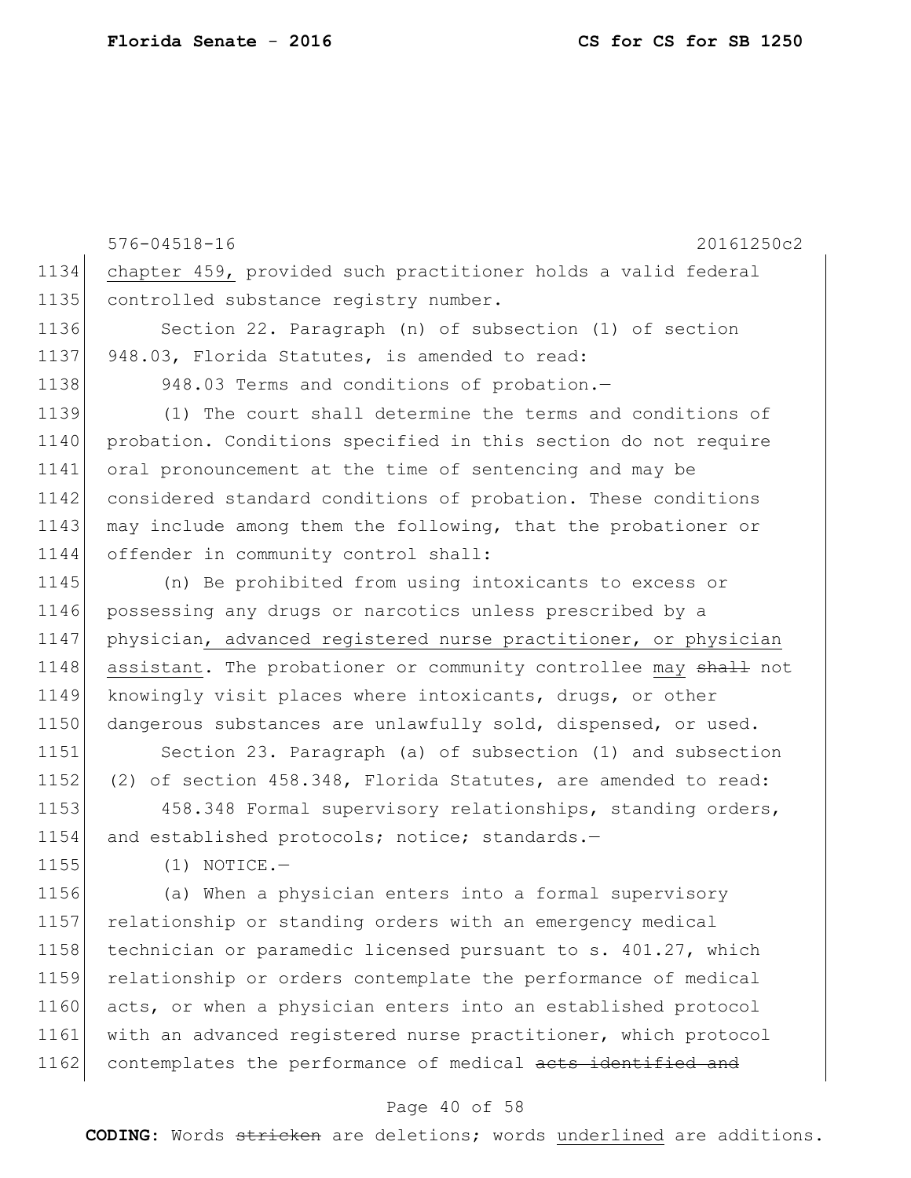576-04518-16 20161250c2

1134 chapter 459, provided such practitioner holds a valid federal
1135 controlled substance registry number.

1136 Section 22. Paragraph (n) of subsection (1) of section
1137 948.03, Florida Statutes, is amended to read:

1138 948.03 Terms and conditions of probation.—

1139 (1) The court shall determine the terms and conditions of
1140 probation. Conditions specified in this section do not require
1141 oral pronouncement at the time of sentencing and may be
1142 considered standard conditions of probation. These conditions
1143 may include among them the following, that the probationer or
1144 offender in community control shall:

1145 (n) Be prohibited from using intoxicants to excess or
1146 possessing any drugs or narcotics unless prescribed by a
1147 physician, advanced registered nurse practitioner, or physician
1148 assistant. The probationer or community controllee may ~~shall~~ not
1149 knowingly visit places where intoxicants, drugs, or other
1150 dangerous substances are unlawfully sold, dispensed, or used.

1151 Section 23. Paragraph (a) of subsection (1) and subsection
1152 (2) of section 458.348, Florida Statutes, are amended to read:

1153 458.348 Formal supervisory relationships, standing orders,
1154 and established protocols; notice; standards.—

1155 (1) NOTICE.—

1156 (a) When a physician enters into a formal supervisory
1157 relationship or standing orders with an emergency medical
1158 technician or paramedic licensed pursuant to s. 401.27, which
1159 relationship or orders contemplate the performance of medical
1160 acts, or when a physician enters into an established protocol
1161 with an advanced registered nurse practitioner, which protocol
1162 contemplates the performance of medical ~~acts identified and~~

**CODING:** Words ~~stricken~~ are deletions; words underlined are additions.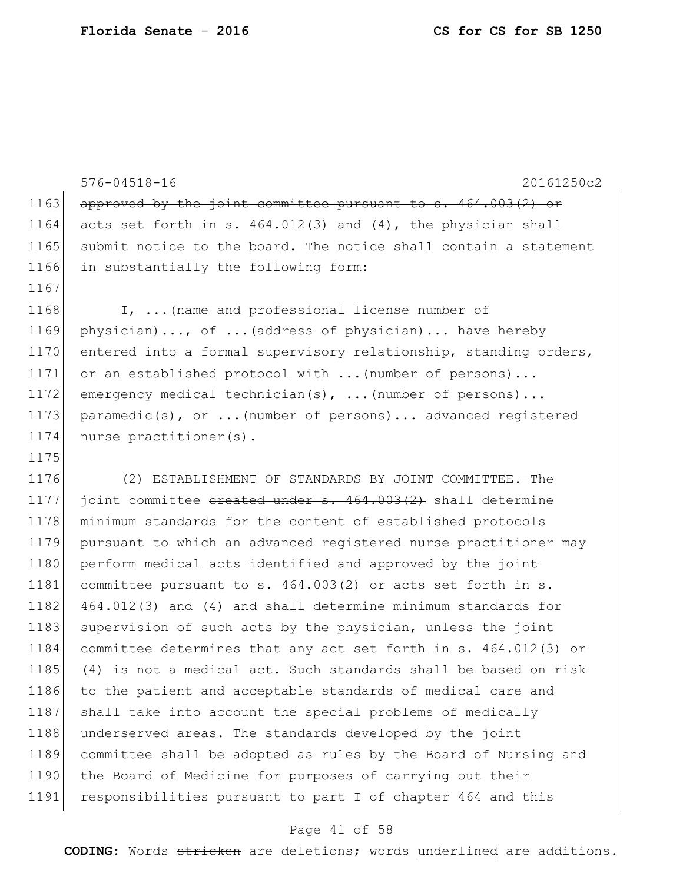~~approved by the joint committee pursuant to s. 464.003(2) or~~ acts set forth in s. 464.012(3) and (4), the physician shall submit notice to the board. The notice shall contain a statement in substantially the following form:

I, ...(name and professional license number of physician)..., of ...(address of physician)... have hereby entered into a formal supervisory relationship, standing orders, or an established protocol with ...(number of persons)... emergency medical technician(s), ...(number of persons)... paramedic(s), or ...(number of persons)... advanced registered nurse practitioner(s).

(2) ESTABLISHMENT OF STANDARDS BY JOINT COMMITTEE.—The joint committee ~~created under s. 464.003(2)~~ shall determine minimum standards for the content of established protocols pursuant to which an advanced registered nurse practitioner may perform medical acts ~~identified and approved by the joint committee pursuant to s. 464.003(2)~~ or acts set forth in s. 464.012(3) and (4) and shall determine minimum standards for supervision of such acts by the physician, unless the joint committee determines that any act set forth in s. 464.012(3) or (4) is not a medical act. Such standards shall be based on risk to the patient and acceptable standards of medical care and shall take into account the special problems of medically underserved areas. The standards developed by the joint committee shall be adopted as rules by the Board of Nursing and the Board of Medicine for purposes of carrying out their responsibilities pursuant to part I of chapter 464 and this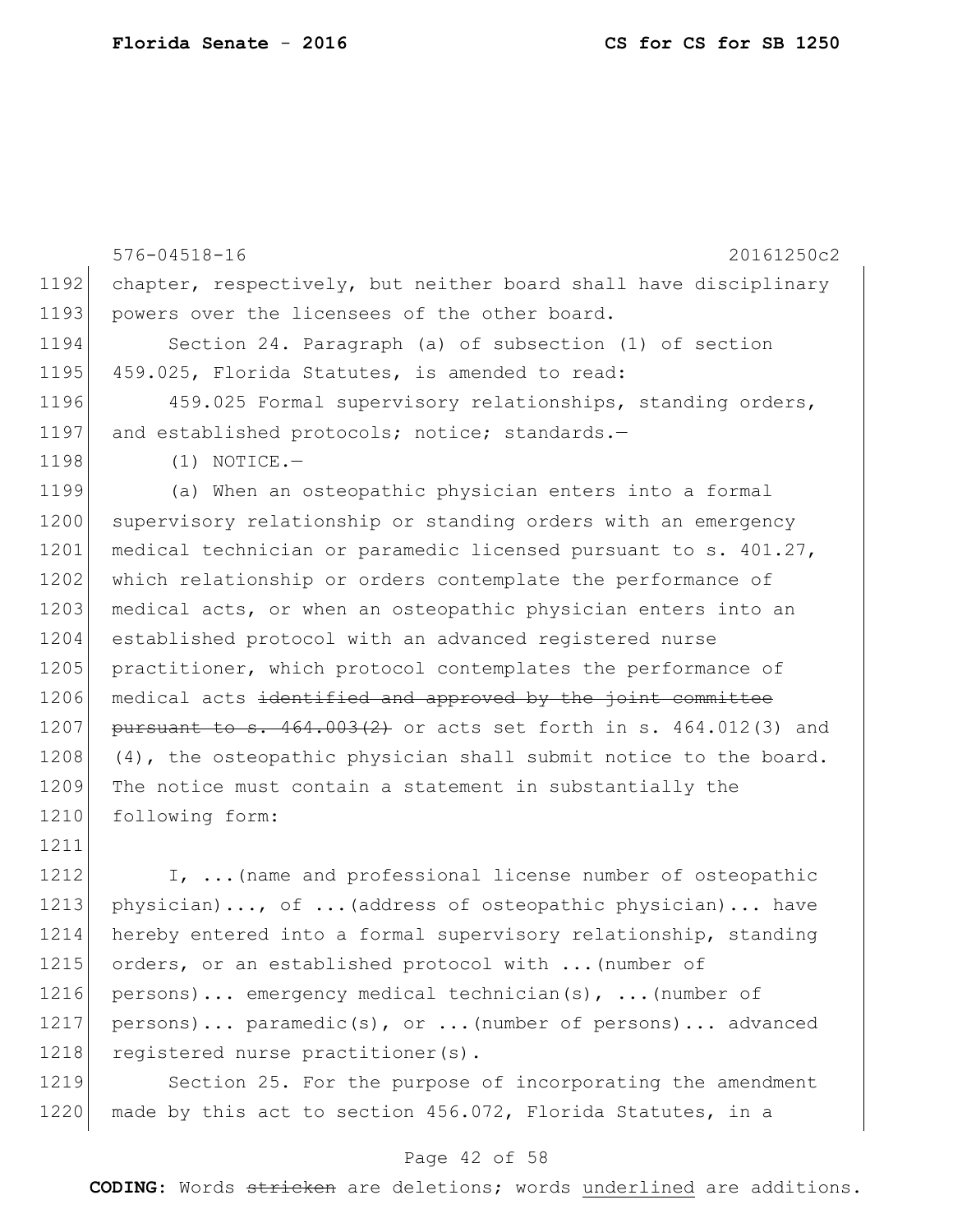576-04518-16 20161250c2

chapter, respectively, but neither board shall have disciplinary powers over the licensees of the other board.

Section 24. Paragraph (a) of subsection (1) of section 459.025, Florida Statutes, is amended to read:

459.025 Formal supervisory relationships, standing orders, and established protocols; notice; standards.—

(1) NOTICE.—

(a) When an osteopathic physician enters into a formal supervisory relationship or standing orders with an emergency medical technician or paramedic licensed pursuant to s. 401.27, which relationship or orders contemplate the performance of medical acts, or when an osteopathic physician enters into an established protocol with an advanced registered nurse practitioner, which protocol contemplates the performance of medical acts ~~identified and approved by the joint committee pursuant to s. 464.003(2)~~ or acts set forth in s. 464.012(3) and (4), the osteopathic physician shall submit notice to the board. The notice must contain a statement in substantially the following form:

I, ...(name and professional license number of osteopathic physician)..., of ...(address of osteopathic physician)... have hereby entered into a formal supervisory relationship, standing orders, or an established protocol with ...(number of persons)... emergency medical technician(s), ...(number of persons)... paramedic(s), or ...(number of persons)... advanced registered nurse practitioner(s).

Section 25. For the purpose of incorporating the amendment made by this act to section 456.072, Florida Statutes, in a

**CODING**: Words ~~stricken~~ are deletions; words underlined are additions.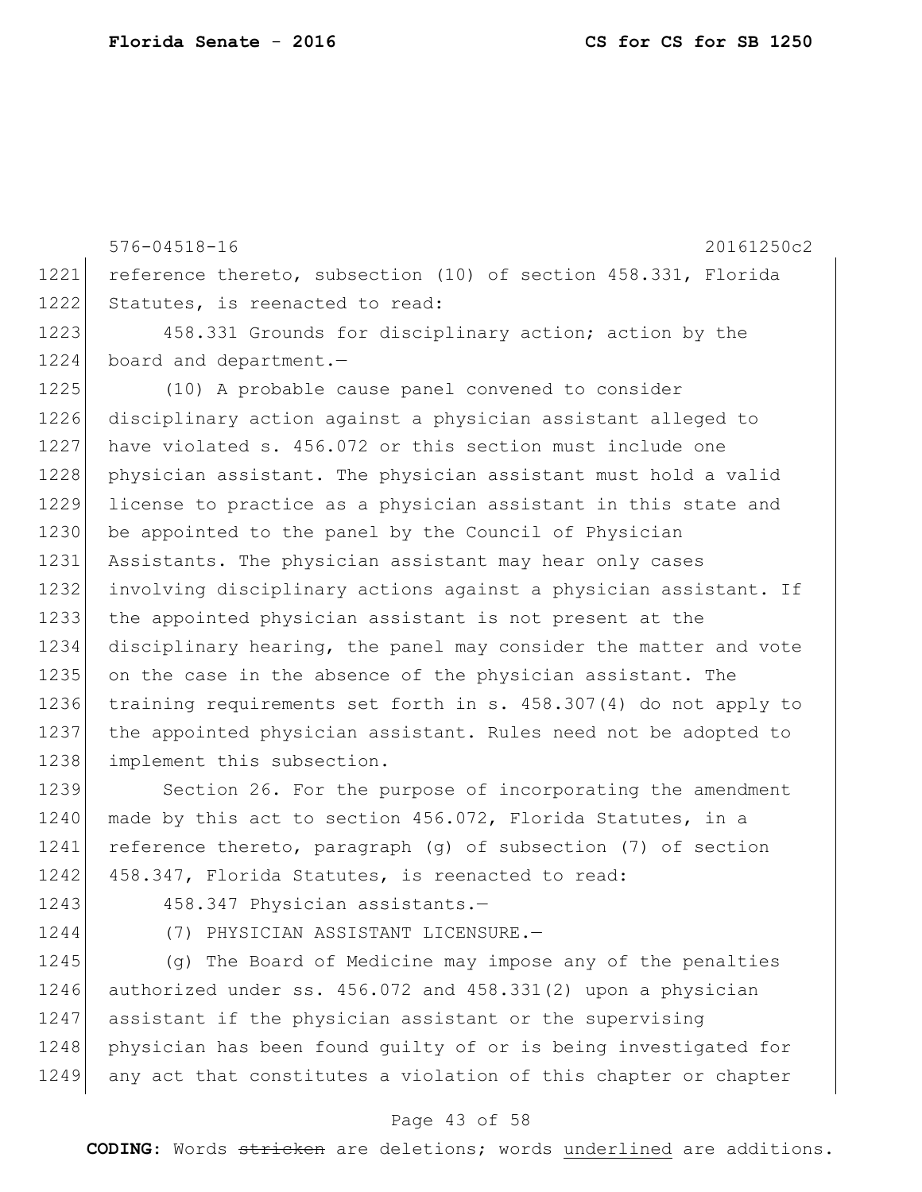reference thereto, subsection (10) of section 458.331, Florida Statutes, is reenacted to read:

458.331 Grounds for disciplinary action; action by the board and department.—

(10) A probable cause panel convened to consider disciplinary action against a physician assistant alleged to have violated s. 456.072 or this section must include one physician assistant. The physician assistant must hold a valid license to practice as a physician assistant in this state and be appointed to the panel by the Council of Physician Assistants. The physician assistant may hear only cases involving disciplinary actions against a physician assistant. If the appointed physician assistant is not present at the disciplinary hearing, the panel may consider the matter and vote on the case in the absence of the physician assistant. The training requirements set forth in s. 458.307(4) do not apply to the appointed physician assistant. Rules need not be adopted to implement this subsection.

Section 26. For the purpose of incorporating the amendment made by this act to section 456.072, Florida Statutes, in a reference thereto, paragraph (g) of subsection (7) of section 458.347, Florida Statutes, is reenacted to read:

458.347 Physician assistants.—

(7) PHYSICIAN ASSISTANT LICENSURE.—

(g) The Board of Medicine may impose any of the penalties authorized under ss. 456.072 and 458.331(2) upon a physician assistant if the physician assistant or the supervising physician has been found guilty of or is being investigated for any act that constitutes a violation of this chapter or chapter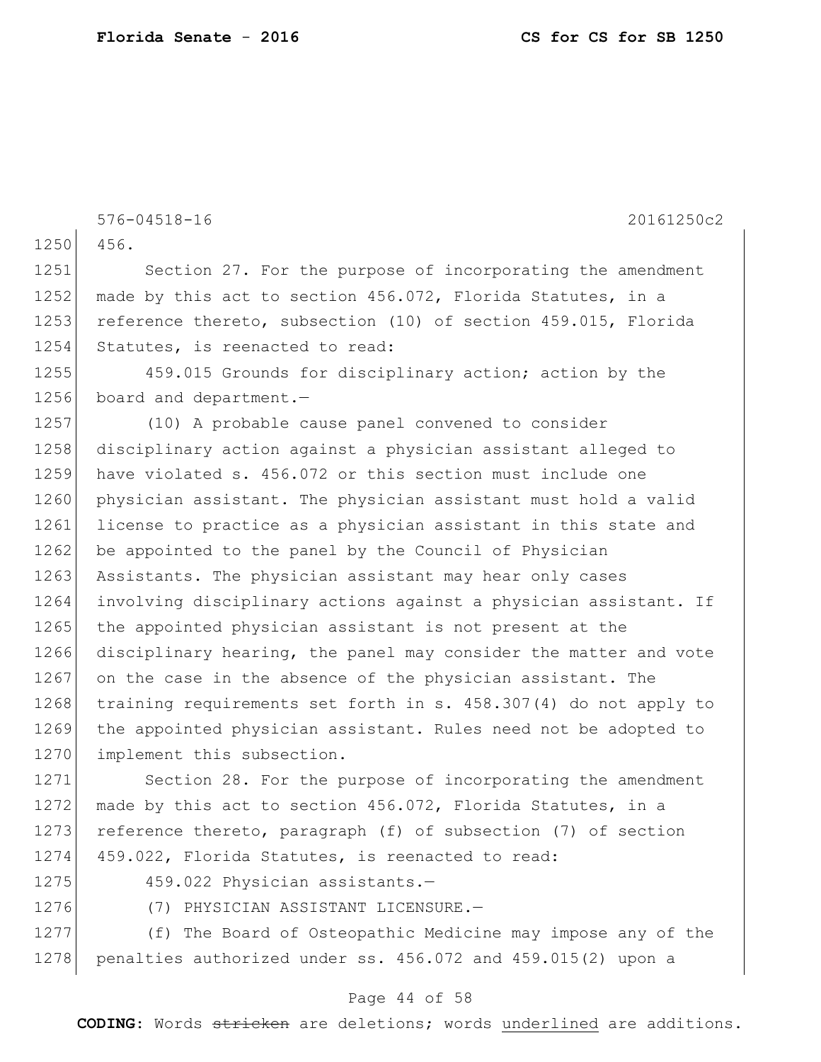576-04518-16 20161250c2

456.

Section 27. For the purpose of incorporating the amendment made by this act to section 456.072, Florida Statutes, in a reference thereto, subsection (10) of section 459.015, Florida Statutes, is reenacted to read:

459.015 Grounds for disciplinary action; action by the board and department.—

(10) A probable cause panel convened to consider disciplinary action against a physician assistant alleged to have violated s. 456.072 or this section must include one physician assistant. The physician assistant must hold a valid license to practice as a physician assistant in this state and be appointed to the panel by the Council of Physician Assistants. The physician assistant may hear only cases involving disciplinary actions against a physician assistant. If the appointed physician assistant is not present at the disciplinary hearing, the panel may consider the matter and vote on the case in the absence of the physician assistant. The training requirements set forth in s. 458.307(4) do not apply to the appointed physician assistant. Rules need not be adopted to implement this subsection.

Section 28. For the purpose of incorporating the amendment made by this act to section 456.072, Florida Statutes, in a reference thereto, paragraph (f) of subsection (7) of section 459.022, Florida Statutes, is reenacted to read:

459.022 Physician assistants.—

(7) PHYSICIAN ASSISTANT LICENSURE.—

(f) The Board of Osteopathic Medicine may impose any of the penalties authorized under ss. 456.072 and 459.015(2) upon a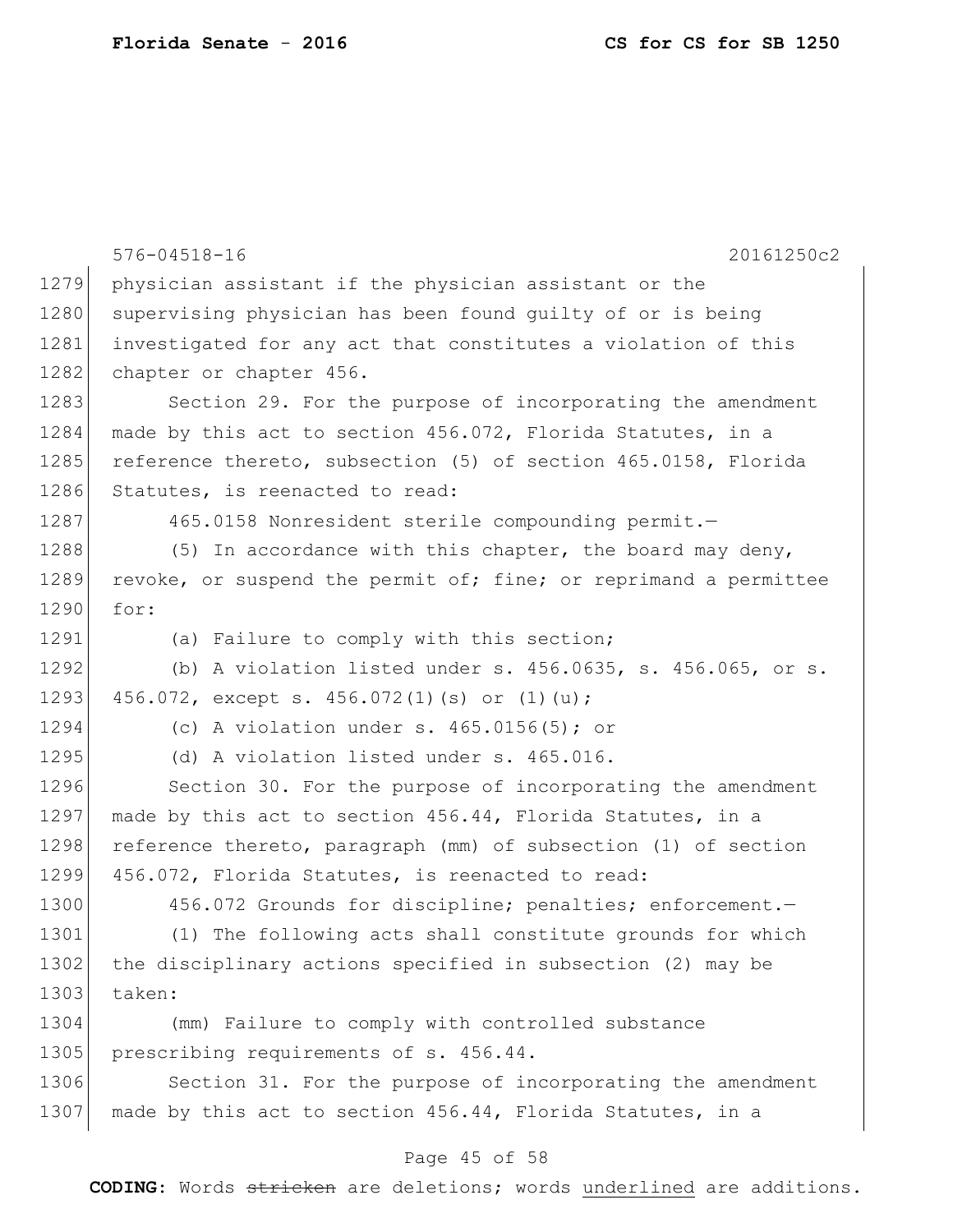physician assistant if the physician assistant or the supervising physician has been found guilty of or is being investigated for any act that constitutes a violation of this chapter or chapter 456.

Section 29. For the purpose of incorporating the amendment made by this act to section 456.072, Florida Statutes, in a reference thereto, subsection (5) of section 465.0158, Florida Statutes, is reenacted to read:

465.0158 Nonresident sterile compounding permit.—

(5) In accordance with this chapter, the board may deny, revoke, or suspend the permit of; fine; or reprimand a permittee for:

(a) Failure to comply with this section;

(b) A violation listed under s. 456.0635, s. 456.065, or s. 456.072, except s. 456.072(1)(s) or (1)(u);

(c) A violation under s. 465.0156(5); or

(d) A violation listed under s. 465.016.

Section 30. For the purpose of incorporating the amendment made by this act to section 456.44, Florida Statutes, in a reference thereto, paragraph (mm) of subsection (1) of section 456.072, Florida Statutes, is reenacted to read:

456.072 Grounds for discipline; penalties; enforcement.—

(1) The following acts shall constitute grounds for which the disciplinary actions specified in subsection (2) may be taken:

(mm) Failure to comply with controlled substance prescribing requirements of s. 456.44.

Section 31. For the purpose of incorporating the amendment made by this act to section 456.44, Florida Statutes, in a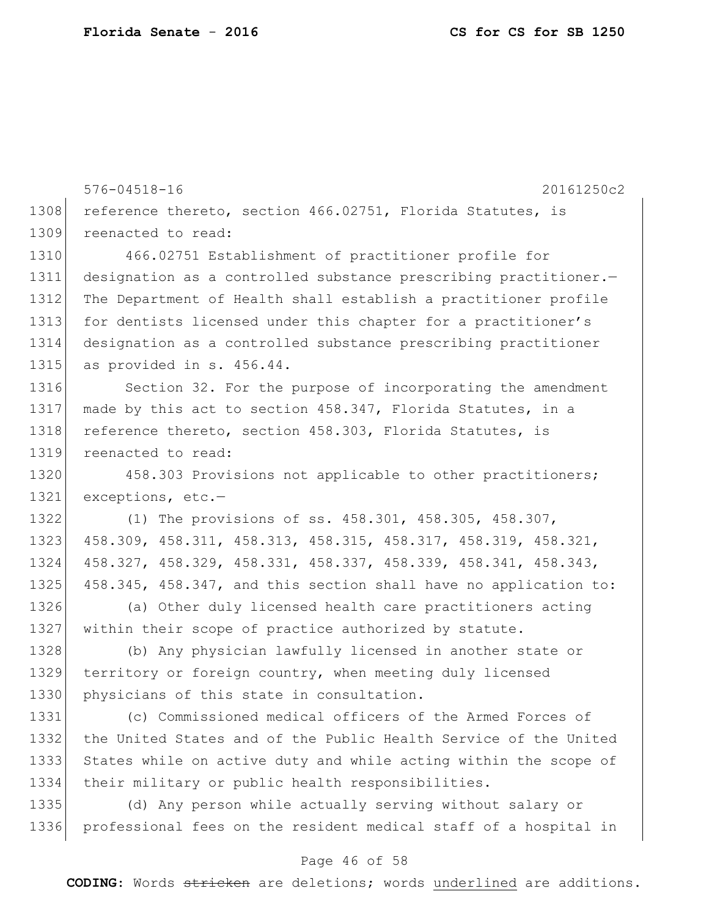reference thereto, section 466.02751, Florida Statutes, is reenacted to read:

466.02751 Establishment of practitioner profile for designation as a controlled substance prescribing practitioner.—The Department of Health shall establish a practitioner profile for dentists licensed under this chapter for a practitioner's designation as a controlled substance prescribing practitioner as provided in s. 456.44.

Section 32. For the purpose of incorporating the amendment made by this act to section 458.347, Florida Statutes, in a reference thereto, section 458.303, Florida Statutes, is reenacted to read:

458.303 Provisions not applicable to other practitioners; exceptions, etc.—

(1) The provisions of ss. 458.301, 458.305, 458.307, 458.309, 458.311, 458.313, 458.315, 458.317, 458.319, 458.321, 458.327, 458.329, 458.331, 458.337, 458.339, 458.341, 458.343, 458.345, 458.347, and this section shall have no application to:

(a) Other duly licensed health care practitioners acting within their scope of practice authorized by statute.

(b) Any physician lawfully licensed in another state or territory or foreign country, when meeting duly licensed physicians of this state in consultation.

(c) Commissioned medical officers of the Armed Forces of the United States and of the Public Health Service of the United States while on active duty and while acting within the scope of their military or public health responsibilities.

(d) Any person while actually serving without salary or professional fees on the resident medical staff of a hospital in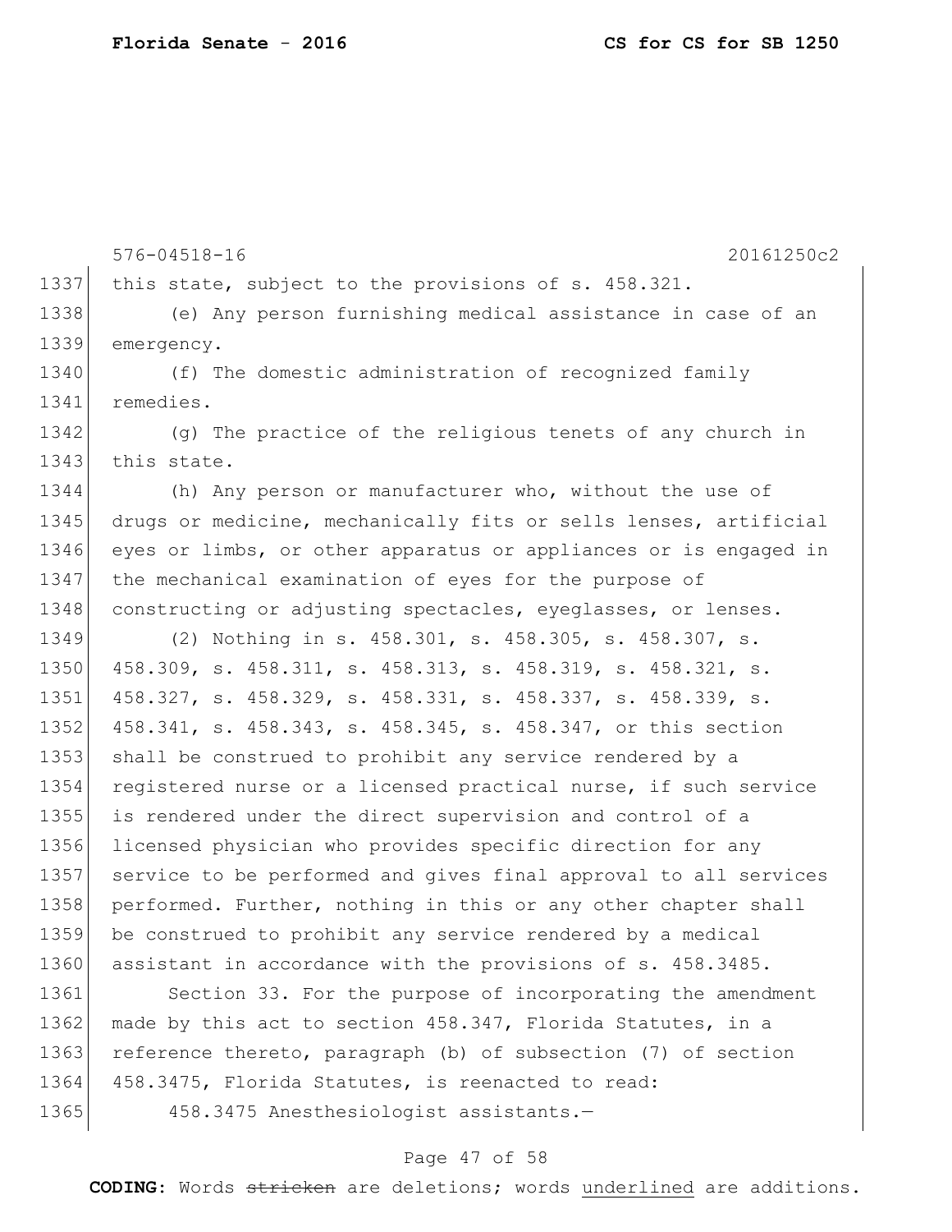this state, subject to the provisions of s. 458.321.

(e) Any person furnishing medical assistance in case of an emergency.

(f) The domestic administration of recognized family remedies.

(g) The practice of the religious tenets of any church in this state.

(h) Any person or manufacturer who, without the use of drugs or medicine, mechanically fits or sells lenses, artificial eyes or limbs, or other apparatus or appliances or is engaged in the mechanical examination of eyes for the purpose of constructing or adjusting spectacles, eyeglasses, or lenses.

(2) Nothing in s. 458.301, s. 458.305, s. 458.307, s. 458.309, s. 458.311, s. 458.313, s. 458.319, s. 458.321, s. 458.327, s. 458.329, s. 458.331, s. 458.337, s. 458.339, s. 458.341, s. 458.343, s. 458.345, s. 458.347, or this section shall be construed to prohibit any service rendered by a registered nurse or a licensed practical nurse, if such service is rendered under the direct supervision and control of a licensed physician who provides specific direction for any service to be performed and gives final approval to all services performed. Further, nothing in this or any other chapter shall be construed to prohibit any service rendered by a medical assistant in accordance with the provisions of s. 458.3485.

Section 33. For the purpose of incorporating the amendment made by this act to section 458.347, Florida Statutes, in a reference thereto, paragraph (b) of subsection (7) of section 458.3475, Florida Statutes, is reenacted to read:

458.3475 Anesthesiologist assistants.—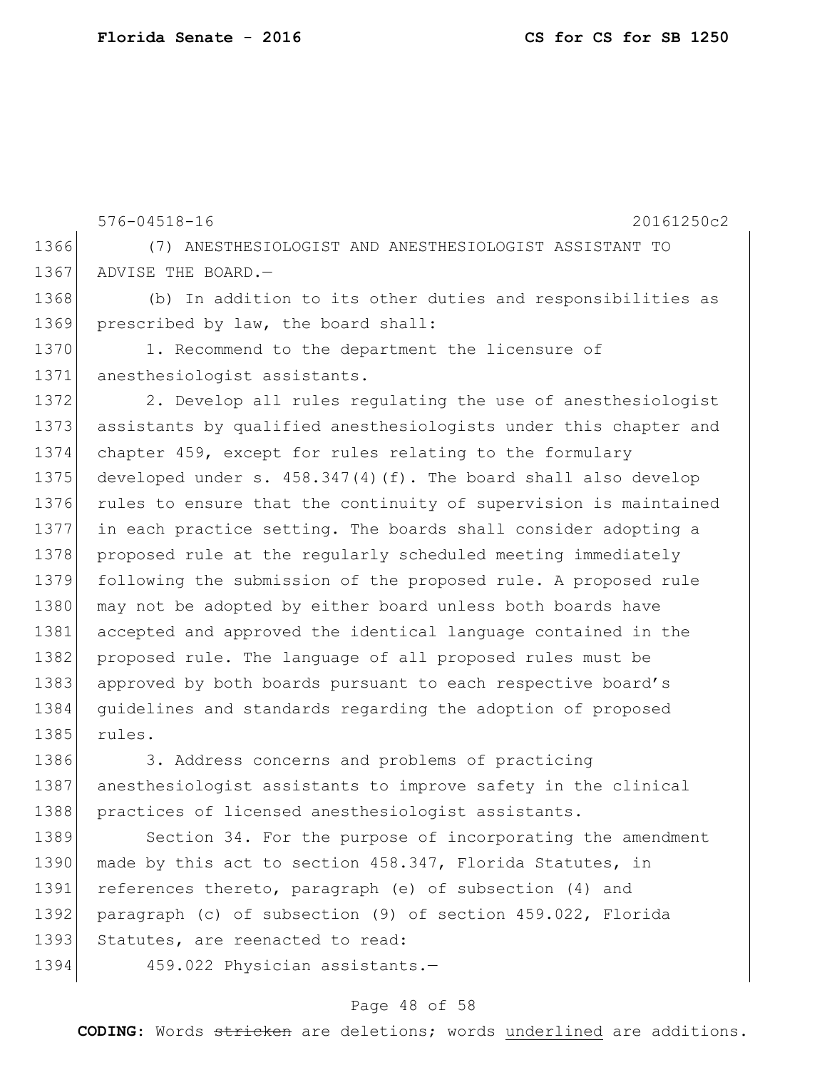(7) ANESTHESIOLOGIST AND ANESTHESIOLOGIST ASSISTANT TO ADVISE THE BOARD.—

(b) In addition to its other duties and responsibilities as prescribed by law, the board shall:

1. Recommend to the department the licensure of anesthesiologist assistants.

2. Develop all rules regulating the use of anesthesiologist assistants by qualified anesthesiologists under this chapter and chapter 459, except for rules relating to the formulary developed under s. 458.347(4)(f). The board shall also develop rules to ensure that the continuity of supervision is maintained in each practice setting. The boards shall consider adopting a proposed rule at the regularly scheduled meeting immediately following the submission of the proposed rule. A proposed rule may not be adopted by either board unless both boards have accepted and approved the identical language contained in the proposed rule. The language of all proposed rules must be approved by both boards pursuant to each respective board's guidelines and standards regarding the adoption of proposed rules.

3. Address concerns and problems of practicing anesthesiologist assistants to improve safety in the clinical practices of licensed anesthesiologist assistants.

Section 34. For the purpose of incorporating the amendment made by this act to section 458.347, Florida Statutes, in references thereto, paragraph (e) of subsection (4) and paragraph (c) of subsection (9) of section 459.022, Florida Statutes, are reenacted to read:

459.022 Physician assistants.—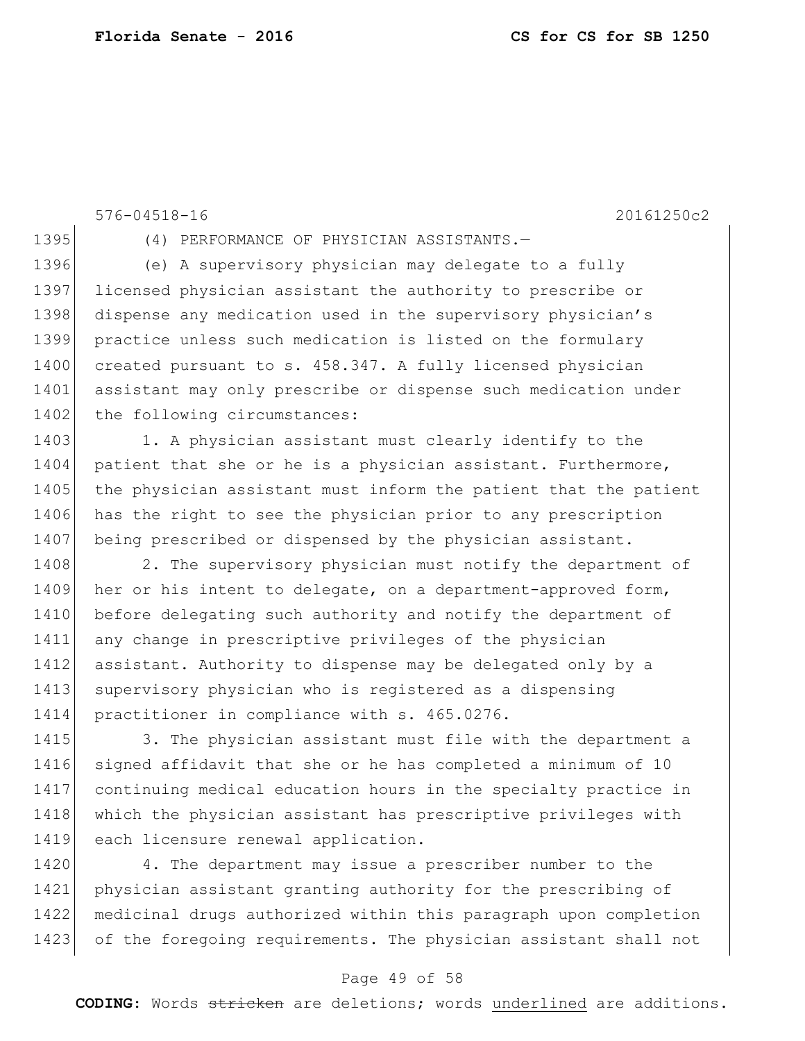576-04518-16 20161250c2

(4) PERFORMANCE OF PHYSICIAN ASSISTANTS.—

(e) A supervisory physician may delegate to a fully licensed physician assistant the authority to prescribe or dispense any medication used in the supervisory physician's practice unless such medication is listed on the formulary created pursuant to s. 458.347. A fully licensed physician assistant may only prescribe or dispense such medication under the following circumstances:

1. A physician assistant must clearly identify to the patient that she or he is a physician assistant. Furthermore, the physician assistant must inform the patient that the patient has the right to see the physician prior to any prescription being prescribed or dispensed by the physician assistant.

2. The supervisory physician must notify the department of her or his intent to delegate, on a department-approved form, before delegating such authority and notify the department of any change in prescriptive privileges of the physician assistant. Authority to dispense may be delegated only by a supervisory physician who is registered as a dispensing practitioner in compliance with s. 465.0276.

3. The physician assistant must file with the department a signed affidavit that she or he has completed a minimum of 10 continuing medical education hours in the specialty practice in which the physician assistant has prescriptive privileges with each licensure renewal application.

4. The department may issue a prescriber number to the physician assistant granting authority for the prescribing of medicinal drugs authorized within this paragraph upon completion of the foregoing requirements. The physician assistant shall not

**CODING:** Words ~~stricken~~ are deletions; words underlined are additions.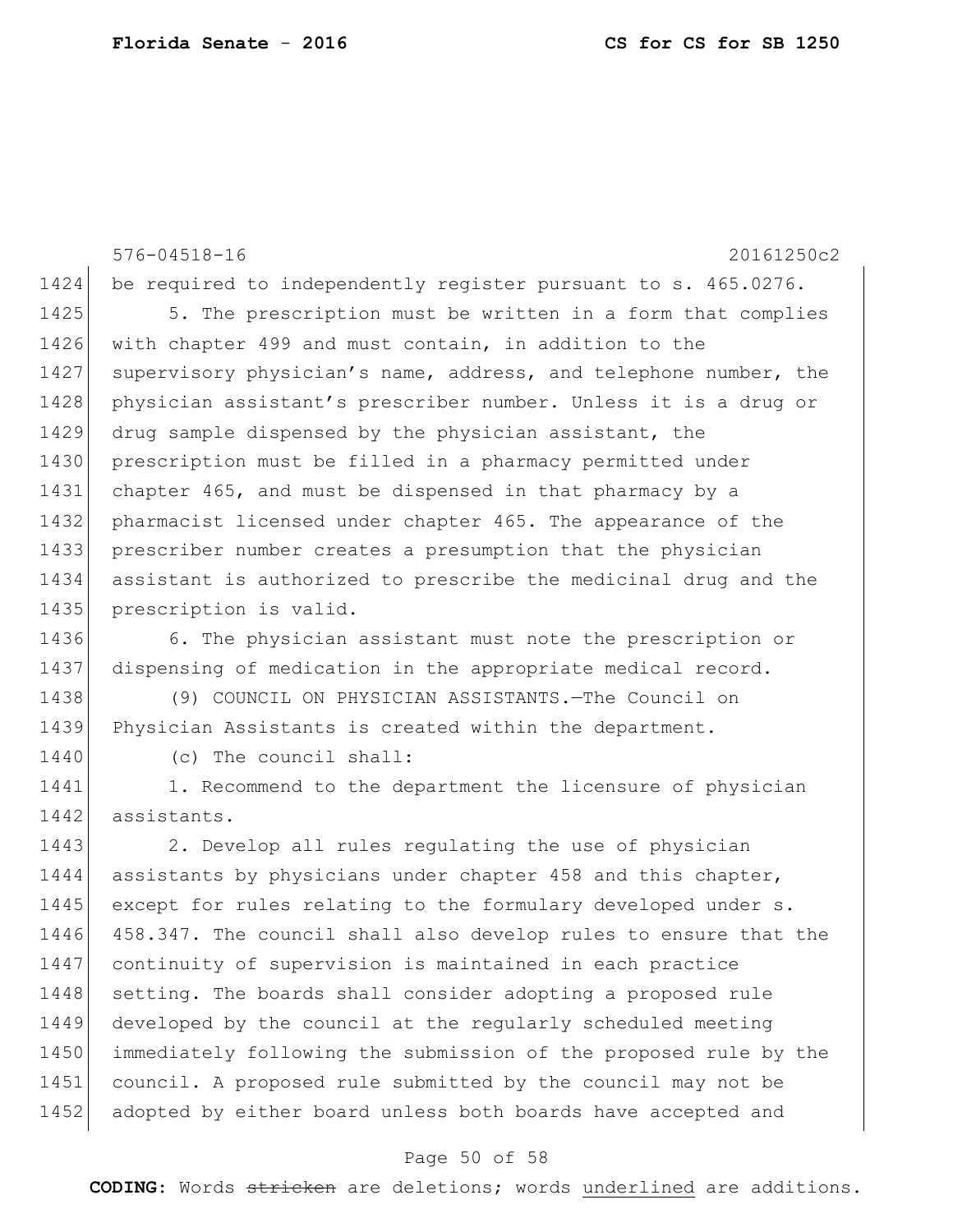576-04518-16 20161250c2

be required to independently register pursuant to s. 465.0276.

5. The prescription must be written in a form that complies with chapter 499 and must contain, in addition to the supervisory physician's name, address, and telephone number, the physician assistant's prescriber number. Unless it is a drug or drug sample dispensed by the physician assistant, the prescription must be filled in a pharmacy permitted under chapter 465, and must be dispensed in that pharmacy by a pharmacist licensed under chapter 465. The appearance of the prescriber number creates a presumption that the physician assistant is authorized to prescribe the medicinal drug and the prescription is valid.

6. The physician assistant must note the prescription or dispensing of medication in the appropriate medical record.

(9) COUNCIL ON PHYSICIAN ASSISTANTS.—The Council on Physician Assistants is created within the department.

(c) The council shall:

1. Recommend to the department the licensure of physician assistants.

2. Develop all rules regulating the use of physician assistants by physicians under chapter 458 and this chapter, except for rules relating to the formulary developed under s. 458.347. The council shall also develop rules to ensure that the continuity of supervision is maintained in each practice setting. The boards shall consider adopting a proposed rule developed by the council at the regularly scheduled meeting immediately following the submission of the proposed rule by the council. A proposed rule submitted by the council may not be adopted by either board unless both boards have accepted and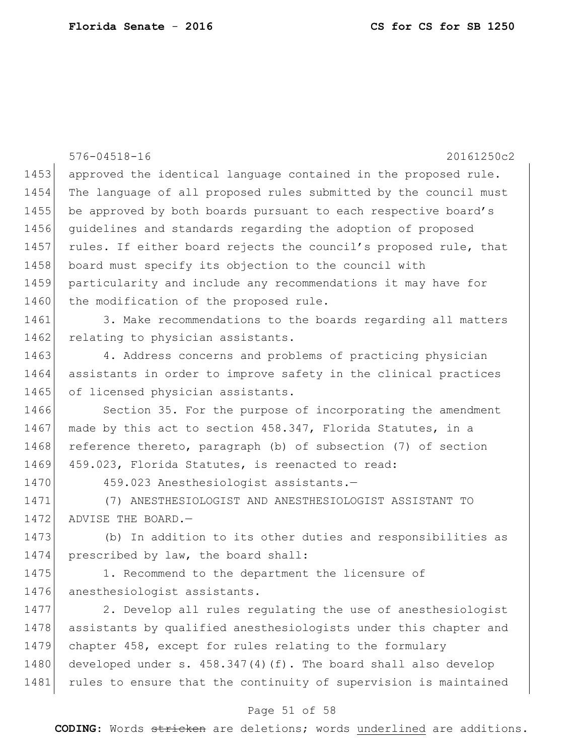approved the identical language contained in the proposed rule. The language of all proposed rules submitted by the council must be approved by both boards pursuant to each respective board's guidelines and standards regarding the adoption of proposed rules. If either board rejects the council's proposed rule, that board must specify its objection to the council with particularity and include any recommendations it may have for the modification of the proposed rule.

3. Make recommendations to the boards regarding all matters relating to physician assistants.

4. Address concerns and problems of practicing physician assistants in order to improve safety in the clinical practices of licensed physician assistants.

Section 35. For the purpose of incorporating the amendment made by this act to section 458.347, Florida Statutes, in a reference thereto, paragraph (b) of subsection (7) of section 459.023, Florida Statutes, is reenacted to read:

459.023 Anesthesiologist assistants.—

(7) ANESTHESIOLOGIST AND ANESTHESIOLOGIST ASSISTANT TO ADVISE THE BOARD.—

(b) In addition to its other duties and responsibilities as prescribed by law, the board shall:

1. Recommend to the department the licensure of anesthesiologist assistants.

2. Develop all rules regulating the use of anesthesiologist assistants by qualified anesthesiologists under this chapter and chapter 458, except for rules relating to the formulary developed under s. 458.347(4)(f). The board shall also develop rules to ensure that the continuity of supervision is maintained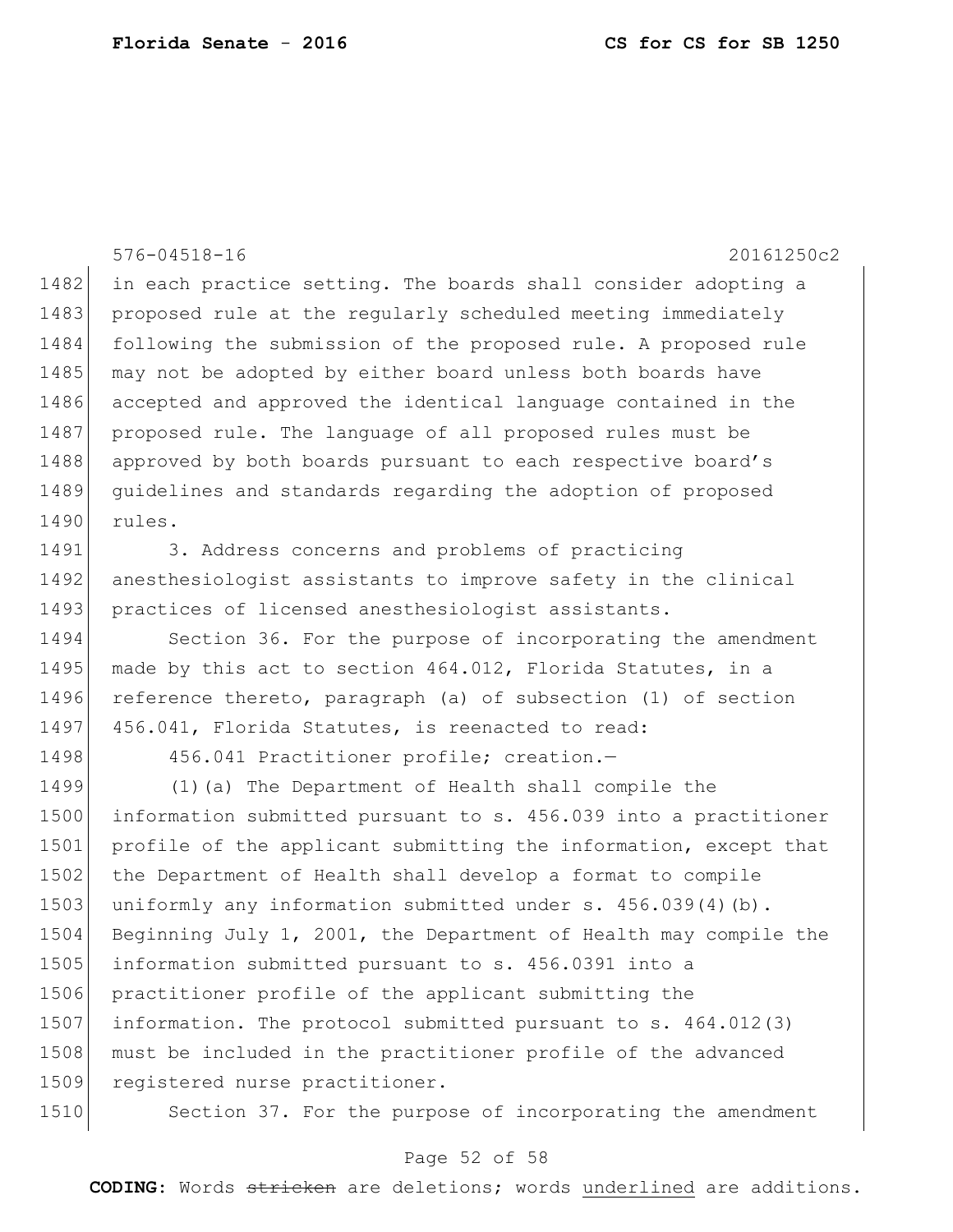in each practice setting. The boards shall consider adopting a proposed rule at the regularly scheduled meeting immediately following the submission of the proposed rule. A proposed rule may not be adopted by either board unless both boards have accepted and approved the identical language contained in the proposed rule. The language of all proposed rules must be approved by both boards pursuant to each respective board's guidelines and standards regarding the adoption of proposed rules.

3. Address concerns and problems of practicing anesthesiologist assistants to improve safety in the clinical practices of licensed anesthesiologist assistants.

Section 36. For the purpose of incorporating the amendment made by this act to section 464.012, Florida Statutes, in a reference thereto, paragraph (a) of subsection (1) of section 456.041, Florida Statutes, is reenacted to read:

456.041 Practitioner profile; creation.—

(1)(a) The Department of Health shall compile the information submitted pursuant to s. 456.039 into a practitioner profile of the applicant submitting the information, except that the Department of Health shall develop a format to compile uniformly any information submitted under s. 456.039(4)(b). Beginning July 1, 2001, the Department of Health may compile the information submitted pursuant to s. 456.0391 into a practitioner profile of the applicant submitting the information. The protocol submitted pursuant to s. 464.012(3) must be included in the practitioner profile of the advanced registered nurse practitioner.

Section 37. For the purpose of incorporating the amendment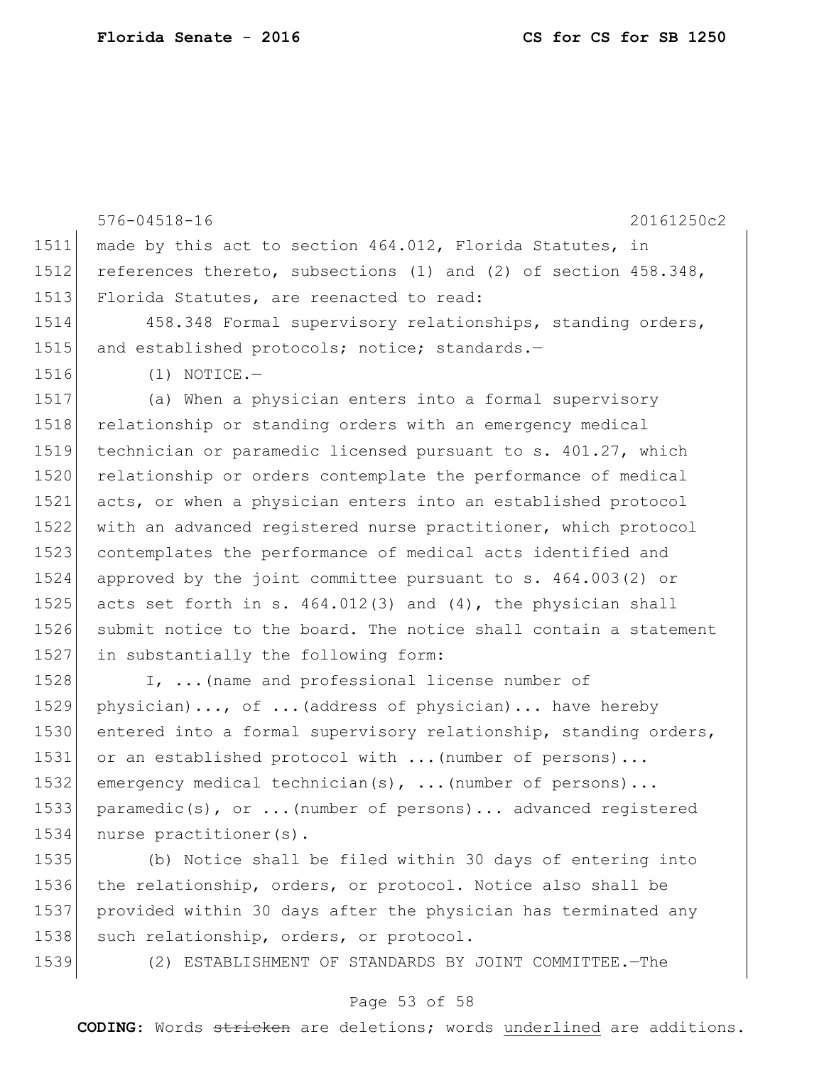made by this act to section 464.012, Florida Statutes, in references thereto, subsections (1) and (2) of section 458.348, Florida Statutes, are reenacted to read:

458.348 Formal supervisory relationships, standing orders, and established protocols; notice; standards.—

(1) NOTICE.—

(a) When a physician enters into a formal supervisory relationship or standing orders with an emergency medical technician or paramedic licensed pursuant to s. 401.27, which relationship or orders contemplate the performance of medical acts, or when a physician enters into an established protocol with an advanced registered nurse practitioner, which protocol contemplates the performance of medical acts identified and approved by the joint committee pursuant to s. 464.003(2) or acts set forth in s. 464.012(3) and (4), the physician shall submit notice to the board. The notice shall contain a statement in substantially the following form:

I, ...(name and professional license number of physician)..., of ...(address of physician)... have hereby entered into a formal supervisory relationship, standing orders, or an established protocol with ...(number of persons)... emergency medical technician(s), ...(number of persons)... paramedic(s), or ...(number of persons)... advanced registered nurse practitioner(s).

(b) Notice shall be filed within 30 days of entering into the relationship, orders, or protocol. Notice also shall be provided within 30 days after the physician has terminated any such relationship, orders, or protocol.

(2) ESTABLISHMENT OF STANDARDS BY JOINT COMMITTEE.—The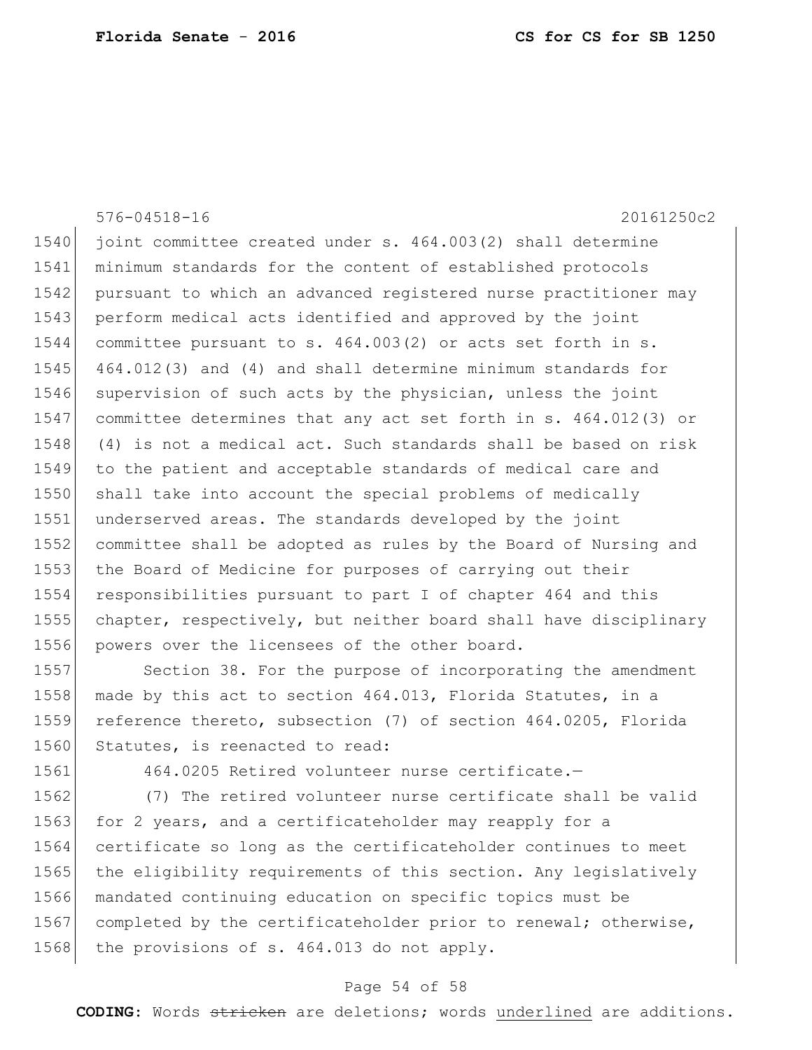joint committee created under s. 464.003(2) shall determine minimum standards for the content of established protocols pursuant to which an advanced registered nurse practitioner may perform medical acts identified and approved by the joint committee pursuant to s. 464.003(2) or acts set forth in s. 464.012(3) and (4) and shall determine minimum standards for supervision of such acts by the physician, unless the joint committee determines that any act set forth in s. 464.012(3) or (4) is not a medical act. Such standards shall be based on risk to the patient and acceptable standards of medical care and shall take into account the special problems of medically underserved areas. The standards developed by the joint committee shall be adopted as rules by the Board of Nursing and the Board of Medicine for purposes of carrying out their responsibilities pursuant to part I of chapter 464 and this chapter, respectively, but neither board shall have disciplinary powers over the licensees of the other board.

Section 38. For the purpose of incorporating the amendment made by this act to section 464.013, Florida Statutes, in a reference thereto, subsection (7) of section 464.0205, Florida Statutes, is reenacted to read:

464.0205 Retired volunteer nurse certificate.—

(7) The retired volunteer nurse certificate shall be valid for 2 years, and a certificateholder may reapply for a certificate so long as the certificateholder continues to meet the eligibility requirements of this section. Any legislatively mandated continuing education on specific topics must be completed by the certificateholder prior to renewal; otherwise, the provisions of s. 464.013 do not apply.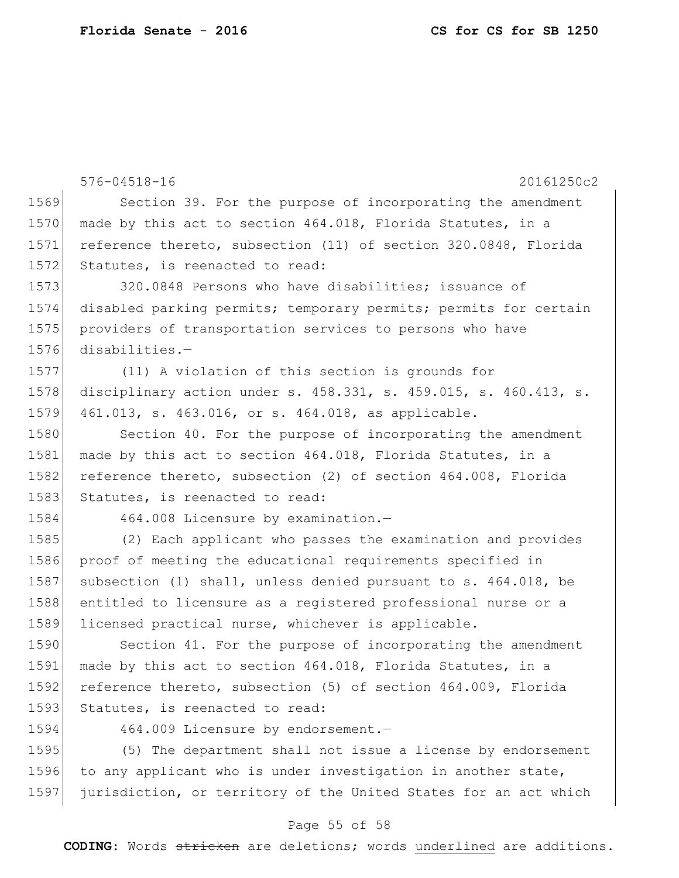Section 39. For the purpose of incorporating the amendment made by this act to section 464.018, Florida Statutes, in a reference thereto, subsection (11) of section 320.0848, Florida Statutes, is reenacted to read:

320.0848 Persons who have disabilities; issuance of disabled parking permits; temporary permits; permits for certain providers of transportation services to persons who have disabilities.—

(11) A violation of this section is grounds for disciplinary action under s. 458.331, s. 459.015, s. 460.413, s. 461.013, s. 463.016, or s. 464.018, as applicable.

Section 40. For the purpose of incorporating the amendment made by this act to section 464.018, Florida Statutes, in a reference thereto, subsection (2) of section 464.008, Florida Statutes, is reenacted to read:

464.008 Licensure by examination.—

(2) Each applicant who passes the examination and provides proof of meeting the educational requirements specified in subsection (1) shall, unless denied pursuant to s. 464.018, be entitled to licensure as a registered professional nurse or a licensed practical nurse, whichever is applicable.

Section 41. For the purpose of incorporating the amendment made by this act to section 464.018, Florida Statutes, in a reference thereto, subsection (5) of section 464.009, Florida Statutes, is reenacted to read:

464.009 Licensure by endorsement.—

(5) The department shall not issue a license by endorsement to any applicant who is under investigation in another state, jurisdiction, or territory of the United States for an act which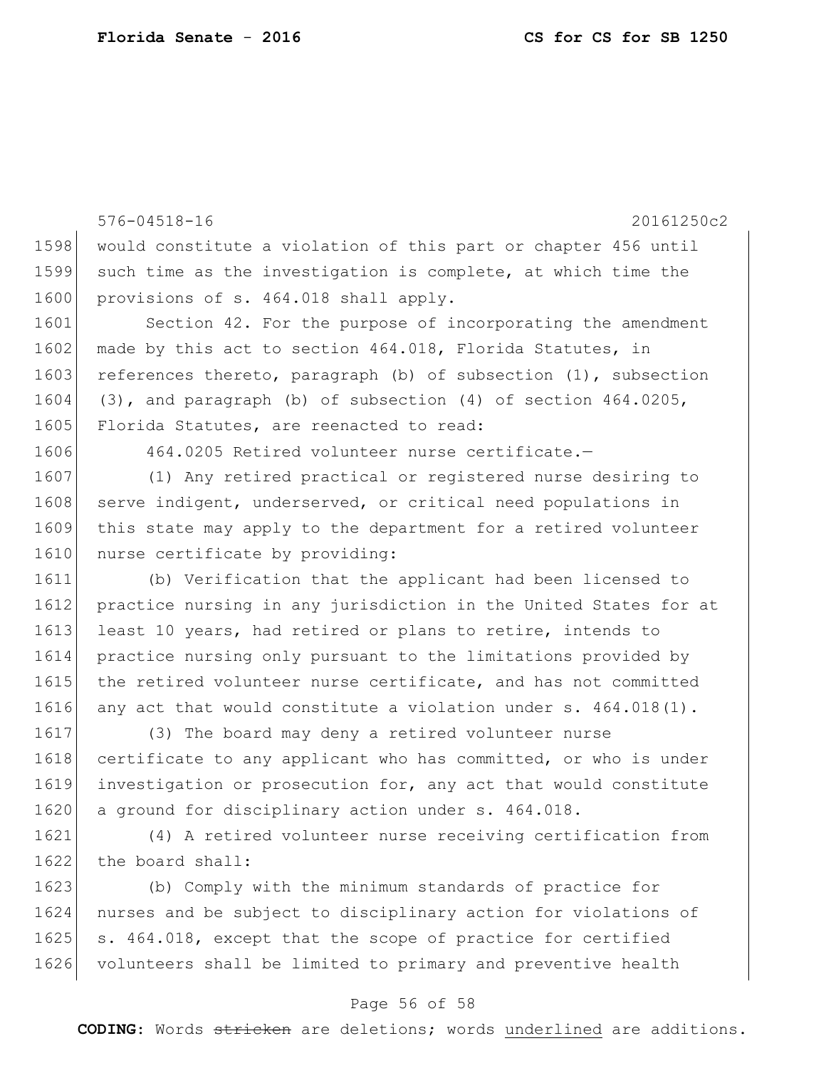would constitute a violation of this part or chapter 456 until such time as the investigation is complete, at which time the provisions of s. 464.018 shall apply.

Section 42. For the purpose of incorporating the amendment made by this act to section 464.018, Florida Statutes, in references thereto, paragraph (b) of subsection (1), subsection (3), and paragraph (b) of subsection (4) of section 464.0205, Florida Statutes, are reenacted to read:

464.0205 Retired volunteer nurse certificate.—

(1) Any retired practical or registered nurse desiring to serve indigent, underserved, or critical need populations in this state may apply to the department for a retired volunteer nurse certificate by providing:

(b) Verification that the applicant had been licensed to practice nursing in any jurisdiction in the United States for at least 10 years, had retired or plans to retire, intends to practice nursing only pursuant to the limitations provided by the retired volunteer nurse certificate, and has not committed any act that would constitute a violation under s. 464.018(1).

(3) The board may deny a retired volunteer nurse certificate to any applicant who has committed, or who is under investigation or prosecution for, any act that would constitute a ground for disciplinary action under s. 464.018.

(4) A retired volunteer nurse receiving certification from the board shall:

(b) Comply with the minimum standards of practice for nurses and be subject to disciplinary action for violations of s. 464.018, except that the scope of practice for certified volunteers shall be limited to primary and preventive health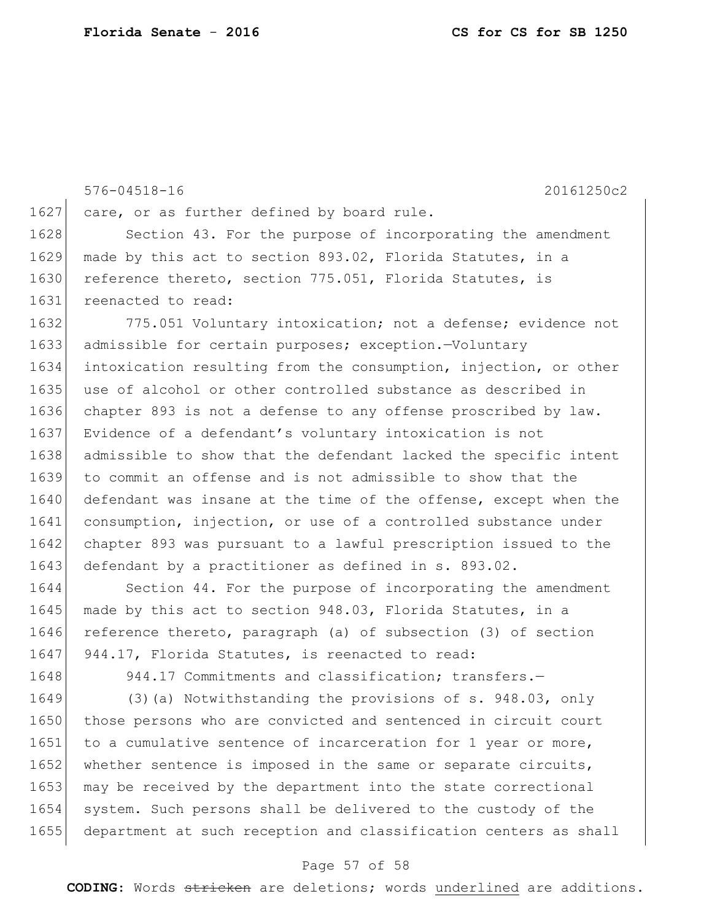care, or as further defined by board rule.

Section 43. For the purpose of incorporating the amendment made by this act to section 893.02, Florida Statutes, in a reference thereto, section 775.051, Florida Statutes, is reenacted to read:

775.051 Voluntary intoxication; not a defense; evidence not admissible for certain purposes; exception.—Voluntary intoxication resulting from the consumption, injection, or other use of alcohol or other controlled substance as described in chapter 893 is not a defense to any offense proscribed by law. Evidence of a defendant's voluntary intoxication is not admissible to show that the defendant lacked the specific intent to commit an offense and is not admissible to show that the defendant was insane at the time of the offense, except when the consumption, injection, or use of a controlled substance under chapter 893 was pursuant to a lawful prescription issued to the defendant by a practitioner as defined in s. 893.02.

Section 44. For the purpose of incorporating the amendment made by this act to section 948.03, Florida Statutes, in a reference thereto, paragraph (a) of subsection (3) of section 944.17, Florida Statutes, is reenacted to read:

944.17 Commitments and classification; transfers.—

(3)(a) Notwithstanding the provisions of s. 948.03, only those persons who are convicted and sentenced in circuit court to a cumulative sentence of incarceration for 1 year or more, whether sentence is imposed in the same or separate circuits, may be received by the department into the state correctional system. Such persons shall be delivered to the custody of the department at such reception and classification centers as shall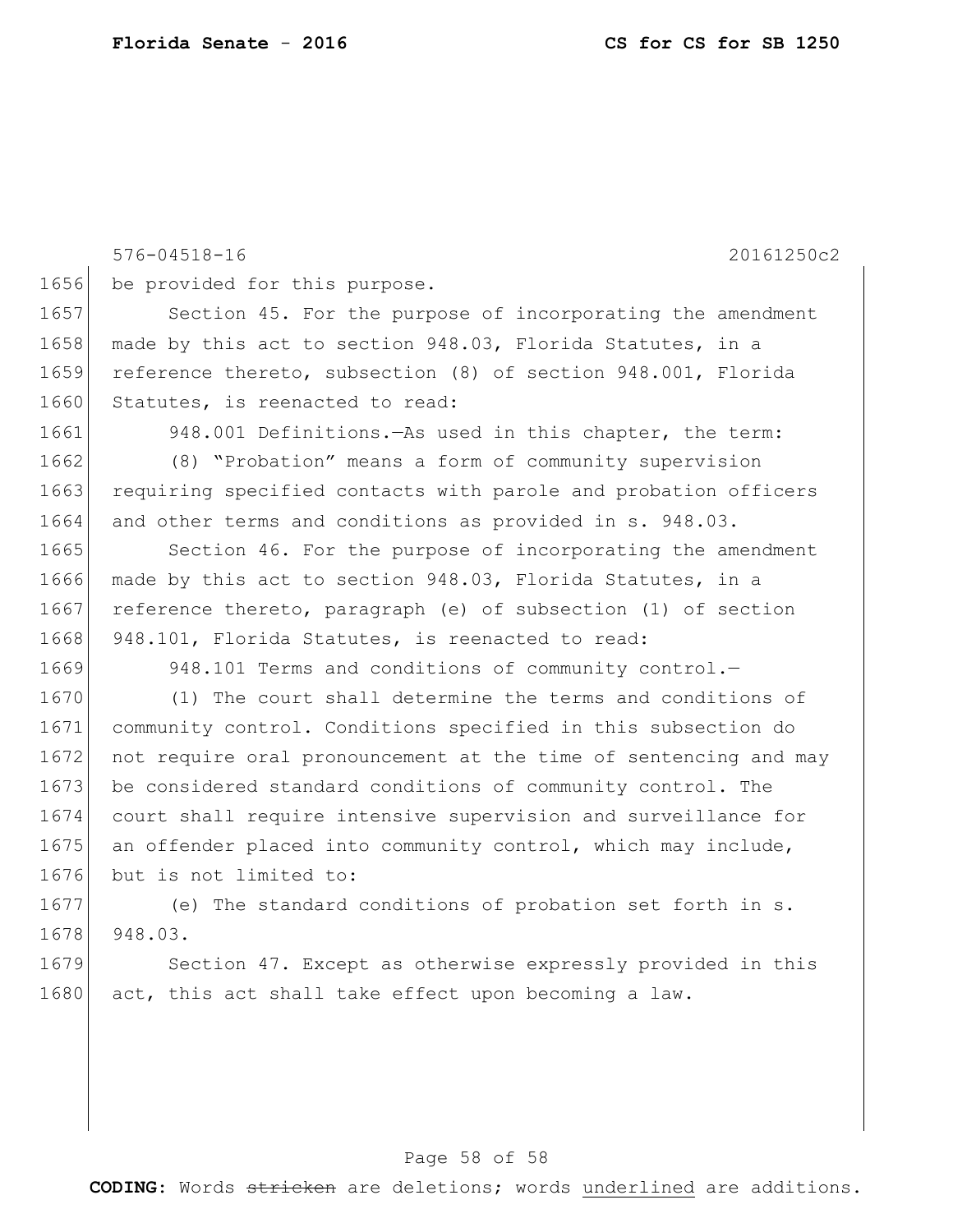be provided for this purpose.

Section 45. For the purpose of incorporating the amendment made by this act to section 948.03, Florida Statutes, in a reference thereto, subsection (8) of section 948.001, Florida Statutes, is reenacted to read:

948.001 Definitions.—As used in this chapter, the term:

(8) "Probation" means a form of community supervision requiring specified contacts with parole and probation officers and other terms and conditions as provided in s. 948.03.

Section 46. For the purpose of incorporating the amendment made by this act to section 948.03, Florida Statutes, in a reference thereto, paragraph (e) of subsection (1) of section 948.101, Florida Statutes, is reenacted to read:

948.101 Terms and conditions of community control.—

(1) The court shall determine the terms and conditions of community control. Conditions specified in this subsection do not require oral pronouncement at the time of sentencing and may be considered standard conditions of community control. The court shall require intensive supervision and surveillance for an offender placed into community control, which may include, but is not limited to:

(e) The standard conditions of probation set forth in s. 948.03.

Section 47. Except as otherwise expressly provided in this act, this act shall take effect upon becoming a law.